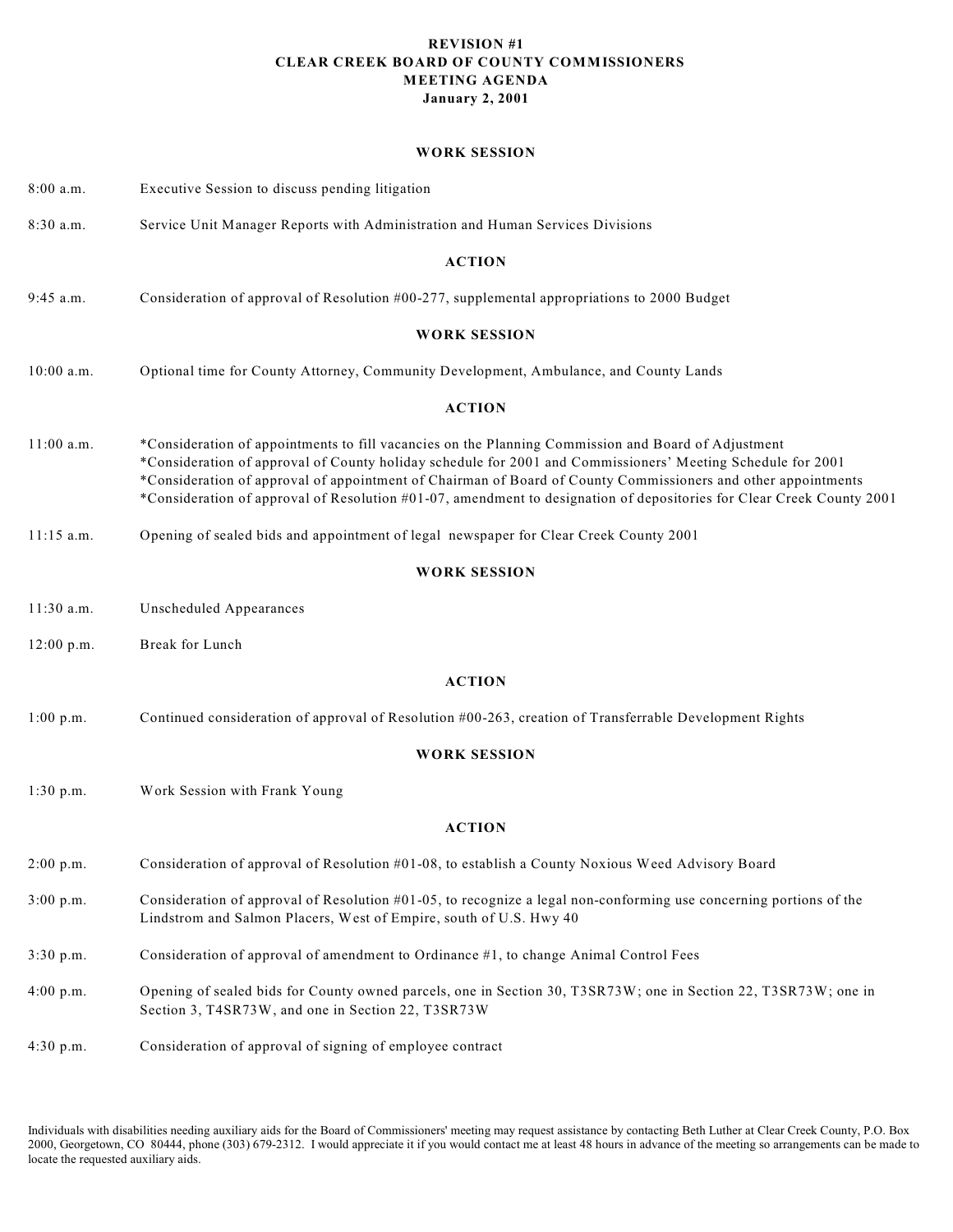**REVISION #1**
**CLEAR CREEK BOARD OF COUNTY COMMISSIONERS**
**MEETING AGENDA**
**January 2, 2001**

**WORK SESSION**

8:00 a.m. Executive Session to discuss pending litigation

8:30 a.m. Service Unit Manager Reports with Administration and Human Services Divisions

**ACTION**

9:45 a.m. Consideration of approval of Resolution #00-277, supplemental appropriations to 2000 Budget

**WORK SESSION**

10:00 a.m. Optional time for County Attorney, Community Development, Ambulance, and County Lands

**ACTION**

11:00 a.m.
*Consideration of appointments to fill vacancies on the Planning Commission and Board of Adjustment
*Consideration of approval of County holiday schedule for 2001 and Commissioners' Meeting Schedule for 2001
*Consideration of approval of appointment of Chairman of Board of County Commissioners and other appointments
*Consideration of approval of Resolution #01-07, amendment to designation of depositories for Clear Creek County 2001

11:15 a.m. Opening of sealed bids and appointment of legal newspaper for Clear Creek County 2001

**WORK SESSION**

11:30 a.m. Unscheduled Appearances

12:00 p.m. Break for Lunch

**ACTION**

1:00 p.m. Continued consideration of approval of Resolution #00-263, creation of Transferrable Development Rights

**WORK SESSION**

1:30 p.m. Work Session with Frank Young

**ACTION**

2:00 p.m. Consideration of approval of Resolution #01-08, to establish a County Noxious Weed Advisory Board

3:00 p.m. Consideration of approval of Resolution #01-05, to recognize a legal non-conforming use concerning portions of the Lindstrom and Salmon Placers, West of Empire, south of U.S. Hwy 40

3:30 p.m. Consideration of approval of amendment to Ordinance #1, to change Animal Control Fees

4:00 p.m. Opening of sealed bids for County owned parcels, one in Section 30, T3SR73W; one in Section 22, T3SR73W; one in Section 3, T4SR73W, and one in Section 22, T3SR73W

4:30 p.m. Consideration of approval of signing of employee contract

Individuals with disabilities needing auxiliary aids for the Board of Commissioners' meeting may request assistance by contacting Beth Luther at Clear Creek County, P.O. Box 2000, Georgetown, CO 80444, phone (303) 679-2312. I would appreciate it if you would contact me at least 48 hours in advance of the meeting so arrangements can be made to locate the requested auxiliary aids.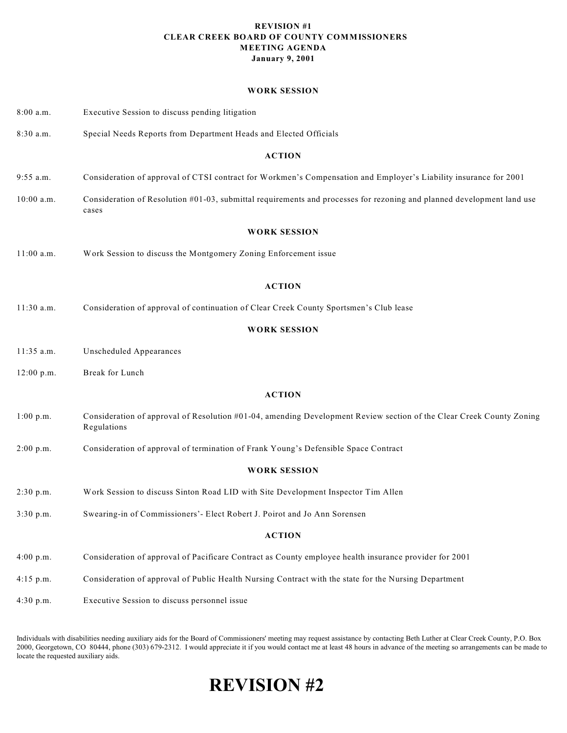**REVISION #1**
**CLEAR CREEK BOARD OF COUNTY COMMISSIONERS**
**MEETING AGENDA**
**January 9, 2001**

**WORK SESSION**

| | |
|---|---|
| 8:00 a.m. | Executive Session to discuss pending litigation |
| 8:30 a.m. | Special Needs Reports from Department Heads and Elected Officials |

**ACTION**

| | |
|---|---|
| 9:55 a.m. | Consideration of approval of CTSI contract for Workmen's Compensation and Employer's Liability insurance for 2001 |
| 10:00 a.m. | Consideration of Resolution #01-03, submittal requirements and processes for rezoning and planned development land use cases |

**WORK SESSION**

| | |
|---|---|
| 11:00 a.m. | Work Session to discuss the Montgomery Zoning Enforcement issue |

**ACTION**

| | |
|---|---|
| 11:30 a.m. | Consideration of approval of continuation of Clear Creek County Sportsmen's Club lease |

**WORK SESSION**

| | |
|---|---|
| 11:35 a.m. | Unscheduled Appearances |
| 12:00 p.m. | Break for Lunch |

**ACTION**

| | |
|---|---|
| 1:00 p.m. | Consideration of approval of Resolution #01-04, amending Development Review section of the Clear Creek County Zoning Regulations |
| 2:00 p.m. | Consideration of approval of termination of Frank Young's Defensible Space Contract |

**WORK SESSION**

| | |
|---|---|
| 2:30 p.m. | Work Session to discuss Sinton Road LID with Site Development Inspector Tim Allen |
| 3:30 p.m. | Swearing-in of Commissioners'- Elect Robert J. Poirot and Jo Ann Sorensen |

**ACTION**

| | |
|---|---|
| 4:00 p.m. | Consideration of approval of Pacificare Contract as County employee health insurance provider for 2001 |
| 4:15 p.m. | Consideration of approval of Public Health Nursing Contract with the state for the Nursing Department |
| 4:30 p.m. | Executive Session to discuss personnel issue |

Individuals with disabilities needing auxiliary aids for the Board of Commissioners' meeting may request assistance by contacting Beth Luther at Clear Creek County, P.O. Box 2000, Georgetown, CO 80444, phone (303) 679-2312. I would appreciate it if you would contact me at least 48 hours in advance of the meeting so arrangements can be made to locate the requested auxiliary aids.

# REVISION #2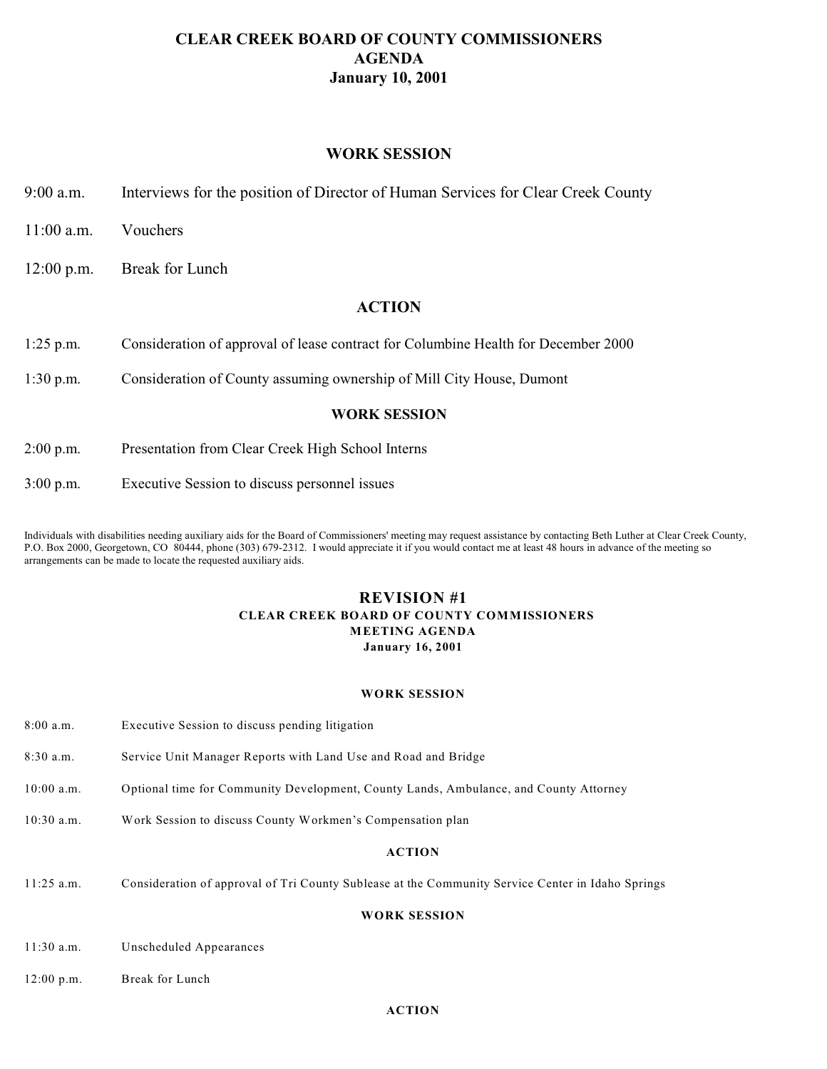# CLEAR CREEK BOARD OF COUNTY COMMISSIONERS
# AGENDA
# January 10, 2001

## WORK SESSION

9:00 a.m. Interviews for the position of Director of Human Services for Clear Creek County

11:00 a.m. Vouchers

12:00 p.m. Break for Lunch

## ACTION

1:25 p.m. Consideration of approval of lease contract for Columbine Health for December 2000

1:30 p.m. Consideration of County assuming ownership of Mill City House, Dumont

## WORK SESSION

2:00 p.m. Presentation from Clear Creek High School Interns

3:00 p.m. Executive Session to discuss personnel issues

Individuals with disabilities needing auxiliary aids for the Board of Commissioners' meeting may request assistance by contacting Beth Luther at Clear Creek County, P.O. Box 2000, Georgetown, CO 80444, phone (303) 679-2312. I would appreciate it if you would contact me at least 48 hours in advance of the meeting so arrangements can be made to locate the requested auxiliary aids.

# REVISION #1
## CLEAR CREEK BOARD OF COUNTY COMMISSIONERS
## MEETING AGENDA
## January 16, 2001

### WORK SESSION

8:00 a.m. Executive Session to discuss pending litigation

8:30 a.m. Service Unit Manager Reports with Land Use and Road and Bridge

10:00 a.m. Optional time for Community Development, County Lands, Ambulance, and County Attorney

10:30 a.m. Work Session to discuss County Workmen's Compensation plan

### ACTION

11:25 a.m. Consideration of approval of Tri County Sublease at the Community Service Center in Idaho Springs

### WORK SESSION

11:30 a.m. Unscheduled Appearances

12:00 p.m. Break for Lunch

### ACTION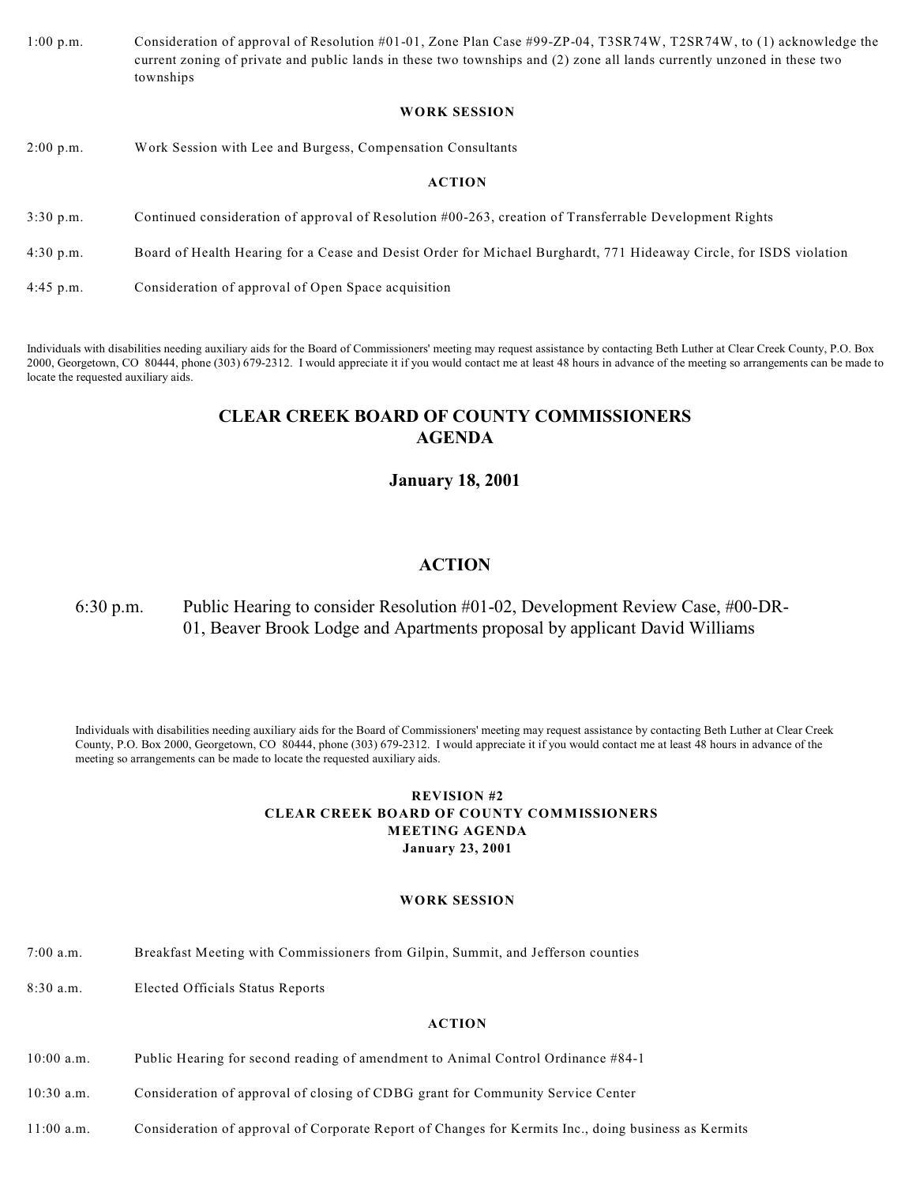1:00 p.m. Consideration of approval of Resolution #01-01, Zone Plan Case #99-ZP-04, T3SR74W, T2SR74W, to (1) acknowledge the current zoning of private and public lands in these two townships and (2) zone all lands currently unzoned in these two townships

**WORK SESSION**

2:00 p.m. Work Session with Lee and Burgess, Compensation Consultants

**ACTION**

3:30 p.m. Continued consideration of approval of Resolution #00-263, creation of Transferrable Development Rights

4:30 p.m. Board of Health Hearing for a Cease and Desist Order for Michael Burghardt, 771 Hideaway Circle, for ISDS violation

4:45 p.m. Consideration of approval of Open Space acquisition

Individuals with disabilities needing auxiliary aids for the Board of Commissioners' meeting may request assistance by contacting Beth Luther at Clear Creek County, P.O. Box 2000, Georgetown, CO 80444, phone (303) 679-2312. I would appreciate it if you would contact me at least 48 hours in advance of the meeting so arrangements can be made to locate the requested auxiliary aids.

# CLEAR CREEK BOARD OF COUNTY COMMISSIONERS AGENDA

## January 18, 2001

## ACTION

6:30 p.m. Public Hearing to consider Resolution #01-02, Development Review Case, #00-DR-01, Beaver Brook Lodge and Apartments proposal by applicant David Williams

Individuals with disabilities needing auxiliary aids for the Board of Commissioners' meeting may request assistance by contacting Beth Luther at Clear Creek County, P.O. Box 2000, Georgetown, CO 80444, phone (303) 679-2312. I would appreciate it if you would contact me at least 48 hours in advance of the meeting so arrangements can be made to locate the requested auxiliary aids.

**REVISION #2**
**CLEAR CREEK BOARD OF COUNTY COMMISSIONERS**
**MEETING AGENDA**
**January 23, 2001**

**WORK SESSION**

7:00 a.m. Breakfast Meeting with Commissioners from Gilpin, Summit, and Jefferson counties

8:30 a.m. Elected Officials Status Reports

**ACTION**

10:00 a.m. Public Hearing for second reading of amendment to Animal Control Ordinance #84-1

10:30 a.m. Consideration of approval of closing of CDBG grant for Community Service Center

11:00 a.m. Consideration of approval of Corporate Report of Changes for Kermits Inc., doing business as Kermits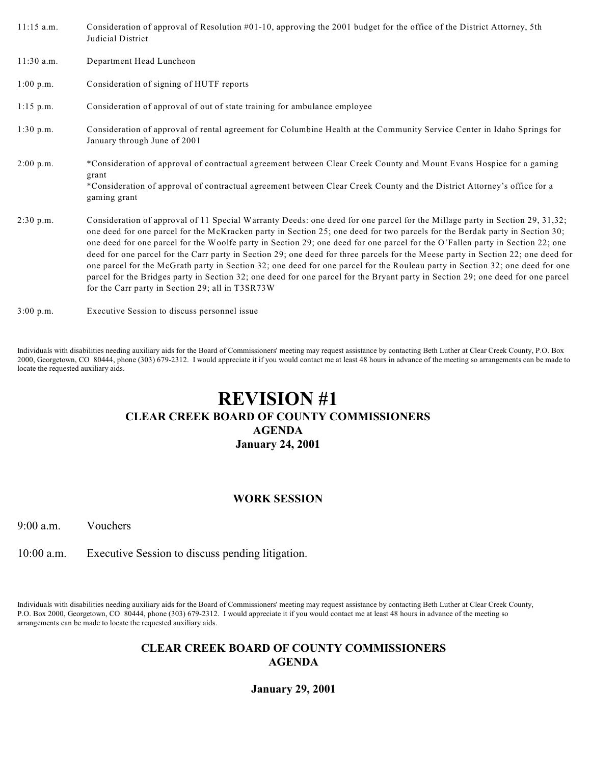11:15 a.m. Consideration of approval of Resolution #01-10, approving the 2001 budget for the office of the District Attorney, 5th Judicial District

11:30 a.m. Department Head Luncheon

1:00 p.m. Consideration of signing of HUTF reports

1:15 p.m. Consideration of approval of out of state training for ambulance employee

1:30 p.m. Consideration of approval of rental agreement for Columbine Health at the Community Service Center in Idaho Springs for January through June of 2001

2:00 p.m. *Consideration of approval of contractual agreement between Clear Creek County and Mount Evans Hospice for a gaming grant
*Consideration of approval of contractual agreement between Clear Creek County and the District Attorney's office for a gaming grant

2:30 p.m. Consideration of approval of 11 Special Warranty Deeds: one deed for one parcel for the Millage party in Section 29, 31,32; one deed for one parcel for the McKracken party in Section 25; one deed for two parcels for the Berdak party in Section 30; one deed for one parcel for the Woolfe party in Section 29; one deed for one parcel for the O'Fallen party in Section 22; one deed for one parcel for the Carr party in Section 29; one deed for three parcels for the Meese party in Section 22; one deed for one parcel for the McGrath party in Section 32; one deed for one parcel for the Rouleau party in Section 32; one deed for one parcel for the Bridges party in Section 32; one deed for one parcel for the Bryant party in Section 29; one deed for one parcel for the Carr party in Section 29; all in T3SR73W

3:00 p.m. Executive Session to discuss personnel issue

Individuals with disabilities needing auxiliary aids for the Board of Commissioners' meeting may request assistance by contacting Beth Luther at Clear Creek County, P.O. Box 2000, Georgetown, CO 80444, phone (303) 679-2312. I would appreciate it if you would contact me at least 48 hours in advance of the meeting so arrangements can be made to locate the requested auxiliary aids.

# REVISION #1

## CLEAR CREEK BOARD OF COUNTY COMMISSIONERS
## AGENDA
## January 24, 2001

### WORK SESSION

9:00 a.m. Vouchers

10:00 a.m. Executive Session to discuss pending litigation.

Individuals with disabilities needing auxiliary aids for the Board of Commissioners' meeting may request assistance by contacting Beth Luther at Clear Creek County, P.O. Box 2000, Georgetown, CO 80444, phone (303) 679-2312. I would appreciate it if you would contact me at least 48 hours in advance of the meeting so arrangements can be made to locate the requested auxiliary aids.

## CLEAR CREEK BOARD OF COUNTY COMMISSIONERS
## AGENDA

## January 29, 2001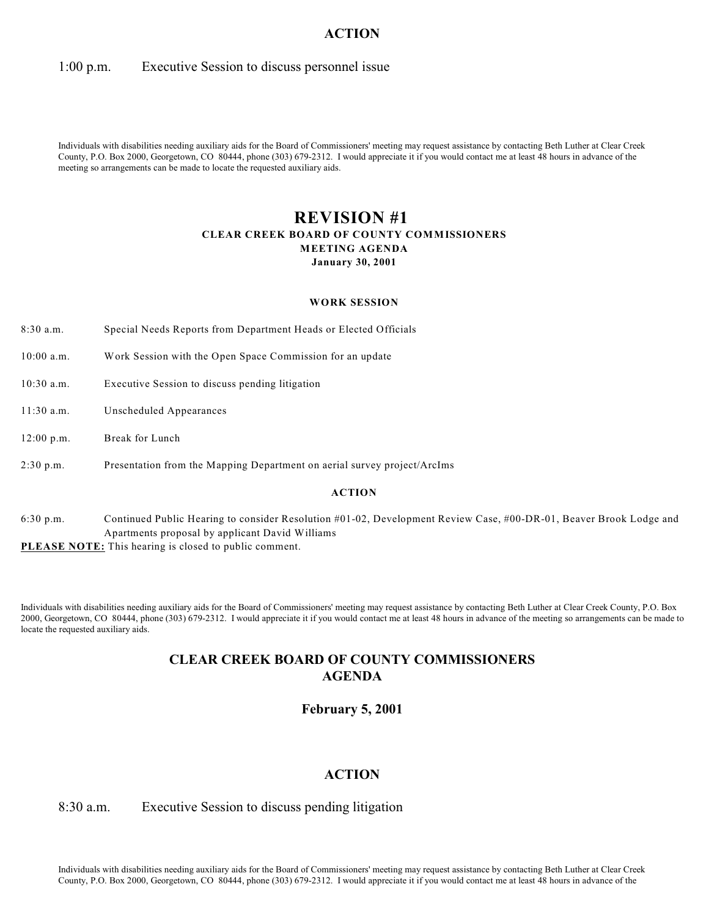**ACTION**

1:00 p.m. Executive Session to discuss personnel issue

Individuals with disabilities needing auxiliary aids for the Board of Commissioners' meeting may request assistance by contacting Beth Luther at Clear Creek County, P.O. Box 2000, Georgetown, CO 80444, phone (303) 679-2312. I would appreciate it if you would contact me at least 48 hours in advance of the meeting so arrangements can be made to locate the requested auxiliary aids.

# REVISION #1

**CLEAR CREEK BOARD OF COUNTY COMMISSIONERS**
**MEETING AGENDA**
**January 30, 2001**

**WORK SESSION**

8:30 a.m. Special Needs Reports from Department Heads or Elected Officials

10:00 a.m. Work Session with the Open Space Commission for an update

10:30 a.m. Executive Session to discuss pending litigation

11:30 a.m. Unscheduled Appearances

12:00 p.m. Break for Lunch

2:30 p.m. Presentation from the Mapping Department on aerial survey project/ArcIms

**ACTION**

6:30 p.m. Continued Public Hearing to consider Resolution #01-02, Development Review Case, #00-DR-01, Beaver Brook Lodge and Apartments proposal by applicant David Williams

**PLEASE NOTE:** This hearing is closed to public comment.

Individuals with disabilities needing auxiliary aids for the Board of Commissioners' meeting may request assistance by contacting Beth Luther at Clear Creek County, P.O. Box 2000, Georgetown, CO 80444, phone (303) 679-2312. I would appreciate it if you would contact me at least 48 hours in advance of the meeting so arrangements can be made to locate the requested auxiliary aids.

## CLEAR CREEK BOARD OF COUNTY COMMISSIONERS AGENDA

### February 5, 2001

**ACTION**

8:30 a.m. Executive Session to discuss pending litigation

Individuals with disabilities needing auxiliary aids for the Board of Commissioners' meeting may request assistance by contacting Beth Luther at Clear Creek County, P.O. Box 2000, Georgetown, CO 80444, phone (303) 679-2312. I would appreciate it if you would contact me at least 48 hours in advance of the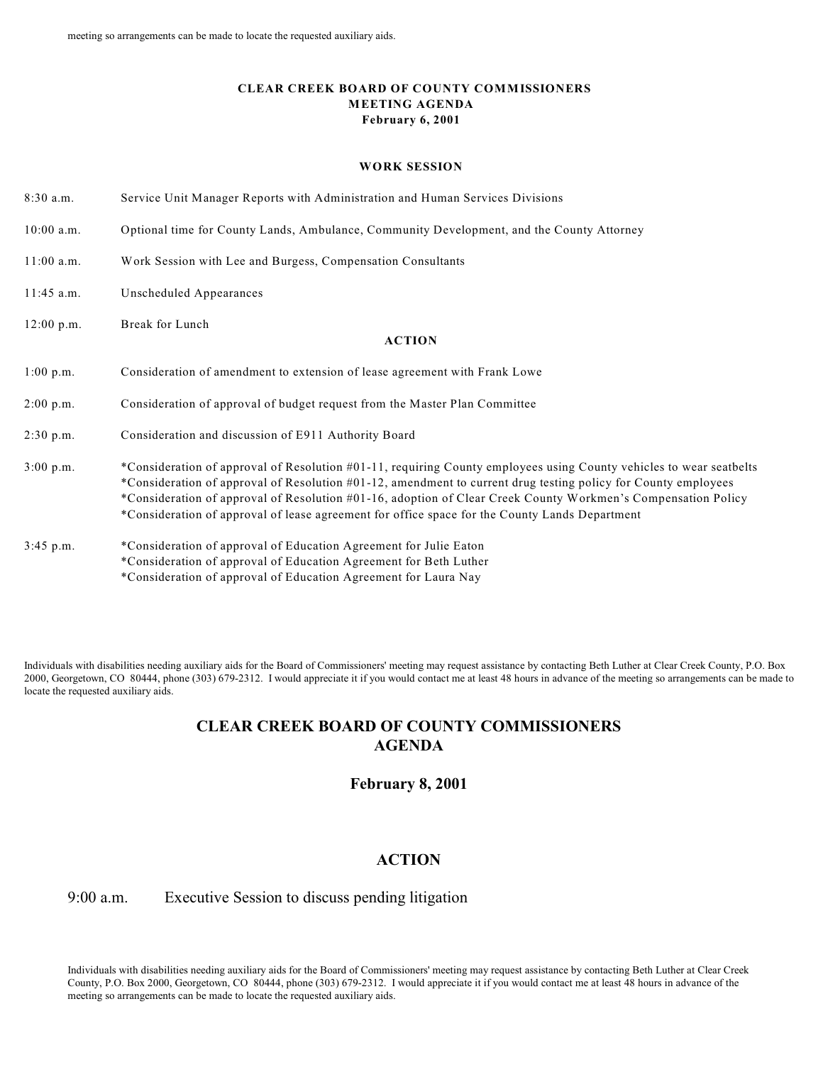meeting so arrangements can be made to locate the requested auxiliary aids.

**CLEAR CREEK BOARD OF COUNTY COMMISSIONERS**
**MEETING AGENDA**
**February 6, 2001**

**WORK SESSION**

8:30 a.m. Service Unit Manager Reports with Administration and Human Services Divisions

10:00 a.m. Optional time for County Lands, Ambulance, Community Development, and the County Attorney

11:00 a.m. Work Session with Lee and Burgess, Compensation Consultants

11:45 a.m. Unscheduled Appearances

12:00 p.m. Break for Lunch

**ACTION**

1:00 p.m. Consideration of amendment to extension of lease agreement with Frank Lowe

2:00 p.m. Consideration of approval of budget request from the Master Plan Committee

2:30 p.m. Consideration and discussion of E911 Authority Board

3:00 p.m.
*Consideration of approval of Resolution #01-11, requiring County employees using County vehicles to wear seatbelts
*Consideration of approval of Resolution #01-12, amendment to current drug testing policy for County employees
*Consideration of approval of Resolution #01-16, adoption of Clear Creek County Workmen's Compensation Policy
*Consideration of approval of lease agreement for office space for the County Lands Department

3:45 p.m.
*Consideration of approval of Education Agreement for Julie Eaton
*Consideration of approval of Education Agreement for Beth Luther
*Consideration of approval of Education Agreement for Laura Nay

Individuals with disabilities needing auxiliary aids for the Board of Commissioners' meeting may request assistance by contacting Beth Luther at Clear Creek County, P.O. Box 2000, Georgetown, CO 80444, phone (303) 679-2312. I would appreciate it if you would contact me at least 48 hours in advance of the meeting so arrangements can be made to locate the requested auxiliary aids.

## CLEAR CREEK BOARD OF COUNTY COMMISSIONERS AGENDA

## February 8, 2001

## ACTION

9:00 a.m. Executive Session to discuss pending litigation

Individuals with disabilities needing auxiliary aids for the Board of Commissioners' meeting may request assistance by contacting Beth Luther at Clear Creek County, P.O. Box 2000, Georgetown, CO 80444, phone (303) 679-2312. I would appreciate it if you would contact me at least 48 hours in advance of the meeting so arrangements can be made to locate the requested auxiliary aids.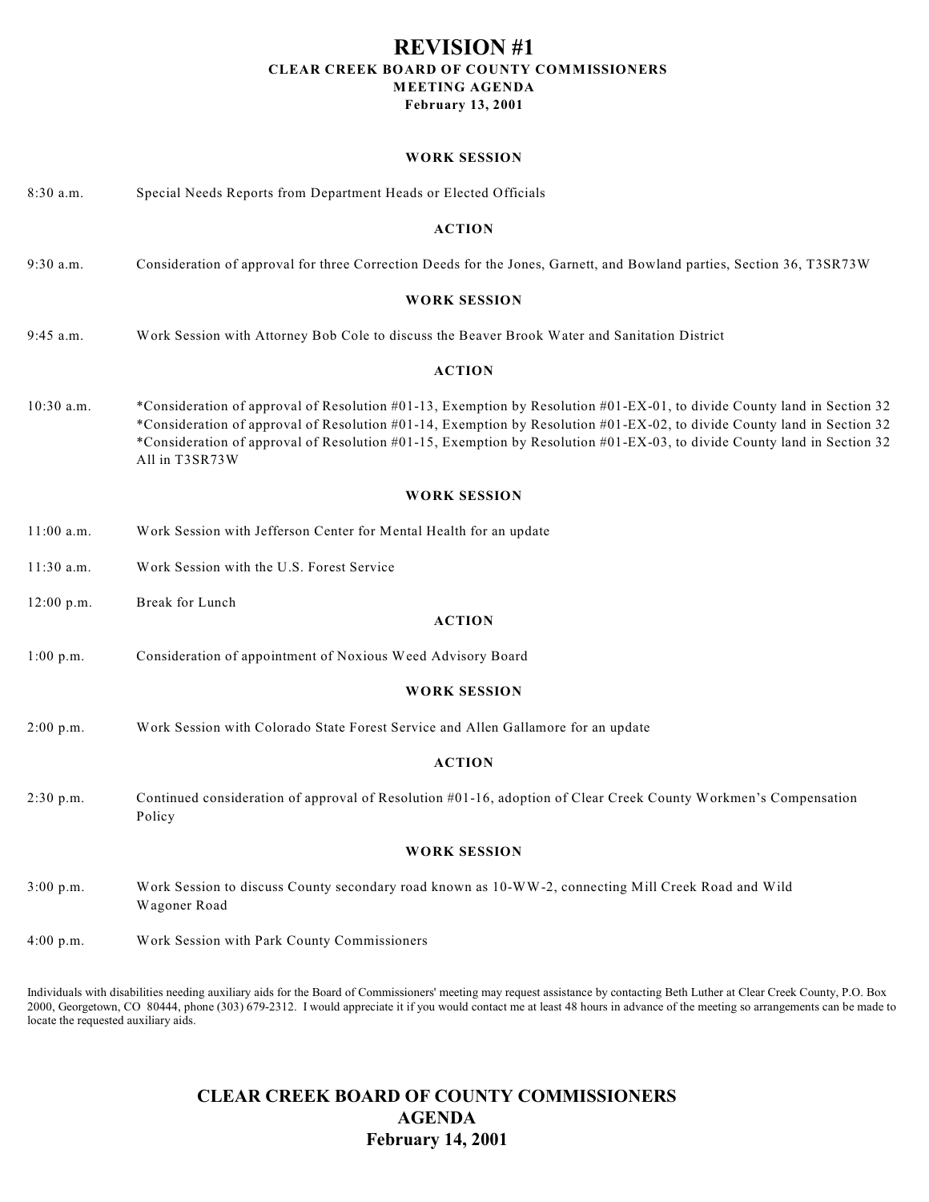# REVISION #1

**CLEAR CREEK BOARD OF COUNTY COMMISSIONERS**
**MEETING AGENDA**
**February 13, 2001**

### WORK SESSION

8:30 a.m. Special Needs Reports from Department Heads or Elected Officials

### ACTION

9:30 a.m. Consideration of approval for three Correction Deeds for the Jones, Garnett, and Bowland parties, Section 36, T3SR73W

### WORK SESSION

9:45 a.m. Work Session with Attorney Bob Cole to discuss the Beaver Brook Water and Sanitation District

### ACTION

10:30 a.m. *Consideration of approval of Resolution #01-13, Exemption by Resolution #01-EX-01, to divide County land in Section 32
*Consideration of approval of Resolution #01-14, Exemption by Resolution #01-EX-02, to divide County land in Section 32
*Consideration of approval of Resolution #01-15, Exemption by Resolution #01-EX-03, to divide County land in Section 32
All in T3SR73W

### WORK SESSION

11:00 a.m. Work Session with Jefferson Center for Mental Health for an update

11:30 a.m. Work Session with the U.S. Forest Service

12:00 p.m. Break for Lunch

### ACTION

1:00 p.m. Consideration of appointment of Noxious Weed Advisory Board

### WORK SESSION

2:00 p.m. Work Session with Colorado State Forest Service and Allen Gallamore for an update

### ACTION

2:30 p.m. Continued consideration of approval of Resolution #01-16, adoption of Clear Creek County Workmen's Compensation Policy

### WORK SESSION

3:00 p.m. Work Session to discuss County secondary road known as 10-WW-2, connecting Mill Creek Road and Wild Wagoner Road

4:00 p.m. Work Session with Park County Commissioners

Individuals with disabilities needing auxiliary aids for the Board of Commissioners' meeting may request assistance by contacting Beth Luther at Clear Creek County, P.O. Box 2000, Georgetown, CO 80444, phone (303) 679-2312. I would appreciate it if you would contact me at least 48 hours in advance of the meeting so arrangements can be made to locate the requested auxiliary aids.

## CLEAR CREEK BOARD OF COUNTY COMMISSIONERS
## AGENDA
## February 14, 2001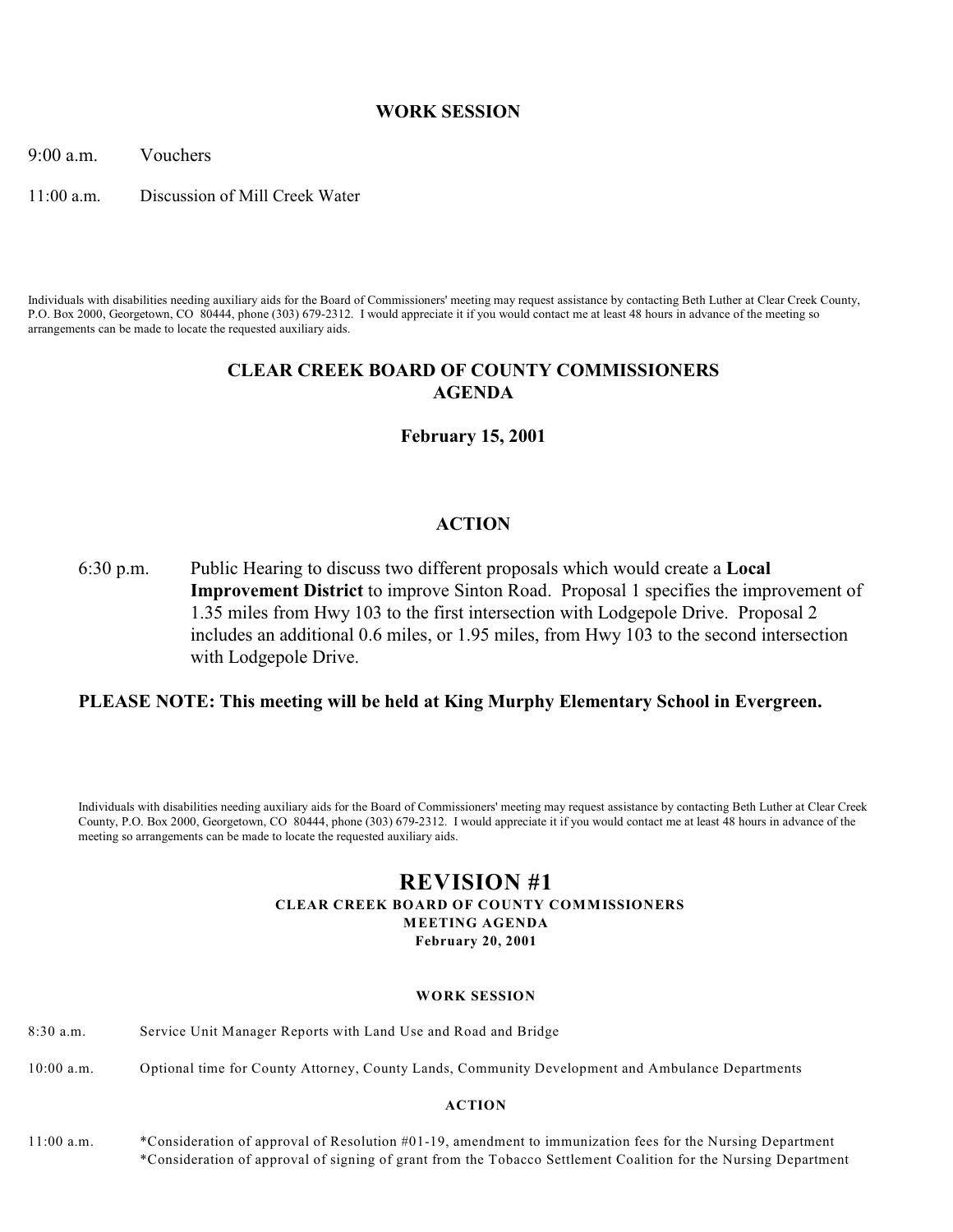## WORK SESSION

9:00 a.m. Vouchers

11:00 a.m. Discussion of Mill Creek Water

Individuals with disabilities needing auxiliary aids for the Board of Commissioners' meeting may request assistance by contacting Beth Luther at Clear Creek County, P.O. Box 2000, Georgetown, CO 80444, phone (303) 679-2312. I would appreciate it if you would contact me at least 48 hours in advance of the meeting so arrangements can be made to locate the requested auxiliary aids.

# CLEAR CREEK BOARD OF COUNTY COMMISSIONERS AGENDA

## February 15, 2001

## ACTION

6:30 p.m. Public Hearing to discuss two different proposals which would create a **Local Improvement District** to improve Sinton Road. Proposal 1 specifies the improvement of 1.35 miles from Hwy 103 to the first intersection with Lodgepole Drive. Proposal 2 includes an additional 0.6 miles, or 1.95 miles, from Hwy 103 to the second intersection with Lodgepole Drive.

**PLEASE NOTE: This meeting will be held at King Murphy Elementary School in Evergreen.**

Individuals with disabilities needing auxiliary aids for the Board of Commissioners' meeting may request assistance by contacting Beth Luther at Clear Creek County, P.O. Box 2000, Georgetown, CO 80444, phone (303) 679-2312. I would appreciate it if you would contact me at least 48 hours in advance of the meeting so arrangements can be made to locate the requested auxiliary aids.

# REVISION #1

## CLEAR CREEK BOARD OF COUNTY COMMISSIONERS MEETING AGENDA

**February 20, 2001**

### WORK SESSION

8:30 a.m. Service Unit Manager Reports with Land Use and Road and Bridge

10:00 a.m. Optional time for County Attorney, County Lands, Community Development and Ambulance Departments

### ACTION

11:00 a.m. *Consideration of approval of Resolution #01-19, amendment to immunization fees for the Nursing Department
*Consideration of approval of signing of grant from the Tobacco Settlement Coalition for the Nursing Department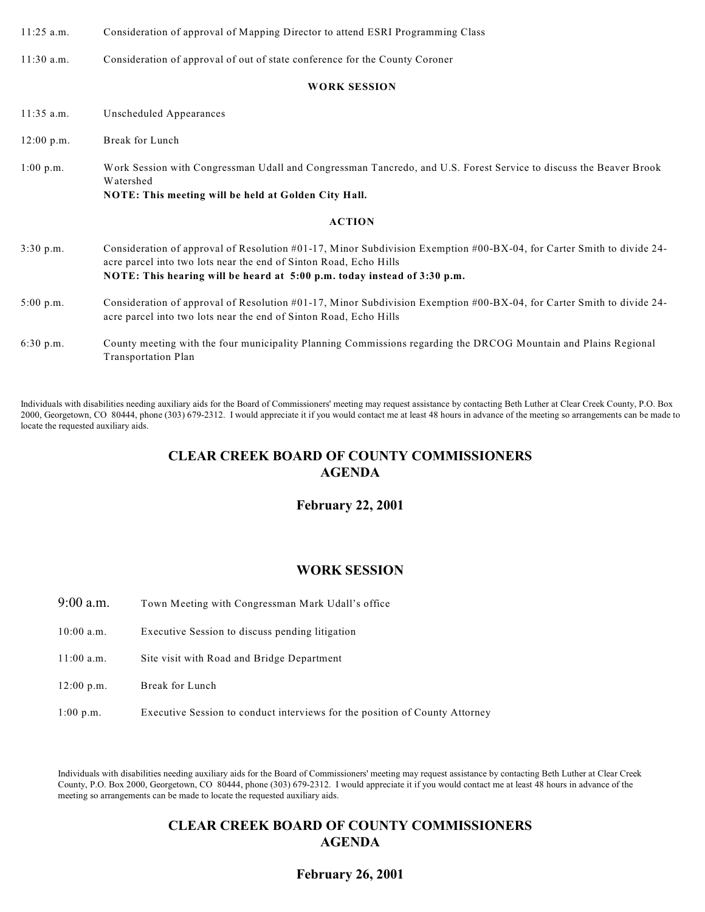11:25 a.m. Consideration of approval of Mapping Director to attend ESRI Programming Class

11:30 a.m. Consideration of approval of out of state conference for the County Coroner

**WORK SESSION**

11:35 a.m. Unscheduled Appearances

12:00 p.m. Break for Lunch

1:00 p.m. Work Session with Congressman Udall and Congressman Tancredo, and U.S. Forest Service to discuss the Beaver Brook Watershed
**NOTE: This meeting will be held at Golden City Hall.**

**ACTION**

3:30 p.m. Consideration of approval of Resolution #01-17, Minor Subdivision Exemption #00-BX-04, for Carter Smith to divide 24-acre parcel into two lots near the end of Sinton Road, Echo Hills
**NOTE: This hearing will be heard at 5:00 p.m. today instead of 3:30 p.m.**

5:00 p.m. Consideration of approval of Resolution #01-17, Minor Subdivision Exemption #00-BX-04, for Carter Smith to divide 24-acre parcel into two lots near the end of Sinton Road, Echo Hills

6:30 p.m. County meeting with the four municipality Planning Commissions regarding the DRCOG Mountain and Plains Regional Transportation Plan

Individuals with disabilities needing auxiliary aids for the Board of Commissioners' meeting may request assistance by contacting Beth Luther at Clear Creek County, P.O. Box 2000, Georgetown, CO 80444, phone (303) 679-2312. I would appreciate it if you would contact me at least 48 hours in advance of the meeting so arrangements can be made to locate the requested auxiliary aids.

## CLEAR CREEK BOARD OF COUNTY COMMISSIONERS AGENDA

### February 22, 2001

### WORK SESSION

9:00 a.m. Town Meeting with Congressman Mark Udall's office

10:00 a.m. Executive Session to discuss pending litigation

11:00 a.m. Site visit with Road and Bridge Department

12:00 p.m. Break for Lunch

1:00 p.m. Executive Session to conduct interviews for the position of County Attorney

Individuals with disabilities needing auxiliary aids for the Board of Commissioners' meeting may request assistance by contacting Beth Luther at Clear Creek County, P.O. Box 2000, Georgetown, CO 80444, phone (303) 679-2312. I would appreciate it if you would contact me at least 48 hours in advance of the meeting so arrangements can be made to locate the requested auxiliary aids.

## CLEAR CREEK BOARD OF COUNTY COMMISSIONERS AGENDA

### February 26, 2001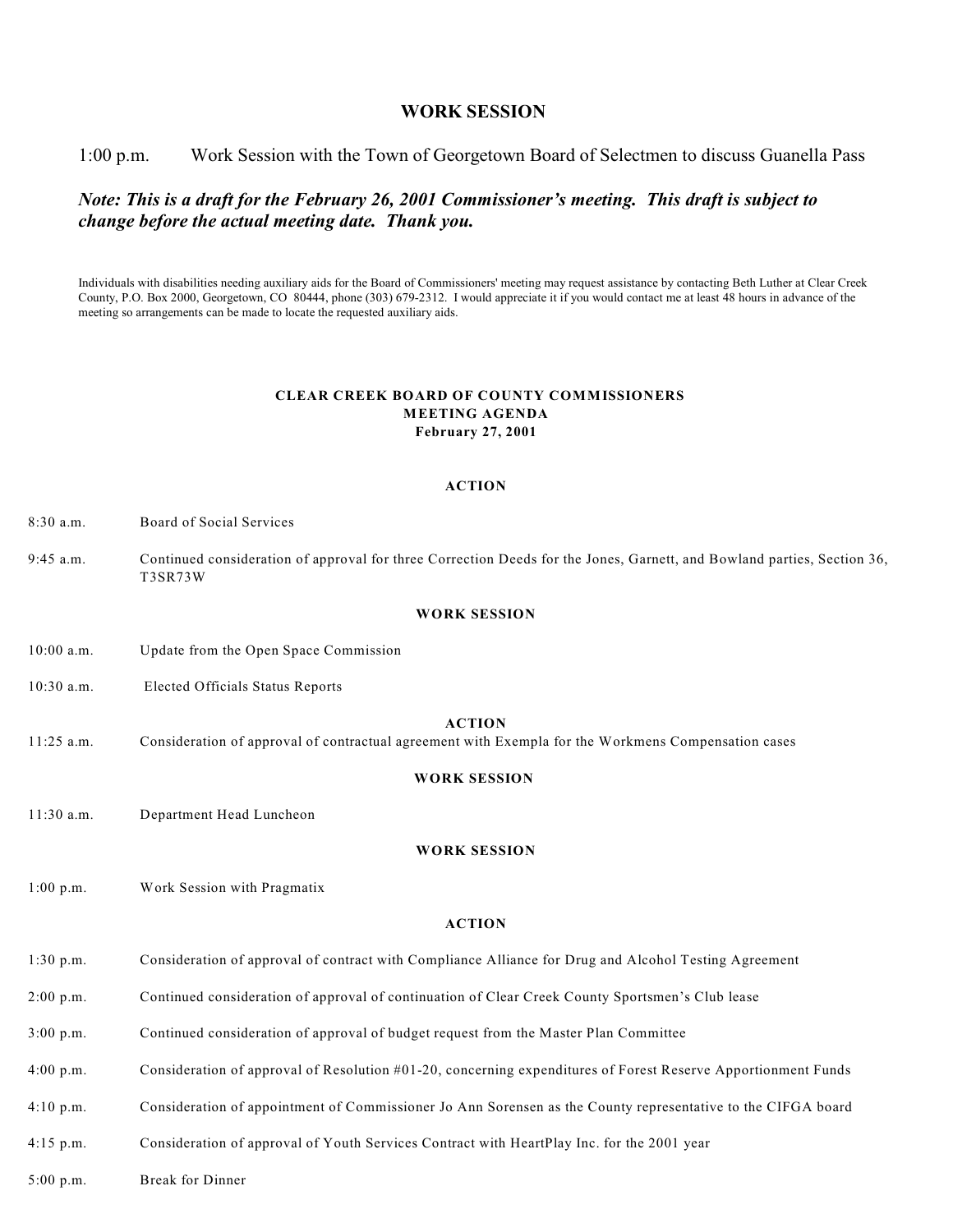## WORK SESSION

1:00 p.m. Work Session with the Town of Georgetown Board of Selectmen to discuss Guanella Pass

***Note: This is a draft for the February 26, 2001 Commissioner's meeting. This draft is subject to change before the actual meeting date. Thank you.***

Individuals with disabilities needing auxiliary aids for the Board of Commissioners' meeting may request assistance by contacting Beth Luther at Clear Creek County, P.O. Box 2000, Georgetown, CO 80444, phone (303) 679-2312. I would appreciate it if you would contact me at least 48 hours in advance of the meeting so arrangements can be made to locate the requested auxiliary aids.

# CLEAR CREEK BOARD OF COUNTY COMMISSIONERS
## MEETING AGENDA
### February 27, 2001

**ACTION**

8:30 a.m. Board of Social Services

9:45 a.m. Continued consideration of approval for three Correction Deeds for the Jones, Garnett, and Bowland parties, Section 36, T3SR73W

**WORK SESSION**

10:00 a.m. Update from the Open Space Commission

10:30 a.m. Elected Officials Status Reports

**ACTION**

11:25 a.m. Consideration of approval of contractual agreement with Exempla for the Workmens Compensation cases

**WORK SESSION**

11:30 a.m. Department Head Luncheon

**WORK SESSION**

1:00 p.m. Work Session with Pragmatix

**ACTION**

1:30 p.m. Consideration of approval of contract with Compliance Alliance for Drug and Alcohol Testing Agreement

2:00 p.m. Continued consideration of approval of continuation of Clear Creek County Sportsmen's Club lease

3:00 p.m. Continued consideration of approval of budget request from the Master Plan Committee

4:00 p.m. Consideration of approval of Resolution #01-20, concerning expenditures of Forest Reserve Apportionment Funds

4:10 p.m. Consideration of appointment of Commissioner Jo Ann Sorensen as the County representative to the CIFGA board

4:15 p.m. Consideration of approval of Youth Services Contract with HeartPlay Inc. for the 2001 year

5:00 p.m. Break for Dinner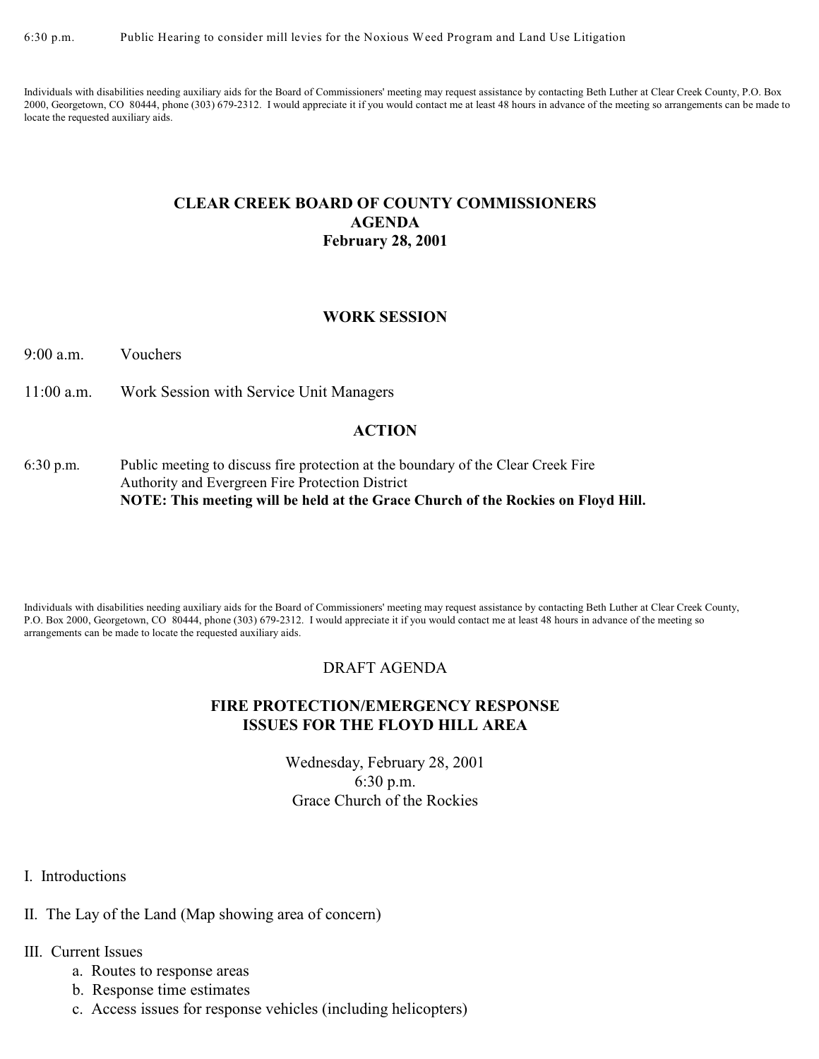6:30 p.m. Public Hearing to consider mill levies for the Noxious Weed Program and Land Use Litigation

Individuals with disabilities needing auxiliary aids for the Board of Commissioners' meeting may request assistance by contacting Beth Luther at Clear Creek County, P.O. Box 2000, Georgetown, CO 80444, phone (303) 679-2312. I would appreciate it if you would contact me at least 48 hours in advance of the meeting so arrangements can be made to locate the requested auxiliary aids.

# CLEAR CREEK BOARD OF COUNTY COMMISSIONERS
# AGENDA
# February 28, 2001

## WORK SESSION

9:00 a.m. Vouchers

11:00 a.m. Work Session with Service Unit Managers

## ACTION

6:30 p.m. Public meeting to discuss fire protection at the boundary of the Clear Creek Fire Authority and Evergreen Fire Protection District
**NOTE: This meeting will be held at the Grace Church of the Rockies on Floyd Hill.**

Individuals with disabilities needing auxiliary aids for the Board of Commissioners' meeting may request assistance by contacting Beth Luther at Clear Creek County, P.O. Box 2000, Georgetown, CO 80444, phone (303) 679-2312. I would appreciate it if you would contact me at least 48 hours in advance of the meeting so arrangements can be made to locate the requested auxiliary aids.

DRAFT AGENDA

## FIRE PROTECTION/EMERGENCY RESPONSE ISSUES FOR THE FLOYD HILL AREA

Wednesday, February 28, 2001
6:30 p.m.
Grace Church of the Rockies

I. Introductions

II. The Lay of the Land (Map showing area of concern)

III. Current Issues
- a. Routes to response areas
- b. Response time estimates
- c. Access issues for response vehicles (including helicopters)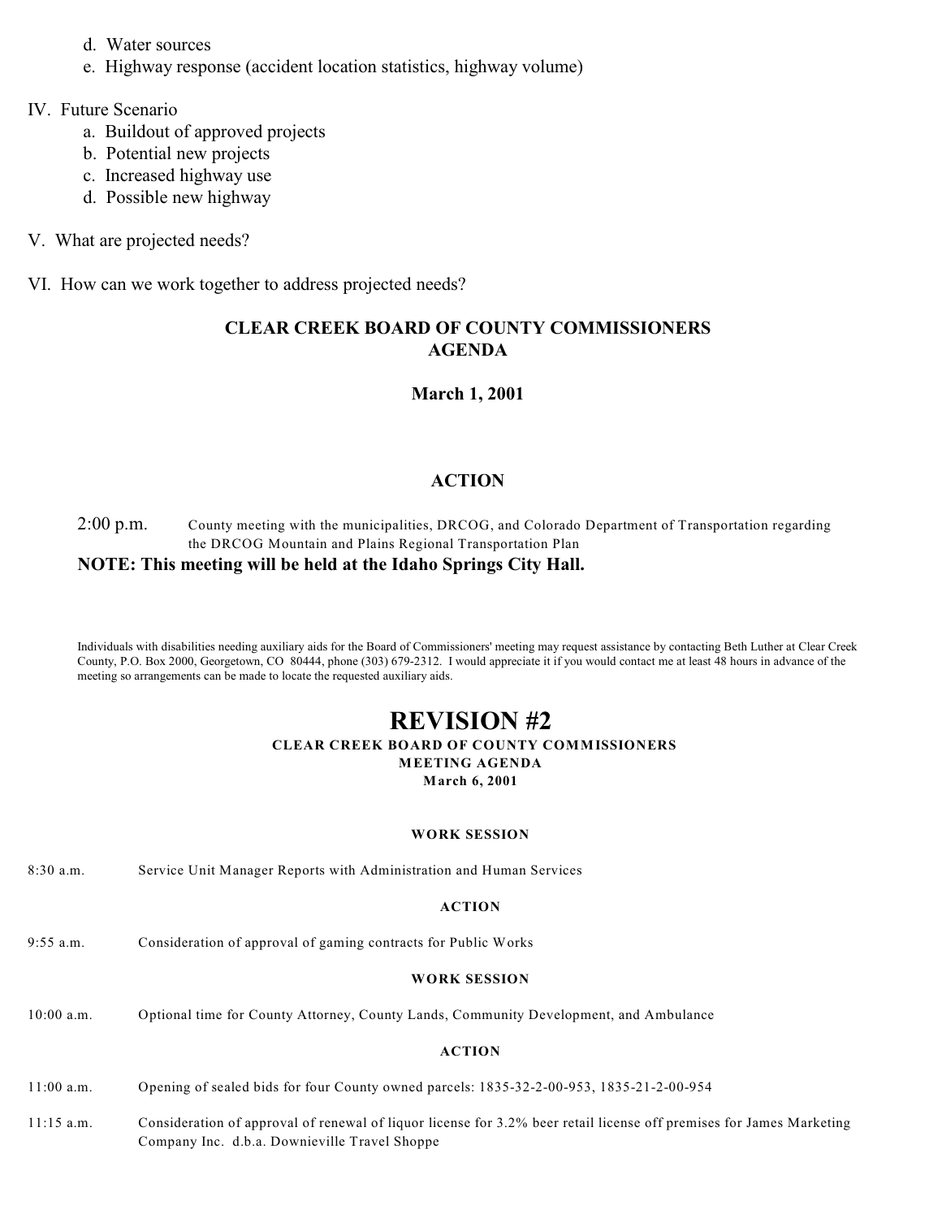d. Water sources
e. Highway response (accident location statistics, highway volume)

IV. Future Scenario
   a. Buildout of approved projects
   b. Potential new projects
   c. Increased highway use
   d. Possible new highway

V. What are projected needs?

VI. How can we work together to address projected needs?

## CLEAR CREEK BOARD OF COUNTY COMMISSIONERS AGENDA

**March 1, 2001**

### ACTION

2:00 p.m. County meeting with the municipalities, DRCOG, and Colorado Department of Transportation regarding the DRCOG Mountain and Plains Regional Transportation Plan

**NOTE: This meeting will be held at the Idaho Springs City Hall.**

Individuals with disabilities needing auxiliary aids for the Board of Commissioners' meeting may request assistance by contacting Beth Luther at Clear Creek County, P.O. Box 2000, Georgetown, CO 80444, phone (303) 679-2312. I would appreciate it if you would contact me at least 48 hours in advance of the meeting so arrangements can be made to locate the requested auxiliary aids.

# REVISION #2

## CLEAR CREEK BOARD OF COUNTY COMMISSIONERS MEETING AGENDA

**March 6, 2001**

### WORK SESSION

8:30 a.m. Service Unit Manager Reports with Administration and Human Services

### ACTION

9:55 a.m. Consideration of approval of gaming contracts for Public Works

### WORK SESSION

10:00 a.m. Optional time for County Attorney, County Lands, Community Development, and Ambulance

### ACTION

11:00 a.m. Opening of sealed bids for four County owned parcels: 1835-32-2-00-953, 1835-21-2-00-954

11:15 a.m. Consideration of approval of renewal of liquor license for 3.2% beer retail license off premises for James Marketing Company Inc. d.b.a. Downieville Travel Shoppe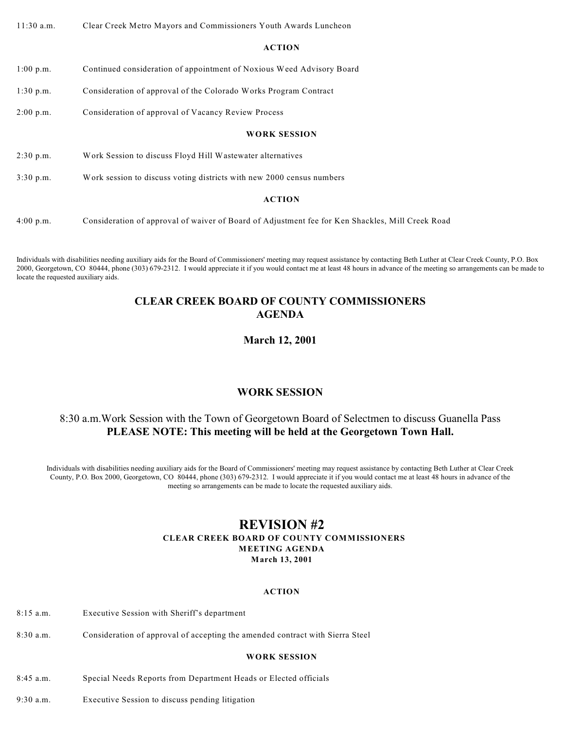11:30 a.m. Clear Creek Metro Mayors and Commissioners Youth Awards Luncheon

**ACTION**

1:00 p.m. Continued consideration of appointment of Noxious Weed Advisory Board

1:30 p.m. Consideration of approval of the Colorado Works Program Contract

2:00 p.m. Consideration of approval of Vacancy Review Process

**WORK SESSION**

2:30 p.m. Work Session to discuss Floyd Hill Wastewater alternatives

3:30 p.m. Work session to discuss voting districts with new 2000 census numbers

**ACTION**

4:00 p.m. Consideration of approval of waiver of Board of Adjustment fee for Ken Shackles, Mill Creek Road

Individuals with disabilities needing auxiliary aids for the Board of Commissioners' meeting may request assistance by contacting Beth Luther at Clear Creek County, P.O. Box 2000, Georgetown, CO 80444, phone (303) 679-2312. I would appreciate it if you would contact me at least 48 hours in advance of the meeting so arrangements can be made to locate the requested auxiliary aids.

## CLEAR CREEK BOARD OF COUNTY COMMISSIONERS AGENDA

## March 12, 2001

## WORK SESSION

8:30 a.m.Work Session with the Town of Georgetown Board of Selectmen to discuss Guanella Pass
**PLEASE NOTE: This meeting will be held at the Georgetown Town Hall.**

Individuals with disabilities needing auxiliary aids for the Board of Commissioners' meeting may request assistance by contacting Beth Luther at Clear Creek County, P.O. Box 2000, Georgetown, CO 80444, phone (303) 679-2312. I would appreciate it if you would contact me at least 48 hours in advance of the meeting so arrangements can be made to locate the requested auxiliary aids.

# REVISION #2

### CLEAR CREEK BOARD OF COUNTY COMMISSIONERS MEETING AGENDA March 13, 2001

**ACTION**

8:15 a.m. Executive Session with Sheriff's department

8:30 a.m. Consideration of approval of accepting the amended contract with Sierra Steel

**WORK SESSION**

8:45 a.m. Special Needs Reports from Department Heads or Elected officials

9:30 a.m. Executive Session to discuss pending litigation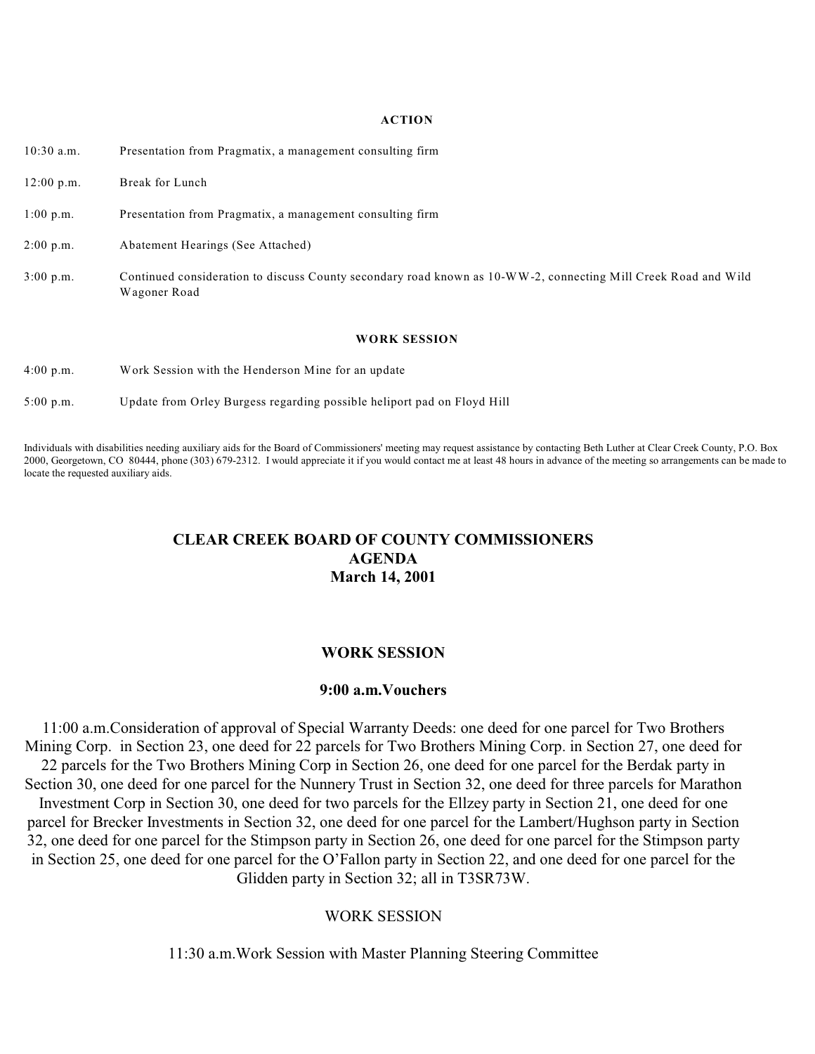**ACTION**

10:30 a.m. Presentation from Pragmatix, a management consulting firm

12:00 p.m. Break for Lunch

1:00 p.m. Presentation from Pragmatix, a management consulting firm

2:00 p.m. Abatement Hearings (See Attached)

3:00 p.m. Continued consideration to discuss County secondary road known as 10-WW-2, connecting Mill Creek Road and Wild Wagoner Road

**WORK SESSION**

4:00 p.m. Work Session with the Henderson Mine for an update

5:00 p.m. Update from Orley Burgess regarding possible heliport pad on Floyd Hill

Individuals with disabilities needing auxiliary aids for the Board of Commissioners' meeting may request assistance by contacting Beth Luther at Clear Creek County, P.O. Box 2000, Georgetown, CO 80444, phone (303) 679-2312. I would appreciate it if you would contact me at least 48 hours in advance of the meeting so arrangements can be made to locate the requested auxiliary aids.

# CLEAR CREEK BOARD OF COUNTY COMMISSIONERS
# AGENDA
# March 14, 2001

## WORK SESSION

**9:00 a.m.Vouchers**

11:00 a.m.Consideration of approval of Special Warranty Deeds: one deed for one parcel for Two Brothers Mining Corp. in Section 23, one deed for 22 parcels for Two Brothers Mining Corp. in Section 27, one deed for 22 parcels for the Two Brothers Mining Corp in Section 26, one deed for one parcel for the Berdak party in Section 30, one deed for one parcel for the Nunnery Trust in Section 32, one deed for three parcels for Marathon Investment Corp in Section 30, one deed for two parcels for the Ellzey party in Section 21, one deed for one parcel for Brecker Investments in Section 32, one deed for one parcel for the Lambert/Hughson party in Section 32, one deed for one parcel for the Stimpson party in Section 26, one deed for one parcel for the Stimpson party in Section 25, one deed for one parcel for the O'Fallon party in Section 22, and one deed for one parcel for the Glidden party in Section 32; all in T3SR73W.

WORK SESSION

11:30 a.m.Work Session with Master Planning Steering Committee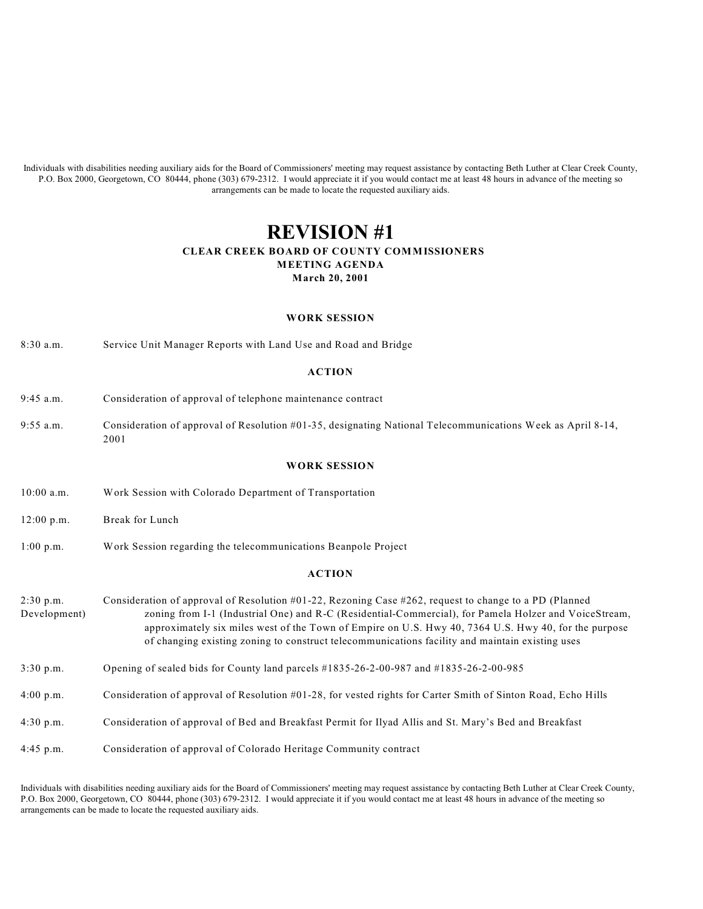Individuals with disabilities needing auxiliary aids for the Board of Commissioners' meeting may request assistance by contacting Beth Luther at Clear Creek County, P.O. Box 2000, Georgetown, CO 80444, phone (303) 679-2312. I would appreciate it if you would contact me at least 48 hours in advance of the meeting so arrangements can be made to locate the requested auxiliary aids.

# REVISION #1

**CLEAR CREEK BOARD OF COUNTY COMMISSIONERS**
**MEETING AGENDA**
**March 20, 2001**

### WORK SESSION

8:30 a.m. Service Unit Manager Reports with Land Use and Road and Bridge

### ACTION

9:45 a.m. Consideration of approval of telephone maintenance contract

9:55 a.m. Consideration of approval of Resolution #01-35, designating National Telecommunications Week as April 8-14, 2001

### WORK SESSION

10:00 a.m. Work Session with Colorado Department of Transportation

12:00 p.m. Break for Lunch

1:00 p.m. Work Session regarding the telecommunications Beanpole Project

### ACTION

2:30 p.m. Consideration of approval of Resolution #01-22, Rezoning Case #262, request to change to a PD (Planned Development) zoning from I-1 (Industrial One) and R-C (Residential-Commercial), for Pamela Holzer and VoiceStream, approximately six miles west of the Town of Empire on U.S. Hwy 40, 7364 U.S. Hwy 40, for the purpose of changing existing zoning to construct telecommunications facility and maintain existing uses

3:30 p.m. Opening of sealed bids for County land parcels #1835-26-2-00-987 and #1835-26-2-00-985

4:00 p.m. Consideration of approval of Resolution #01-28, for vested rights for Carter Smith of Sinton Road, Echo Hills

4:30 p.m. Consideration of approval of Bed and Breakfast Permit for Ilyad Allis and St. Mary's Bed and Breakfast

4:45 p.m. Consideration of approval of Colorado Heritage Community contract

Individuals with disabilities needing auxiliary aids for the Board of Commissioners' meeting may request assistance by contacting Beth Luther at Clear Creek County, P.O. Box 2000, Georgetown, CO 80444, phone (303) 679-2312. I would appreciate it if you would contact me at least 48 hours in advance of the meeting so arrangements can be made to locate the requested auxiliary aids.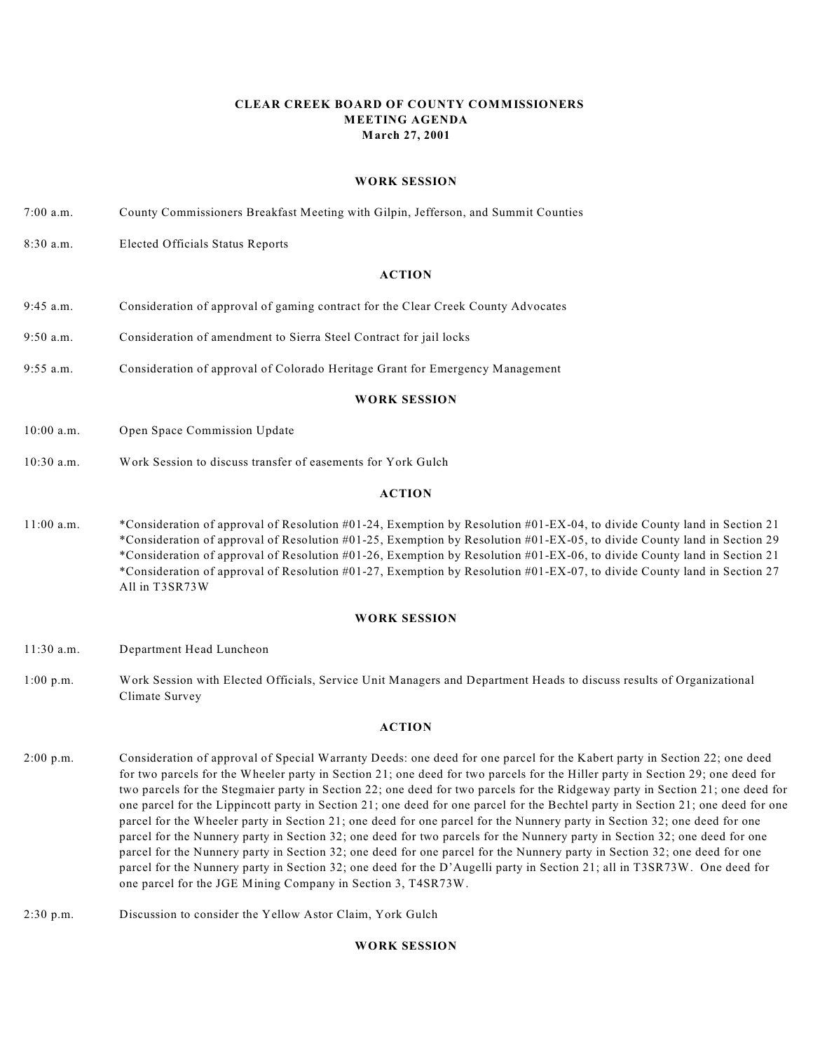**CLEAR CREEK BOARD OF COUNTY COMMISSIONERS**
**MEETING AGENDA**
**March 27, 2001**

**WORK SESSION**

7:00 a.m. County Commissioners Breakfast Meeting with Gilpin, Jefferson, and Summit Counties

8:30 a.m. Elected Officials Status Reports

**ACTION**

9:45 a.m. Consideration of approval of gaming contract for the Clear Creek County Advocates

9:50 a.m. Consideration of amendment to Sierra Steel Contract for jail locks

9:55 a.m. Consideration of approval of Colorado Heritage Grant for Emergency Management

**WORK SESSION**

10:00 a.m. Open Space Commission Update

10:30 a.m. Work Session to discuss transfer of easements for York Gulch

**ACTION**

11:00 a.m. *Consideration of approval of Resolution #01-24, Exemption by Resolution #01-EX-04, to divide County land in Section 21
*Consideration of approval of Resolution #01-25, Exemption by Resolution #01-EX-05, to divide County land in Section 29
*Consideration of approval of Resolution #01-26, Exemption by Resolution #01-EX-06, to divide County land in Section 21
*Consideration of approval of Resolution #01-27, Exemption by Resolution #01-EX-07, to divide County land in Section 27
All in T3SR73W

**WORK SESSION**

11:30 a.m. Department Head Luncheon

1:00 p.m. Work Session with Elected Officials, Service Unit Managers and Department Heads to discuss results of Organizational Climate Survey

**ACTION**

2:00 p.m. Consideration of approval of Special Warranty Deeds: one deed for one parcel for the Kabert party in Section 22; one deed for two parcels for the Wheeler party in Section 21; one deed for two parcels for the Hiller party in Section 29; one deed for two parcels for the Stegmaier party in Section 22; one deed for two parcels for the Ridgeway party in Section 21; one deed for one parcel for the Lippincott party in Section 21; one deed for one parcel for the Bechtel party in Section 21; one deed for one parcel for the Wheeler party in Section 21; one deed for one parcel for the Nunnery party in Section 32; one deed for one parcel for the Nunnery party in Section 32; one deed for two parcels for the Nunnery party in Section 32; one deed for one parcel for the Nunnery party in Section 32; one deed for one parcel for the Nunnery party in Section 32; one deed for one parcel for the Nunnery party in Section 32; one deed for the D'Augelli party in Section 21; all in T3SR73W. One deed for one parcel for the JGE Mining Company in Section 3, T4SR73W.

2:30 p.m. Discussion to consider the Yellow Astor Claim, York Gulch

**WORK SESSION**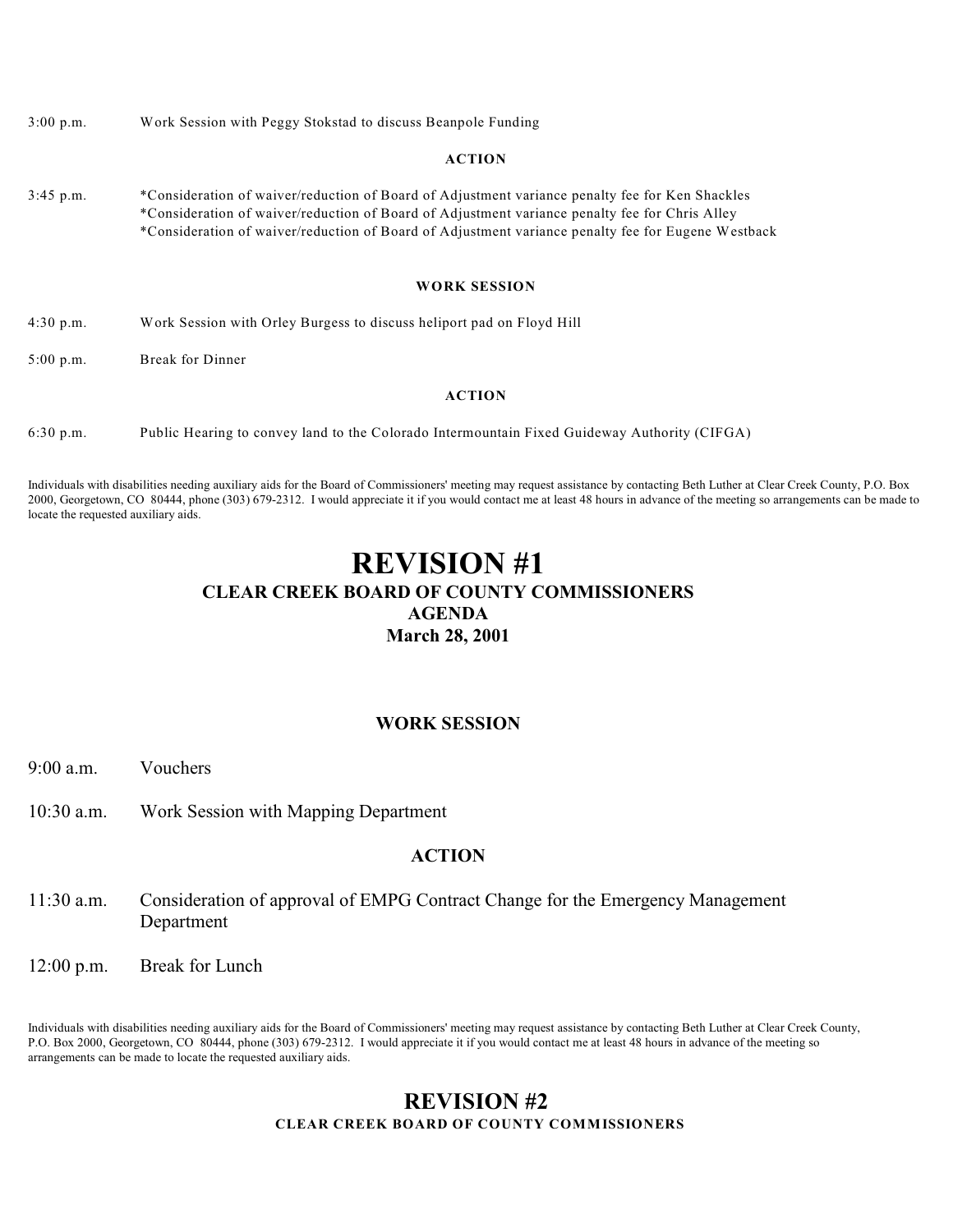3:00 p.m. Work Session with Peggy Stokstad to discuss Beanpole Funding

**ACTION**

3:45 p.m. *Consideration of waiver/reduction of Board of Adjustment variance penalty fee for Ken Shackles
*Consideration of waiver/reduction of Board of Adjustment variance penalty fee for Chris Alley
*Consideration of waiver/reduction of Board of Adjustment variance penalty fee for Eugene Westback

**WORK SESSION**

4:30 p.m. Work Session with Orley Burgess to discuss heliport pad on Floyd Hill

5:00 p.m. Break for Dinner

**ACTION**

6:30 p.m. Public Hearing to convey land to the Colorado Intermountain Fixed Guideway Authority (CIFGA)

Individuals with disabilities needing auxiliary aids for the Board of Commissioners' meeting may request assistance by contacting Beth Luther at Clear Creek County, P.O. Box 2000, Georgetown, CO 80444, phone (303) 679-2312. I would appreciate it if you would contact me at least 48 hours in advance of the meeting so arrangements can be made to locate the requested auxiliary aids.

# REVISION #1

## CLEAR CREEK BOARD OF COUNTY COMMISSIONERS
## AGENDA
## March 28, 2001

**WORK SESSION**

9:00 a.m. Vouchers

10:30 a.m. Work Session with Mapping Department

**ACTION**

11:30 a.m. Consideration of approval of EMPG Contract Change for the Emergency Management Department

12:00 p.m. Break for Lunch

Individuals with disabilities needing auxiliary aids for the Board of Commissioners' meeting may request assistance by contacting Beth Luther at Clear Creek County, P.O. Box 2000, Georgetown, CO 80444, phone (303) 679-2312. I would appreciate it if you would contact me at least 48 hours in advance of the meeting so arrangements can be made to locate the requested auxiliary aids.

# REVISION #2

## CLEAR CREEK BOARD OF COUNTY COMMISSIONERS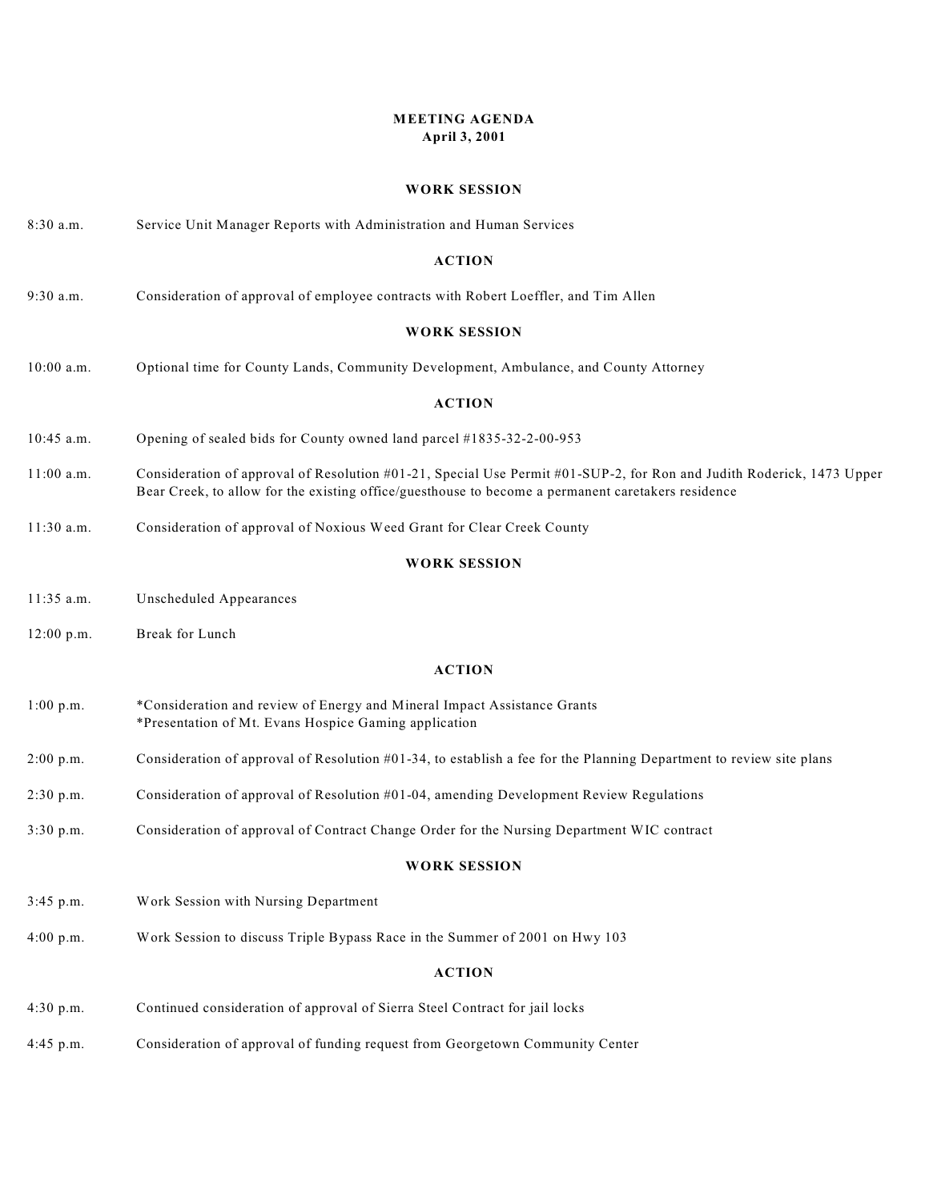# MEETING AGENDA
## April 3, 2001

### WORK SESSION

8:30 a.m. Service Unit Manager Reports with Administration and Human Services

### ACTION

9:30 a.m. Consideration of approval of employee contracts with Robert Loeffler, and Tim Allen

### WORK SESSION

10:00 a.m. Optional time for County Lands, Community Development, Ambulance, and County Attorney

### ACTION

10:45 a.m. Opening of sealed bids for County owned land parcel #1835-32-2-00-953

11:00 a.m. Consideration of approval of Resolution #01-21, Special Use Permit #01-SUP-2, for Ron and Judith Roderick, 1473 Upper Bear Creek, to allow for the existing office/guesthouse to become a permanent caretakers residence

11:30 a.m. Consideration of approval of Noxious Weed Grant for Clear Creek County

### WORK SESSION

11:35 a.m. Unscheduled Appearances

12:00 p.m. Break for Lunch

### ACTION

1:00 p.m. *Consideration and review of Energy and Mineral Impact Assistance Grants
*Presentation of Mt. Evans Hospice Gaming application

2:00 p.m. Consideration of approval of Resolution #01-34, to establish a fee for the Planning Department to review site plans

2:30 p.m. Consideration of approval of Resolution #01-04, amending Development Review Regulations

3:30 p.m. Consideration of approval of Contract Change Order for the Nursing Department WIC contract

### WORK SESSION

3:45 p.m. Work Session with Nursing Department

4:00 p.m. Work Session to discuss Triple Bypass Race in the Summer of 2001 on Hwy 103

### ACTION

4:30 p.m. Continued consideration of approval of Sierra Steel Contract for jail locks

4:45 p.m. Consideration of approval of funding request from Georgetown Community Center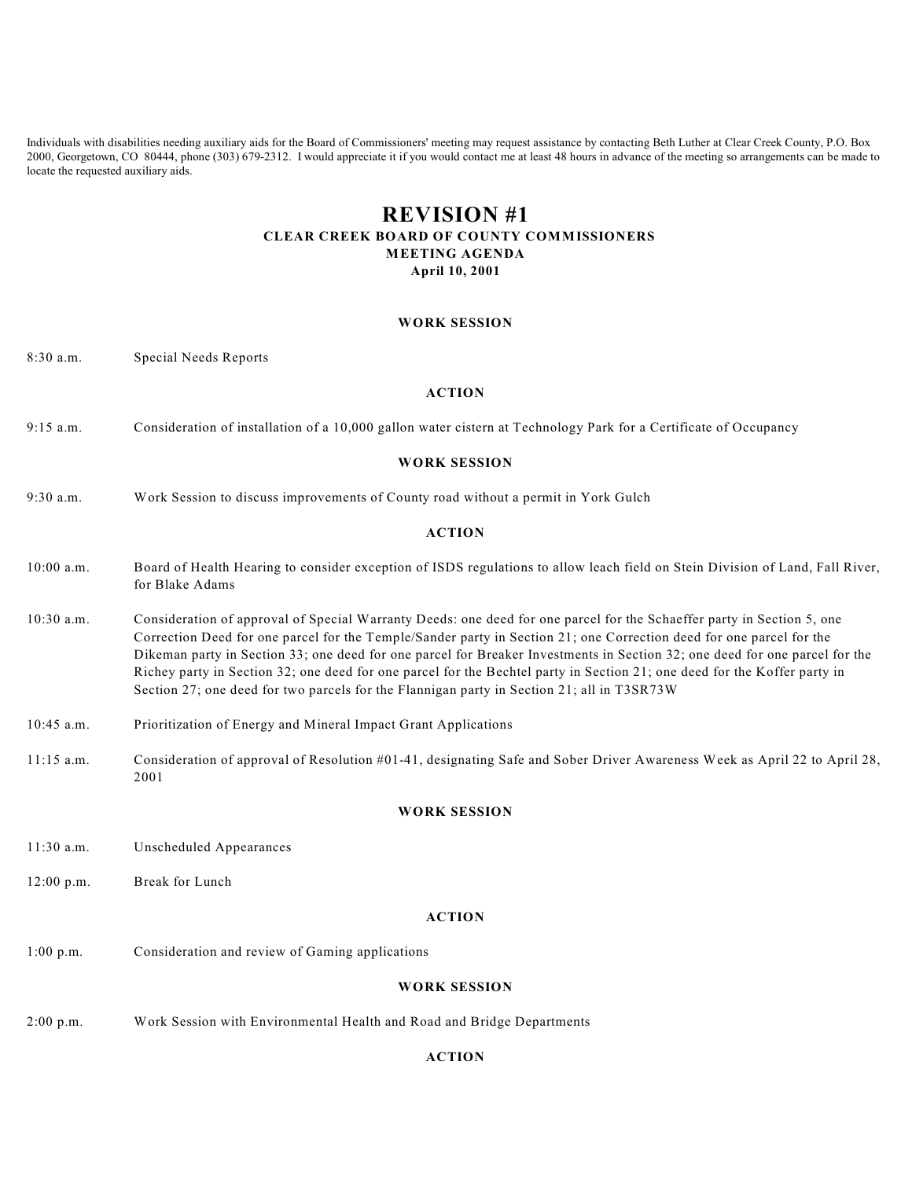Individuals with disabilities needing auxiliary aids for the Board of Commissioners' meeting may request assistance by contacting Beth Luther at Clear Creek County, P.O. Box 2000, Georgetown, CO 80444, phone (303) 679-2312. I would appreciate it if you would contact me at least 48 hours in advance of the meeting so arrangements can be made to locate the requested auxiliary aids.

# REVISION #1

## CLEAR CREEK BOARD OF COUNTY COMMISSIONERS
## MEETING AGENDA
### April 10, 2001

#### WORK SESSION

8:30 a.m. Special Needs Reports

#### ACTION

9:15 a.m. Consideration of installation of a 10,000 gallon water cistern at Technology Park for a Certificate of Occupancy

#### WORK SESSION

9:30 a.m. Work Session to discuss improvements of County road without a permit in York Gulch

#### ACTION

10:00 a.m. Board of Health Hearing to consider exception of ISDS regulations to allow leach field on Stein Division of Land, Fall River, for Blake Adams

10:30 a.m. Consideration of approval of Special Warranty Deeds: one deed for one parcel for the Schaeffer party in Section 5, one Correction Deed for one parcel for the Temple/Sander party in Section 21; one Correction deed for one parcel for the Dikeman party in Section 33; one deed for one parcel for Breaker Investments in Section 32; one deed for one parcel for the Richey party in Section 32; one deed for one parcel for the Bechtel party in Section 21; one deed for the Koffer party in Section 27; one deed for two parcels for the Flannigan party in Section 21; all in T3SR73W

10:45 a.m. Prioritization of Energy and Mineral Impact Grant Applications

11:15 a.m. Consideration of approval of Resolution #01-41, designating Safe and Sober Driver Awareness Week as April 22 to April 28, 2001

#### WORK SESSION

11:30 a.m. Unscheduled Appearances

12:00 p.m. Break for Lunch

#### ACTION

1:00 p.m. Consideration and review of Gaming applications

#### WORK SESSION

2:00 p.m. Work Session with Environmental Health and Road and Bridge Departments

#### ACTION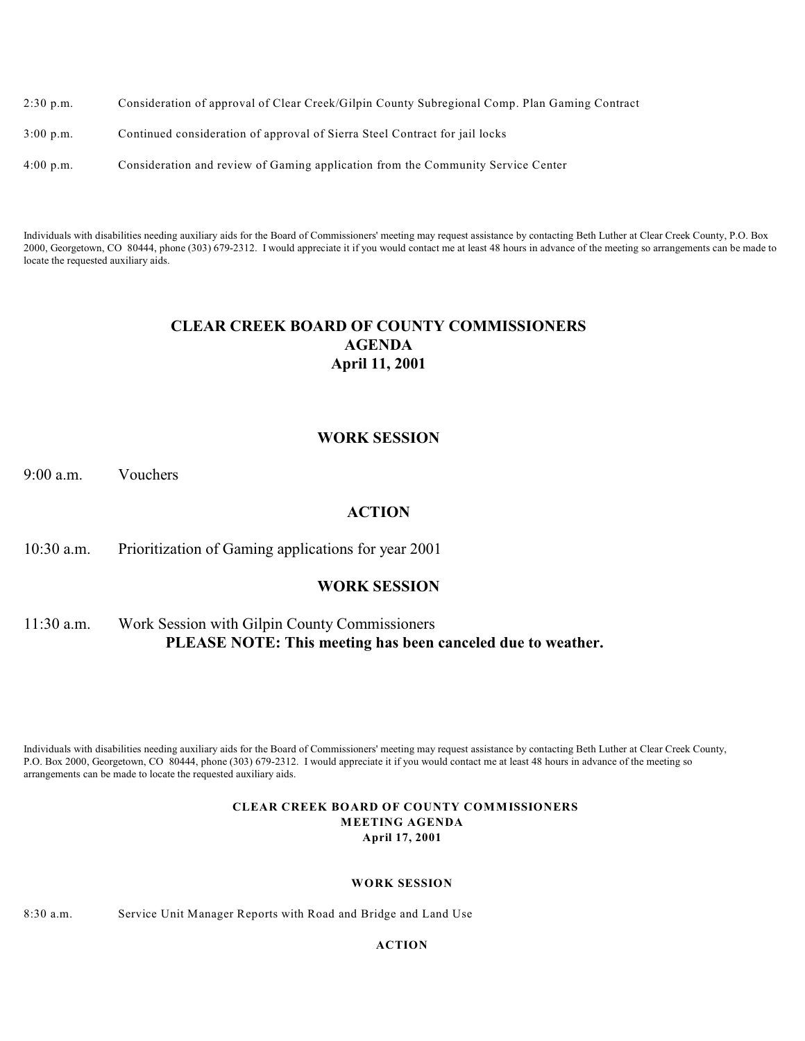2:30 p.m. Consideration of approval of Clear Creek/Gilpin County Subregional Comp. Plan Gaming Contract

3:00 p.m. Continued consideration of approval of Sierra Steel Contract for jail locks

4:00 p.m. Consideration and review of Gaming application from the Community Service Center

Individuals with disabilities needing auxiliary aids for the Board of Commissioners' meeting may request assistance by contacting Beth Luther at Clear Creek County, P.O. Box 2000, Georgetown, CO 80444, phone (303) 679-2312. I would appreciate it if you would contact me at least 48 hours in advance of the meeting so arrangements can be made to locate the requested auxiliary aids.

# CLEAR CREEK BOARD OF COUNTY COMMISSIONERS
# AGENDA
# April 11, 2001

## WORK SESSION

9:00 a.m. Vouchers

## ACTION

10:30 a.m. Prioritization of Gaming applications for year 2001

## WORK SESSION

11:30 a.m. Work Session with Gilpin County Commissioners

**PLEASE NOTE: This meeting has been canceled due to weather.**

Individuals with disabilities needing auxiliary aids for the Board of Commissioners' meeting may request assistance by contacting Beth Luther at Clear Creek County, P.O. Box 2000, Georgetown, CO 80444, phone (303) 679-2312. I would appreciate it if you would contact me at least 48 hours in advance of the meeting so arrangements can be made to locate the requested auxiliary aids.

# CLEAR CREEK BOARD OF COUNTY COMMISSIONERS
# MEETING AGENDA
# April 17, 2001

## WORK SESSION

8:30 a.m. Service Unit Manager Reports with Road and Bridge and Land Use

## ACTION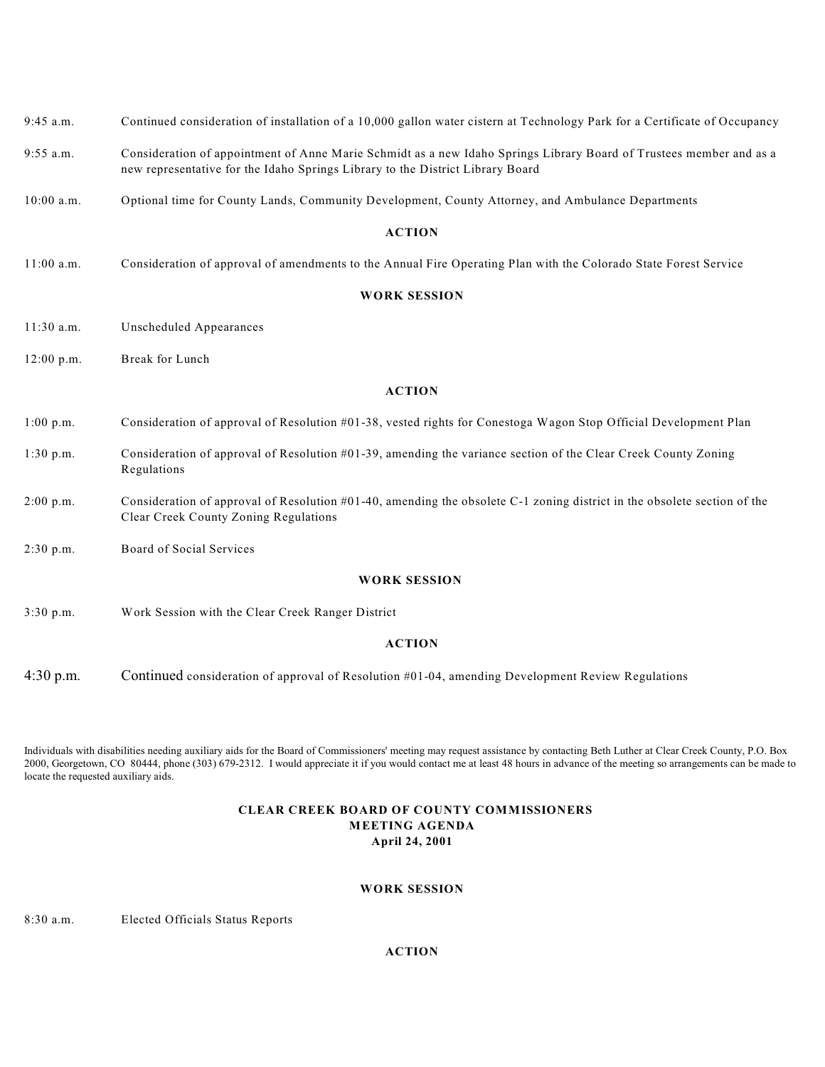9:45 a.m. Continued consideration of installation of a 10,000 gallon water cistern at Technology Park for a Certificate of Occupancy

9:55 a.m. Consideration of appointment of Anne Marie Schmidt as a new Idaho Springs Library Board of Trustees member and as a new representative for the Idaho Springs Library to the District Library Board

10:00 a.m. Optional time for County Lands, Community Development, County Attorney, and Ambulance Departments

**ACTION**

11:00 a.m. Consideration of approval of amendments to the Annual Fire Operating Plan with the Colorado State Forest Service

**WORK SESSION**

11:30 a.m. Unscheduled Appearances

12:00 p.m. Break for Lunch

**ACTION**

1:00 p.m. Consideration of approval of Resolution #01-38, vested rights for Conestoga Wagon Stop Official Development Plan

1:30 p.m. Consideration of approval of Resolution #01-39, amending the variance section of the Clear Creek County Zoning Regulations

2:00 p.m. Consideration of approval of Resolution #01-40, amending the obsolete C-1 zoning district in the obsolete section of the Clear Creek County Zoning Regulations

2:30 p.m. Board of Social Services

**WORK SESSION**

3:30 p.m. Work Session with the Clear Creek Ranger District

**ACTION**

4:30 p.m. Continued consideration of approval of Resolution #01-04, amending Development Review Regulations

Individuals with disabilities needing auxiliary aids for the Board of Commissioners' meeting may request assistance by contacting Beth Luther at Clear Creek County, P.O. Box 2000, Georgetown, CO 80444, phone (303) 679-2312. I would appreciate it if you would contact me at least 48 hours in advance of the meeting so arrangements can be made to locate the requested auxiliary aids.

## CLEAR CREEK BOARD OF COUNTY COMMISSIONERS
## MEETING AGENDA
## April 24, 2001

**WORK SESSION**

8:30 a.m. Elected Officials Status Reports

**ACTION**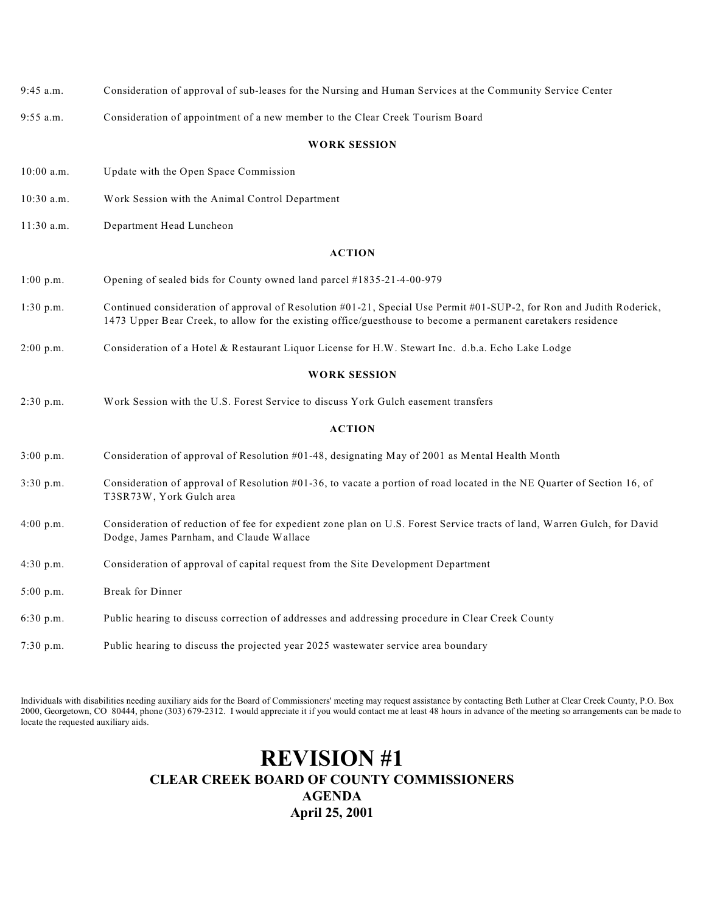9:45 a.m. Consideration of approval of sub-leases for the Nursing and Human Services at the Community Service Center

9:55 a.m. Consideration of appointment of a new member to the Clear Creek Tourism Board

**WORK SESSION**

10:00 a.m. Update with the Open Space Commission

10:30 a.m. Work Session with the Animal Control Department

11:30 a.m. Department Head Luncheon

**ACTION**

1:00 p.m. Opening of sealed bids for County owned land parcel #1835-21-4-00-979

1:30 p.m. Continued consideration of approval of Resolution #01-21, Special Use Permit #01-SUP-2, for Ron and Judith Roderick, 1473 Upper Bear Creek, to allow for the existing office/guesthouse to become a permanent caretakers residence

2:00 p.m. Consideration of a Hotel & Restaurant Liquor License for H.W. Stewart Inc. d.b.a. Echo Lake Lodge

**WORK SESSION**

2:30 p.m. Work Session with the U.S. Forest Service to discuss York Gulch easement transfers

**ACTION**

3:00 p.m. Consideration of approval of Resolution #01-48, designating May of 2001 as Mental Health Month

3:30 p.m. Consideration of approval of Resolution #01-36, to vacate a portion of road located in the NE Quarter of Section 16, of T3SR73W, York Gulch area

4:00 p.m. Consideration of reduction of fee for expedient zone plan on U.S. Forest Service tracts of land, Warren Gulch, for David Dodge, James Parnham, and Claude Wallace

4:30 p.m. Consideration of approval of capital request from the Site Development Department

5:00 p.m. Break for Dinner

6:30 p.m. Public hearing to discuss correction of addresses and addressing procedure in Clear Creek County

7:30 p.m. Public hearing to discuss the projected year 2025 wastewater service area boundary

Individuals with disabilities needing auxiliary aids for the Board of Commissioners' meeting may request assistance by contacting Beth Luther at Clear Creek County, P.O. Box 2000, Georgetown, CO 80444, phone (303) 679-2312. I would appreciate it if you would contact me at least 48 hours in advance of the meeting so arrangements can be made to locate the requested auxiliary aids.

# REVISION #1

## CLEAR CREEK BOARD OF COUNTY COMMISSIONERS

## AGENDA

## April 25, 2001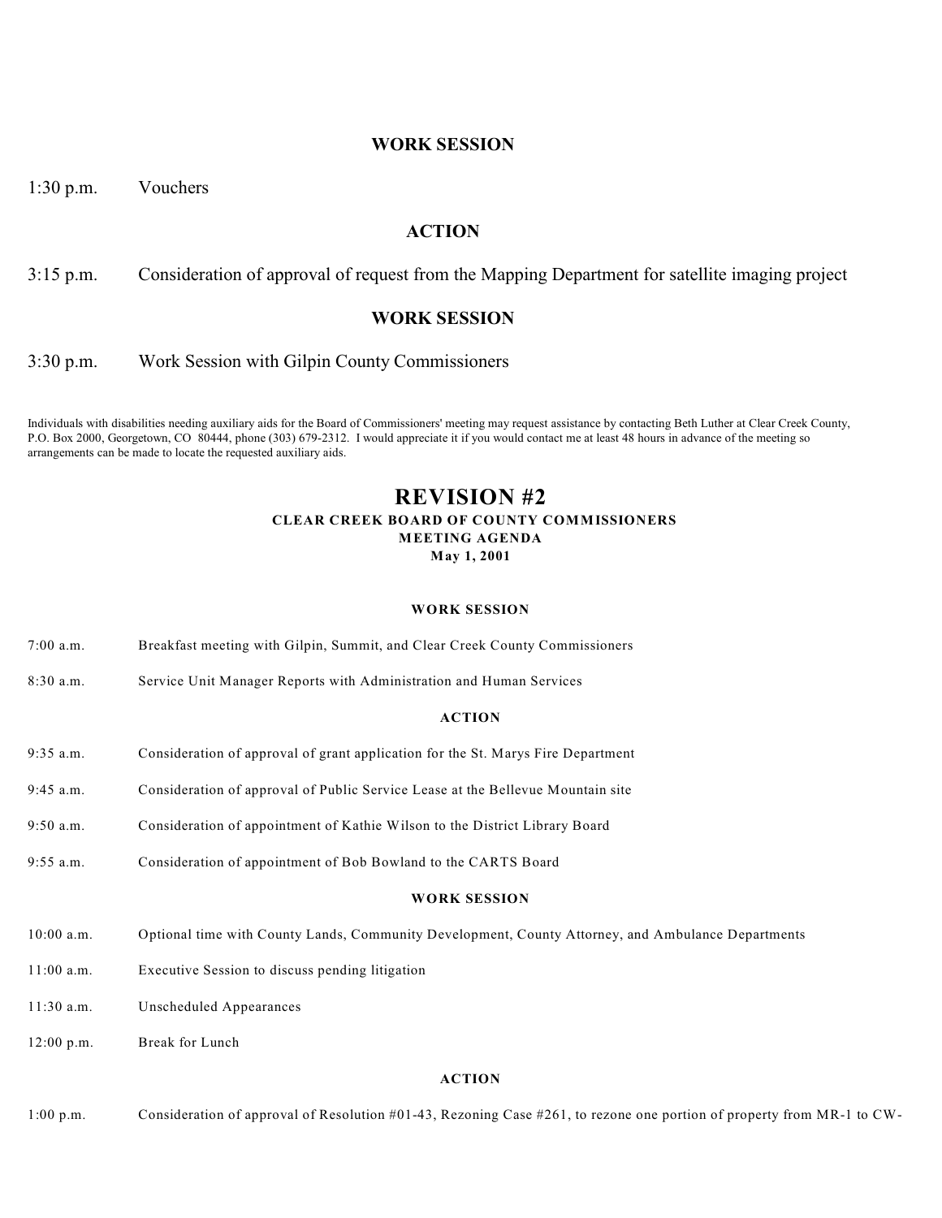### WORK SESSION

1:30 p.m. Vouchers

### ACTION

3:15 p.m. Consideration of approval of request from the Mapping Department for satellite imaging project

### WORK SESSION

3:30 p.m. Work Session with Gilpin County Commissioners

Individuals with disabilities needing auxiliary aids for the Board of Commissioners' meeting may request assistance by contacting Beth Luther at Clear Creek County, P.O. Box 2000, Georgetown, CO 80444, phone (303) 679-2312. I would appreciate it if you would contact me at least 48 hours in advance of the meeting so arrangements can be made to locate the requested auxiliary aids.

# REVISION #2

## CLEAR CREEK BOARD OF COUNTY COMMISSIONERS
## MEETING AGENDA
## May 1, 2001

### WORK SESSION

7:00 a.m. Breakfast meeting with Gilpin, Summit, and Clear Creek County Commissioners

8:30 a.m. Service Unit Manager Reports with Administration and Human Services

### ACTION

9:35 a.m. Consideration of approval of grant application for the St. Marys Fire Department

9:45 a.m. Consideration of approval of Public Service Lease at the Bellevue Mountain site

9:50 a.m. Consideration of appointment of Kathie Wilson to the District Library Board

9:55 a.m. Consideration of appointment of Bob Bowland to the CARTS Board

### WORK SESSION

10:00 a.m. Optional time with County Lands, Community Development, County Attorney, and Ambulance Departments

11:00 a.m. Executive Session to discuss pending litigation

11:30 a.m. Unscheduled Appearances

12:00 p.m. Break for Lunch

### ACTION

1:00 p.m. Consideration of approval of Resolution #01-43, Rezoning Case #261, to rezone one portion of property from MR-1 to CW-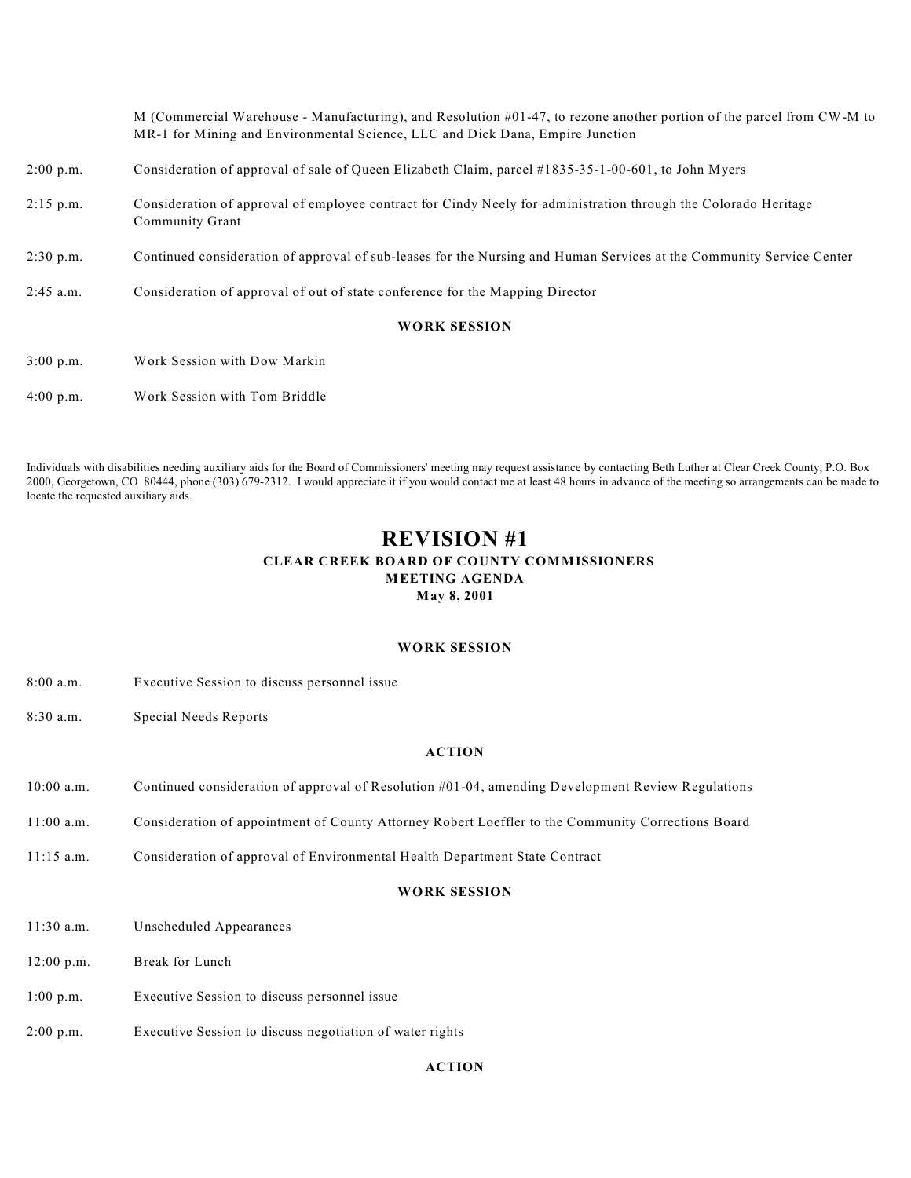M (Commercial Warehouse - Manufacturing), and Resolution #01-47, to rezone another portion of the parcel from CW-M to MR-1 for Mining and Environmental Science, LLC and Dick Dana, Empire Junction

2:00 p.m. Consideration of approval of sale of Queen Elizabeth Claim, parcel #1835-35-1-00-601, to John Myers

2:15 p.m. Consideration of approval of employee contract for Cindy Neely for administration through the Colorado Heritage Community Grant

2:30 p.m. Continued consideration of approval of sub-leases for the Nursing and Human Services at the Community Service Center

2:45 a.m. Consideration of approval of out of state conference for the Mapping Director

**WORK SESSION**

3:00 p.m. Work Session with Dow Markin

4:00 p.m. Work Session with Tom Briddle

Individuals with disabilities needing auxiliary aids for the Board of Commissioners' meeting may request assistance by contacting Beth Luther at Clear Creek County, P.O. Box 2000, Georgetown, CO 80444, phone (303) 679-2312. I would appreciate it if you would contact me at least 48 hours in advance of the meeting so arrangements can be made to locate the requested auxiliary aids.

# REVISION #1

## CLEAR CREEK BOARD OF COUNTY COMMISSIONERS
## MEETING AGENDA
### May 8, 2001

**WORK SESSION**

8:00 a.m. Executive Session to discuss personnel issue

8:30 a.m. Special Needs Reports

**ACTION**

10:00 a.m. Continued consideration of approval of Resolution #01-04, amending Development Review Regulations

11:00 a.m. Consideration of appointment of County Attorney Robert Loeffler to the Community Corrections Board

11:15 a.m. Consideration of approval of Environmental Health Department State Contract

**WORK SESSION**

11:30 a.m. Unscheduled Appearances

12:00 p.m. Break for Lunch

1:00 p.m. Executive Session to discuss personnel issue

2:00 p.m. Executive Session to discuss negotiation of water rights

**ACTION**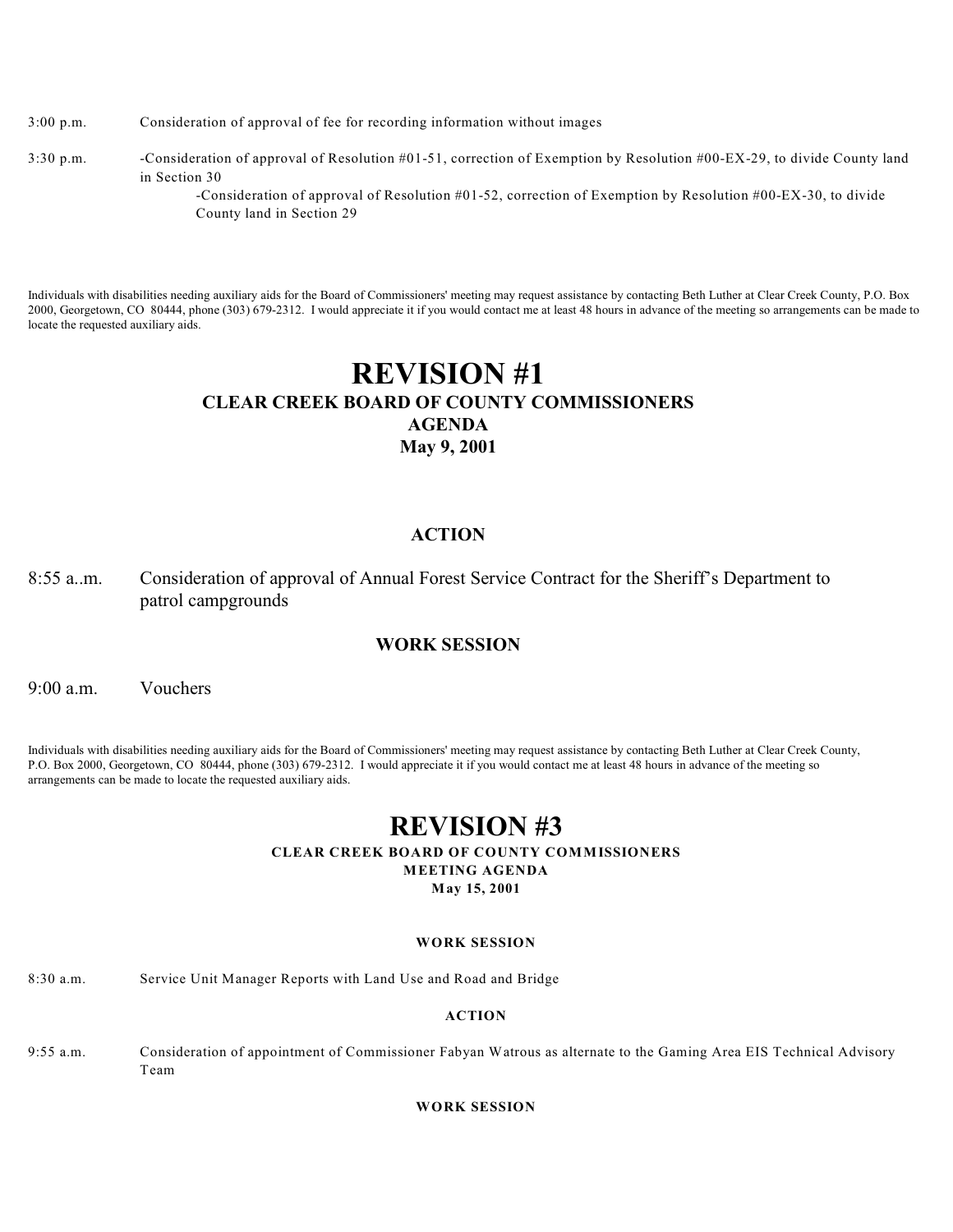3:00 p.m. Consideration of approval of fee for recording information without images

3:30 p.m. -Consideration of approval of Resolution #01-51, correction of Exemption by Resolution #00-EX-29, to divide County land in Section 30

-Consideration of approval of Resolution #01-52, correction of Exemption by Resolution #00-EX-30, to divide County land in Section 29

Individuals with disabilities needing auxiliary aids for the Board of Commissioners' meeting may request assistance by contacting Beth Luther at Clear Creek County, P.O. Box 2000, Georgetown, CO 80444, phone (303) 679-2312. I would appreciate it if you would contact me at least 48 hours in advance of the meeting so arrangements can be made to locate the requested auxiliary aids.

# REVISION #1

## CLEAR CREEK BOARD OF COUNTY COMMISSIONERS

## AGENDA

## May 9, 2001

### ACTION

8:55 a..m. Consideration of approval of Annual Forest Service Contract for the Sheriff's Department to patrol campgrounds

### WORK SESSION

9:00 a.m. Vouchers

Individuals with disabilities needing auxiliary aids for the Board of Commissioners' meeting may request assistance by contacting Beth Luther at Clear Creek County, P.O. Box 2000, Georgetown, CO 80444, phone (303) 679-2312. I would appreciate it if you would contact me at least 48 hours in advance of the meeting so arrangements can be made to locate the requested auxiliary aids.

# REVISION #3

## CLEAR CREEK BOARD OF COUNTY COMMISSIONERS

## MEETING AGENDA

## May 15, 2001

### WORK SESSION

8:30 a.m. Service Unit Manager Reports with Land Use and Road and Bridge

### ACTION

9:55 a.m. Consideration of appointment of Commissioner Fabyan Watrous as alternate to the Gaming Area EIS Technical Advisory Team

### WORK SESSION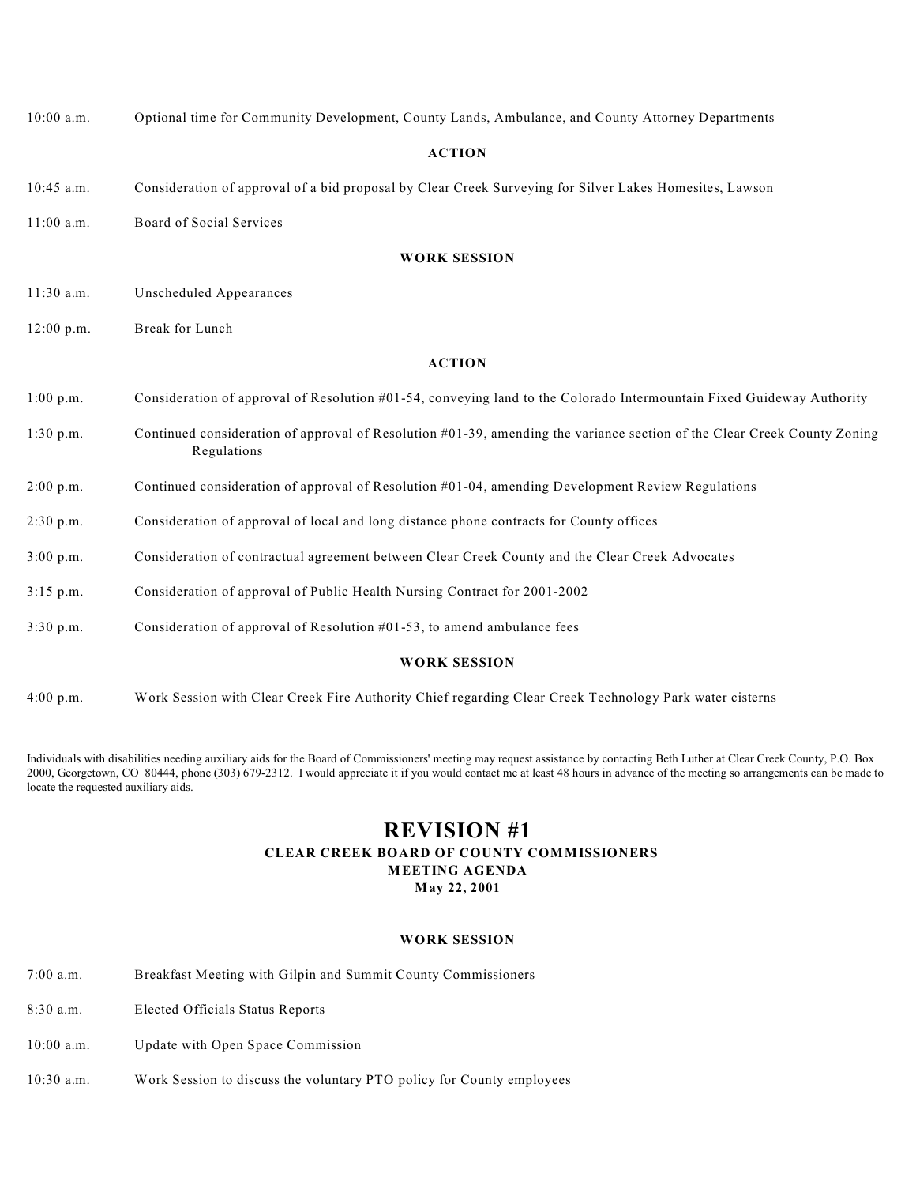10:00 a.m. Optional time for Community Development, County Lands, Ambulance, and County Attorney Departments

**ACTION**

10:45 a.m. Consideration of approval of a bid proposal by Clear Creek Surveying for Silver Lakes Homesites, Lawson

11:00 a.m. Board of Social Services

**WORK SESSION**

11:30 a.m. Unscheduled Appearances

12:00 p.m. Break for Lunch

**ACTION**

1:00 p.m. Consideration of approval of Resolution #01-54, conveying land to the Colorado Intermountain Fixed Guideway Authority

1:30 p.m. Continued consideration of approval of Resolution #01-39, amending the variance section of the Clear Creek County Zoning Regulations

2:00 p.m. Continued consideration of approval of Resolution #01-04, amending Development Review Regulations

2:30 p.m. Consideration of approval of local and long distance phone contracts for County offices

3:00 p.m. Consideration of contractual agreement between Clear Creek County and the Clear Creek Advocates

3:15 p.m. Consideration of approval of Public Health Nursing Contract for 2001-2002

3:30 p.m. Consideration of approval of Resolution #01-53, to amend ambulance fees

**WORK SESSION**

4:00 p.m. Work Session with Clear Creek Fire Authority Chief regarding Clear Creek Technology Park water cisterns

Individuals with disabilities needing auxiliary aids for the Board of Commissioners' meeting may request assistance by contacting Beth Luther at Clear Creek County, P.O. Box 2000, Georgetown, CO 80444, phone (303) 679-2312. I would appreciate it if you would contact me at least 48 hours in advance of the meeting so arrangements can be made to locate the requested auxiliary aids.

# REVISION #1

## CLEAR CREEK BOARD OF COUNTY COMMISSIONERS
## MEETING AGENDA
## May 22, 2001

**WORK SESSION**

7:00 a.m. Breakfast Meeting with Gilpin and Summit County Commissioners

8:30 a.m. Elected Officials Status Reports

10:00 a.m. Update with Open Space Commission

10:30 a.m. Work Session to discuss the voluntary PTO policy for County employees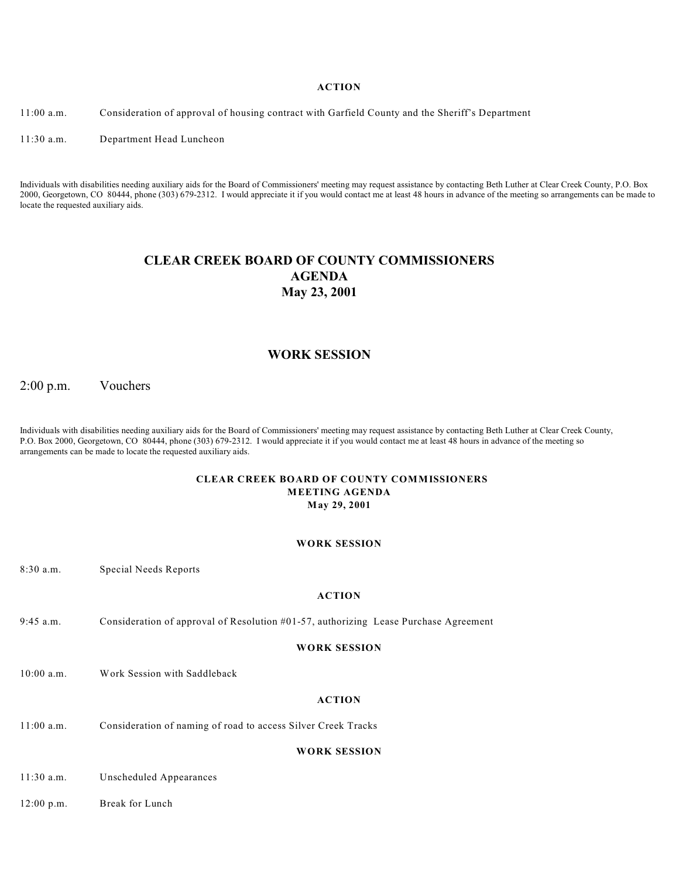**ACTION**

11:00 a.m. Consideration of approval of housing contract with Garfield County and the Sheriff's Department

11:30 a.m. Department Head Luncheon

Individuals with disabilities needing auxiliary aids for the Board of Commissioners' meeting may request assistance by contacting Beth Luther at Clear Creek County, P.O. Box 2000, Georgetown, CO 80444, phone (303) 679-2312. I would appreciate it if you would contact me at least 48 hours in advance of the meeting so arrangements can be made to locate the requested auxiliary aids.

# CLEAR CREEK BOARD OF COUNTY COMMISSIONERS
# AGENDA
# May 23, 2001

## WORK SESSION

2:00 p.m. Vouchers

Individuals with disabilities needing auxiliary aids for the Board of Commissioners' meeting may request assistance by contacting Beth Luther at Clear Creek County, P.O. Box 2000, Georgetown, CO 80444, phone (303) 679-2312. I would appreciate it if you would contact me at least 48 hours in advance of the meeting so arrangements can be made to locate the requested auxiliary aids.

## CLEAR CREEK BOARD OF COUNTY COMMISSIONERS
## MEETING AGENDA
## May 29, 2001

**WORK SESSION**

8:30 a.m. Special Needs Reports

**ACTION**

9:45 a.m. Consideration of approval of Resolution #01-57, authorizing Lease Purchase Agreement

**WORK SESSION**

10:00 a.m. Work Session with Saddleback

**ACTION**

11:00 a.m. Consideration of naming of road to access Silver Creek Tracks

**WORK SESSION**

11:30 a.m. Unscheduled Appearances

12:00 p.m. Break for Lunch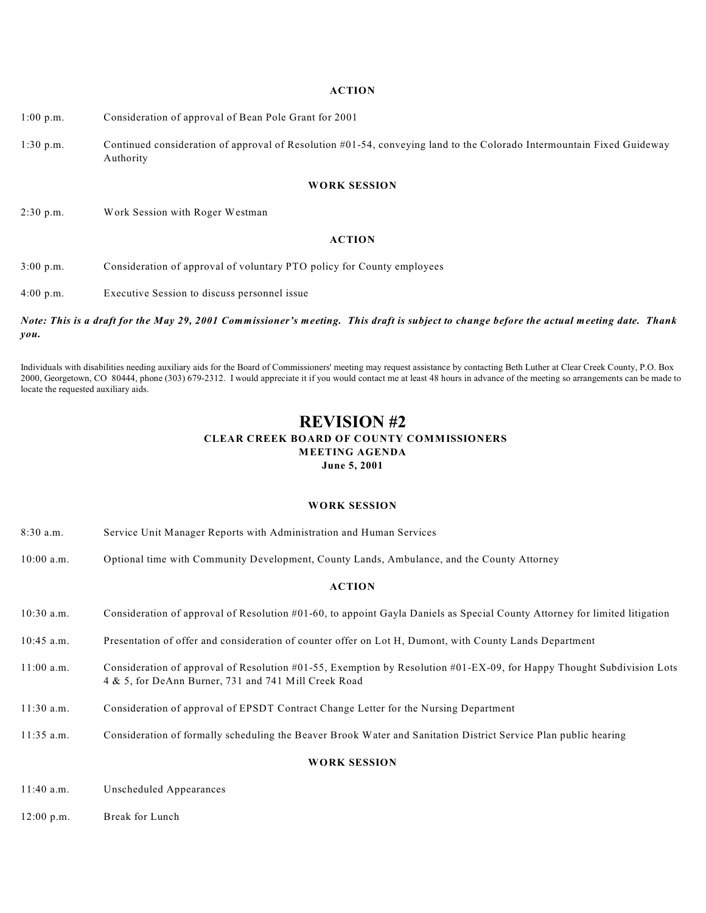**ACTION**

1:00 p.m. Consideration of approval of Bean Pole Grant for 2001

1:30 p.m. Continued consideration of approval of Resolution #01-54, conveying land to the Colorado Intermountain Fixed Guideway Authority

**WORK SESSION**

2:30 p.m. Work Session with Roger Westman

**ACTION**

3:00 p.m. Consideration of approval of voluntary PTO policy for County employees

4:00 p.m. Executive Session to discuss personnel issue

***Note: This is a draft for the May 29, 2001 Commissioner's meeting. This draft is subject to change before the actual meeting date. Thank you.***

Individuals with disabilities needing auxiliary aids for the Board of Commissioners' meeting may request assistance by contacting Beth Luther at Clear Creek County, P.O. Box 2000, Georgetown, CO 80444, phone (303) 679-2312. I would appreciate it if you would contact me at least 48 hours in advance of the meeting so arrangements can be made to locate the requested auxiliary aids.

# REVISION #2

## CLEAR CREEK BOARD OF COUNTY COMMISSIONERS
## MEETING AGENDA
### June 5, 2001

**WORK SESSION**

8:30 a.m. Service Unit Manager Reports with Administration and Human Services

10:00 a.m. Optional time with Community Development, County Lands, Ambulance, and the County Attorney

**ACTION**

10:30 a.m. Consideration of approval of Resolution #01-60, to appoint Gayla Daniels as Special County Attorney for limited litigation

10:45 a.m. Presentation of offer and consideration of counter offer on Lot H, Dumont, with County Lands Department

11:00 a.m. Consideration of approval of Resolution #01-55, Exemption by Resolution #01-EX-09, for Happy Thought Subdivision Lots 4 & 5, for DeAnn Burner, 731 and 741 Mill Creek Road

11:30 a.m. Consideration of approval of EPSDT Contract Change Letter for the Nursing Department

11:35 a.m. Consideration of formally scheduling the Beaver Brook Water and Sanitation District Service Plan public hearing

**WORK SESSION**

11:40 a.m. Unscheduled Appearances

12:00 p.m. Break for Lunch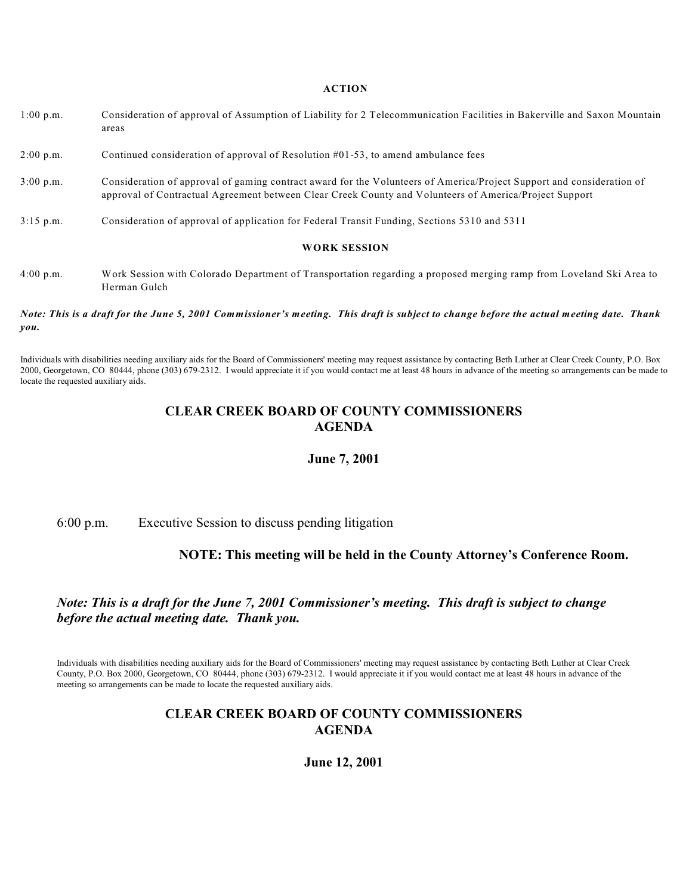**ACTION**

1:00 p.m. Consideration of approval of Assumption of Liability for 2 Telecommunication Facilities in Bakerville and Saxon Mountain areas

2:00 p.m. Continued consideration of approval of Resolution #01-53, to amend ambulance fees

3:00 p.m. Consideration of approval of gaming contract award for the Volunteers of America/Project Support and consideration of approval of Contractual Agreement between Clear Creek County and Volunteers of America/Project Support

3:15 p.m. Consideration of approval of application for Federal Transit Funding, Sections 5310 and 5311

**WORK SESSION**

4:00 p.m. Work Session with Colorado Department of Transportation regarding a proposed merging ramp from Loveland Ski Area to Herman Gulch

***Note: This is a draft for the June 5, 2001 Commissioner's meeting. This draft is subject to change before the actual meeting date. Thank you.***

Individuals with disabilities needing auxiliary aids for the Board of Commissioners' meeting may request assistance by contacting Beth Luther at Clear Creek County, P.O. Box 2000, Georgetown, CO 80444, phone (303) 679-2312. I would appreciate it if you would contact me at least 48 hours in advance of the meeting so arrangements can be made to locate the requested auxiliary aids.

## CLEAR CREEK BOARD OF COUNTY COMMISSIONERS AGENDA

### June 7, 2001

6:00 p.m. Executive Session to discuss pending litigation

**NOTE: This meeting will be held in the County Attorney's Conference Room.**

***Note: This is a draft for the June 7, 2001 Commissioner's meeting. This draft is subject to change before the actual meeting date. Thank you.***

Individuals with disabilities needing auxiliary aids for the Board of Commissioners' meeting may request assistance by contacting Beth Luther at Clear Creek County, P.O. Box 2000, Georgetown, CO 80444, phone (303) 679-2312. I would appreciate it if you would contact me at least 48 hours in advance of the meeting so arrangements can be made to locate the requested auxiliary aids.

## CLEAR CREEK BOARD OF COUNTY COMMISSIONERS AGENDA

### June 12, 2001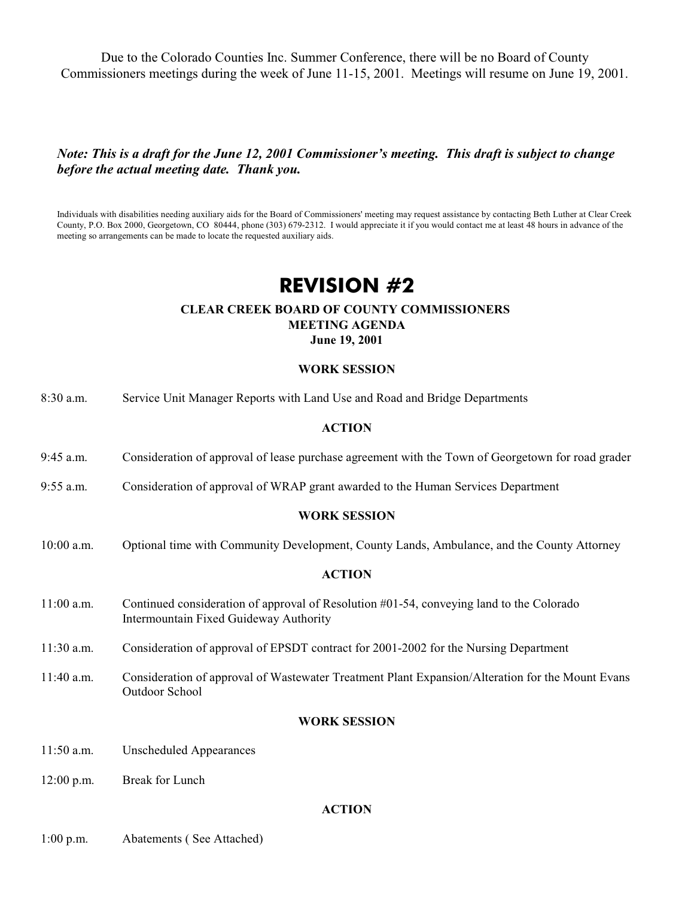Due to the Colorado Counties Inc. Summer Conference, there will be no Board of County Commissioners meetings during the week of June 11-15, 2001. Meetings will resume on June 19, 2001.

***Note: This is a draft for the June 12, 2001 Commissioner's meeting. This draft is subject to change before the actual meeting date. Thank you.***

Individuals with disabilities needing auxiliary aids for the Board of Commissioners' meeting may request assistance by contacting Beth Luther at Clear Creek County, P.O. Box 2000, Georgetown, CO 80444, phone (303) 679-2312. I would appreciate it if you would contact me at least 48 hours in advance of the meeting so arrangements can be made to locate the requested auxiliary aids.

# REVISION #2

**CLEAR CREEK BOARD OF COUNTY COMMISSIONERS**
**MEETING AGENDA**
**June 19, 2001**

**WORK SESSION**

8:30 a.m. Service Unit Manager Reports with Land Use and Road and Bridge Departments

**ACTION**

9:45 a.m. Consideration of approval of lease purchase agreement with the Town of Georgetown for road grader

9:55 a.m. Consideration of approval of WRAP grant awarded to the Human Services Department

**WORK SESSION**

10:00 a.m. Optional time with Community Development, County Lands, Ambulance, and the County Attorney

**ACTION**

11:00 a.m. Continued consideration of approval of Resolution #01-54, conveying land to the Colorado Intermountain Fixed Guideway Authority

11:30 a.m. Consideration of approval of EPSDT contract for 2001-2002 for the Nursing Department

11:40 a.m. Consideration of approval of Wastewater Treatment Plant Expansion/Alteration for the Mount Evans Outdoor School

**WORK SESSION**

11:50 a.m. Unscheduled Appearances

12:00 p.m. Break for Lunch

**ACTION**

1:00 p.m. Abatements ( See Attached)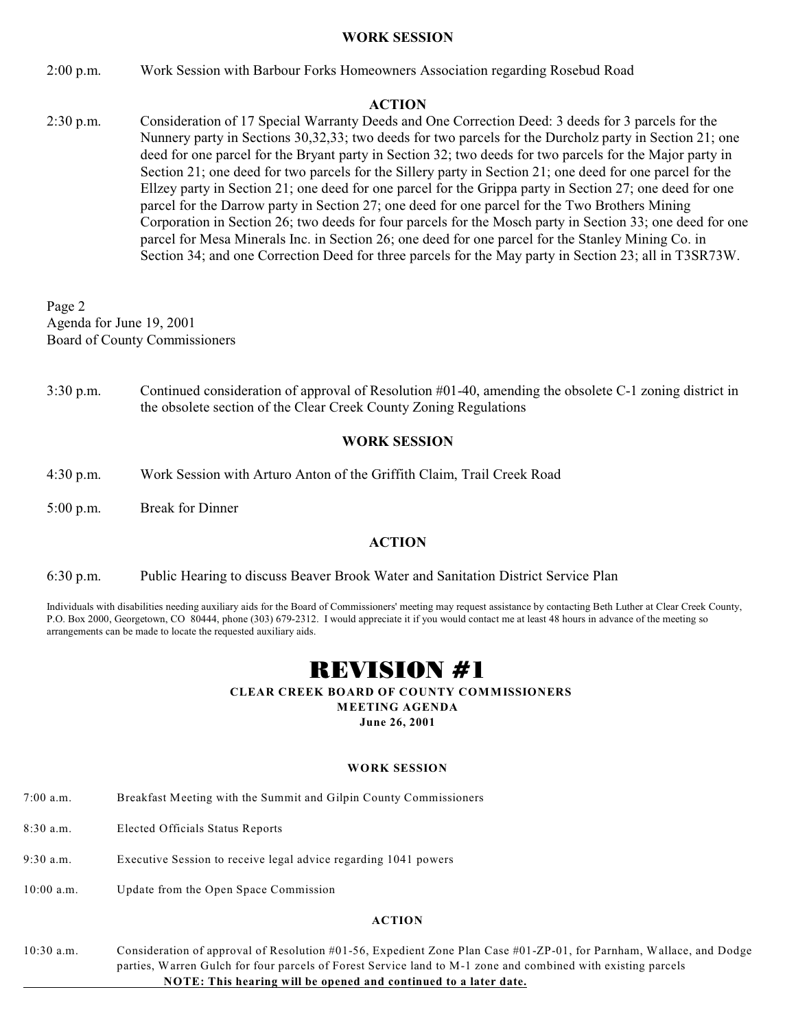**WORK SESSION**

2:00 p.m. Work Session with Barbour Forks Homeowners Association regarding Rosebud Road

**ACTION**

2:30 p.m. Consideration of 17 Special Warranty Deeds and One Correction Deed: 3 deeds for 3 parcels for the Nunnery party in Sections 30,32,33; two deeds for two parcels for the Durcholz party in Section 21; one deed for one parcel for the Bryant party in Section 32; two deeds for two parcels for the Major party in Section 21; one deed for two parcels for the Sillery party in Section 21; one deed for one parcel for the Ellzey party in Section 21; one deed for one parcel for the Grippa party in Section 27; one deed for one parcel for the Darrow party in Section 27; one deed for one parcel for the Two Brothers Mining Corporation in Section 26; two deeds for four parcels for the Mosch party in Section 33; one deed for one parcel for Mesa Minerals Inc. in Section 26; one deed for one parcel for the Stanley Mining Co. in Section 34; and one Correction Deed for three parcels for the May party in Section 23; all in T3SR73W.

Page 2
Agenda for June 19, 2001
Board of County Commissioners

3:30 p.m. Continued consideration of approval of Resolution #01-40, amending the obsolete C-1 zoning district in the obsolete section of the Clear Creek County Zoning Regulations

**WORK SESSION**

4:30 p.m. Work Session with Arturo Anton of the Griffith Claim, Trail Creek Road

5:00 p.m. Break for Dinner

**ACTION**

6:30 p.m. Public Hearing to discuss Beaver Brook Water and Sanitation District Service Plan

Individuals with disabilities needing auxiliary aids for the Board of Commissioners' meeting may request assistance by contacting Beth Luther at Clear Creek County, P.O. Box 2000, Georgetown, CO 80444, phone (303) 679-2312. I would appreciate it if you would contact me at least 48 hours in advance of the meeting so arrangements can be made to locate the requested auxiliary aids.

# REVISION #1

**CLEAR CREEK BOARD OF COUNTY COMMISSIONERS**
**MEETING AGENDA**
**June 26, 2001**

**WORK SESSION**

7:00 a.m. Breakfast Meeting with the Summit and Gilpin County Commissioners

8:30 a.m. Elected Officials Status Reports

9:30 a.m. Executive Session to receive legal advice regarding 1041 powers

10:00 a.m. Update from the Open Space Commission

**ACTION**

10:30 a.m. Consideration of approval of Resolution #01-56, Expedient Zone Plan Case #01-ZP-01, for Parnham, Wallace, and Dodge parties, Warren Gulch for four parcels of Forest Service land to M-1 zone and combined with existing parcels

**NOTE: This hearing will be opened and continued to a later date.**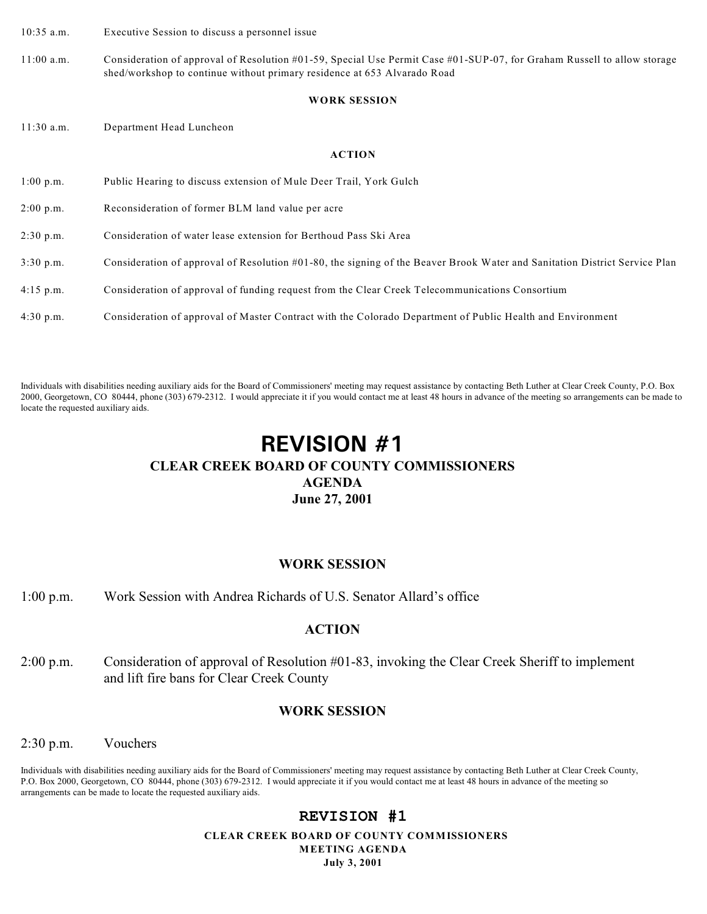10:35 a.m. Executive Session to discuss a personnel issue

11:00 a.m. Consideration of approval of Resolution #01-59, Special Use Permit Case #01-SUP-07, for Graham Russell to allow storage shed/workshop to continue without primary residence at 653 Alvarado Road

**WORK SESSION**

11:30 a.m. Department Head Luncheon

**ACTION**

1:00 p.m. Public Hearing to discuss extension of Mule Deer Trail, York Gulch

2:00 p.m. Reconsideration of former BLM land value per acre

2:30 p.m. Consideration of water lease extension for Berthoud Pass Ski Area

3:30 p.m. Consideration of approval of Resolution #01-80, the signing of the Beaver Brook Water and Sanitation District Service Plan

4:15 p.m. Consideration of approval of funding request from the Clear Creek Telecommunications Consortium

4:30 p.m. Consideration of approval of Master Contract with the Colorado Department of Public Health and Environment

Individuals with disabilities needing auxiliary aids for the Board of Commissioners' meeting may request assistance by contacting Beth Luther at Clear Creek County, P.O. Box 2000, Georgetown, CO 80444, phone (303) 679-2312. I would appreciate it if you would contact me at least 48 hours in advance of the meeting so arrangements can be made to locate the requested auxiliary aids.

# REVISION #1

## CLEAR CREEK BOARD OF COUNTY COMMISSIONERS
## AGENDA
## June 27, 2001

**WORK SESSION**

1:00 p.m. Work Session with Andrea Richards of U.S. Senator Allard's office

**ACTION**

2:00 p.m. Consideration of approval of Resolution #01-83, invoking the Clear Creek Sheriff to implement and lift fire bans for Clear Creek County

**WORK SESSION**

2:30 p.m. Vouchers

Individuals with disabilities needing auxiliary aids for the Board of Commissioners' meeting may request assistance by contacting Beth Luther at Clear Creek County, P.O. Box 2000, Georgetown, CO 80444, phone (303) 679-2312. I would appreciate it if you would contact me at least 48 hours in advance of the meeting so arrangements can be made to locate the requested auxiliary aids.

# REVISION #1

## CLEAR CREEK BOARD OF COUNTY COMMISSIONERS
## MEETING AGENDA
## July 3, 2001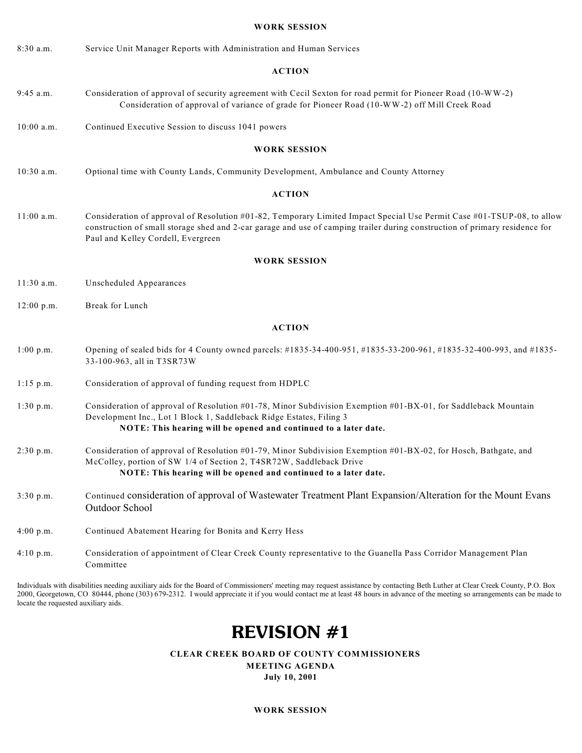**WORK SESSION**

8:30 a.m. Service Unit Manager Reports with Administration and Human Services

**ACTION**

9:45 a.m. Consideration of approval of security agreement with Cecil Sexton for road permit for Pioneer Road (10-WW-2)
Consideration of approval of variance of grade for Pioneer Road (10-WW-2) off Mill Creek Road

10:00 a.m. Continued Executive Session to discuss 1041 powers

**WORK SESSION**

10:30 a.m. Optional time with County Lands, Community Development, Ambulance and County Attorney

**ACTION**

11:00 a.m. Consideration of approval of Resolution #01-82, Temporary Limited Impact Special Use Permit Case #01-TSUP-08, to allow construction of small storage shed and 2-car garage and use of camping trailer during construction of primary residence for Paul and Kelley Cordell, Evergreen

**WORK SESSION**

11:30 a.m. Unscheduled Appearances

12:00 p.m. Break for Lunch

**ACTION**

1:00 p.m. Opening of sealed bids for 4 County owned parcels: #1835-34-400-951, #1835-33-200-961, #1835-32-400-993, and #1835-33-100-963, all in T3SR73W

1:15 p.m. Consideration of approval of funding request from HDPLC

1:30 p.m. Consideration of approval of Resolution #01-78, Minor Subdivision Exemption #01-BX-01, for Saddleback Mountain Development Inc., Lot 1 Block 1, Saddleback Ridge Estates, Filing 3
**NOTE: This hearing will be opened and continued to a later date.**

2:30 p.m. Consideration of approval of Resolution #01-79, Minor Subdivision Exemption #01-BX-02, for Hosch, Bathgate, and McColley, portion of SW 1/4 of Section 2, T4SR72W, Saddleback Drive
**NOTE: This hearing will be opened and continued to a later date.**

3:30 p.m. Continued consideration of approval of Wastewater Treatment Plant Expansion/Alteration for the Mount Evans Outdoor School

4:00 p.m. Continued Abatement Hearing for Bonita and Kerry Hess

4:10 p.m. Consideration of appointment of Clear Creek County representative to the Guanella Pass Corridor Management Plan Committee

Individuals with disabilities needing auxiliary aids for the Board of Commissioners' meeting may request assistance by contacting Beth Luther at Clear Creek County, P.O. Box 2000, Georgetown, CO 80444, phone (303) 679-2312. I would appreciate it if you would contact me at least 48 hours in advance of the meeting so arrangements can be made to locate the requested auxiliary aids.

# REVISION #1

**CLEAR CREEK BOARD OF COUNTY COMMISSIONERS**

**MEETING AGENDA**

**July 10, 2001**

**WORK SESSION**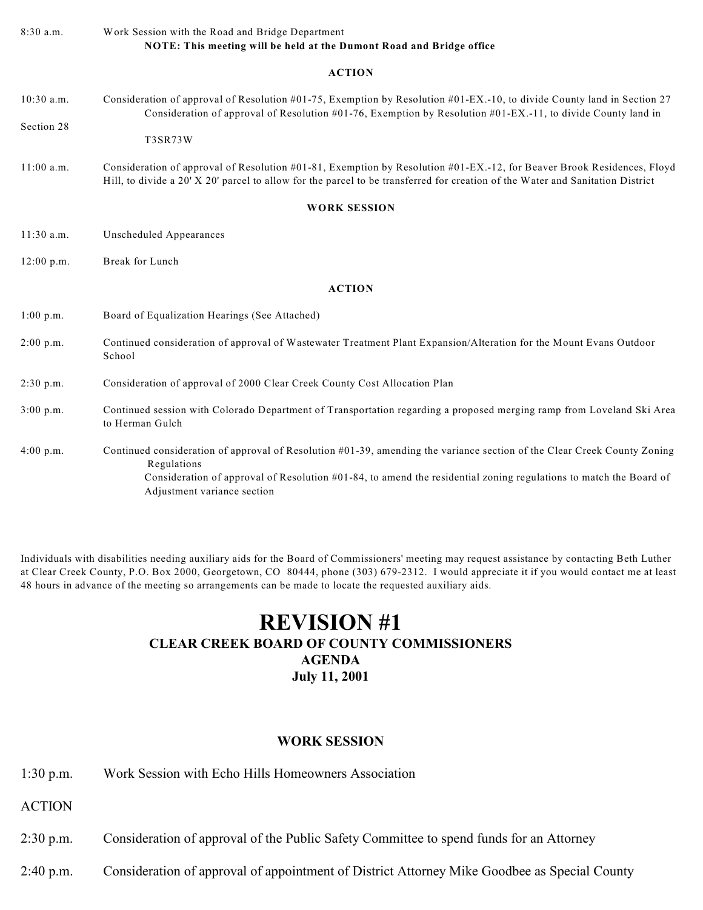8:30 a.m. Work Session with the Road and Bridge Department
**NOTE: This meeting will be held at the Dumont Road and Bridge office**

**ACTION**

10:30 a.m. Consideration of approval of Resolution #01-75, Exemption by Resolution #01-EX.-10, to divide County land in Section 27
Consideration of approval of Resolution #01-76, Exemption by Resolution #01-EX.-11, to divide County land in Section 28
T3SR73W

11:00 a.m. Consideration of approval of Resolution #01-81, Exemption by Resolution #01-EX.-12, for Beaver Brook Residences, Floyd Hill, to divide a 20' X 20' parcel to allow for the parcel to be transferred for creation of the Water and Sanitation District

**WORK SESSION**

11:30 a.m. Unscheduled Appearances

12:00 p.m. Break for Lunch

**ACTION**

1:00 p.m. Board of Equalization Hearings (See Attached)

2:00 p.m. Continued consideration of approval of Wastewater Treatment Plant Expansion/Alteration for the Mount Evans Outdoor School

2:30 p.m. Consideration of approval of 2000 Clear Creek County Cost Allocation Plan

3:00 p.m. Continued session with Colorado Department of Transportation regarding a proposed merging ramp from Loveland Ski Area to Herman Gulch

4:00 p.m. Continued consideration of approval of Resolution #01-39, amending the variance section of the Clear Creek County Zoning Regulations
Consideration of approval of Resolution #01-84, to amend the residential zoning regulations to match the Board of Adjustment variance section

Individuals with disabilities needing auxiliary aids for the Board of Commissioners' meeting may request assistance by contacting Beth Luther at Clear Creek County, P.O. Box 2000, Georgetown, CO 80444, phone (303) 679-2312. I would appreciate it if you would contact me at least 48 hours in advance of the meeting so arrangements can be made to locate the requested auxiliary aids.

# REVISION #1
## CLEAR CREEK BOARD OF COUNTY COMMISSIONERS
## AGENDA
## July 11, 2001

**WORK SESSION**

1:30 p.m. Work Session with Echo Hills Homeowners Association

ACTION

2:30 p.m. Consideration of approval of the Public Safety Committee to spend funds for an Attorney

2:40 p.m. Consideration of approval of appointment of District Attorney Mike Goodbee as Special County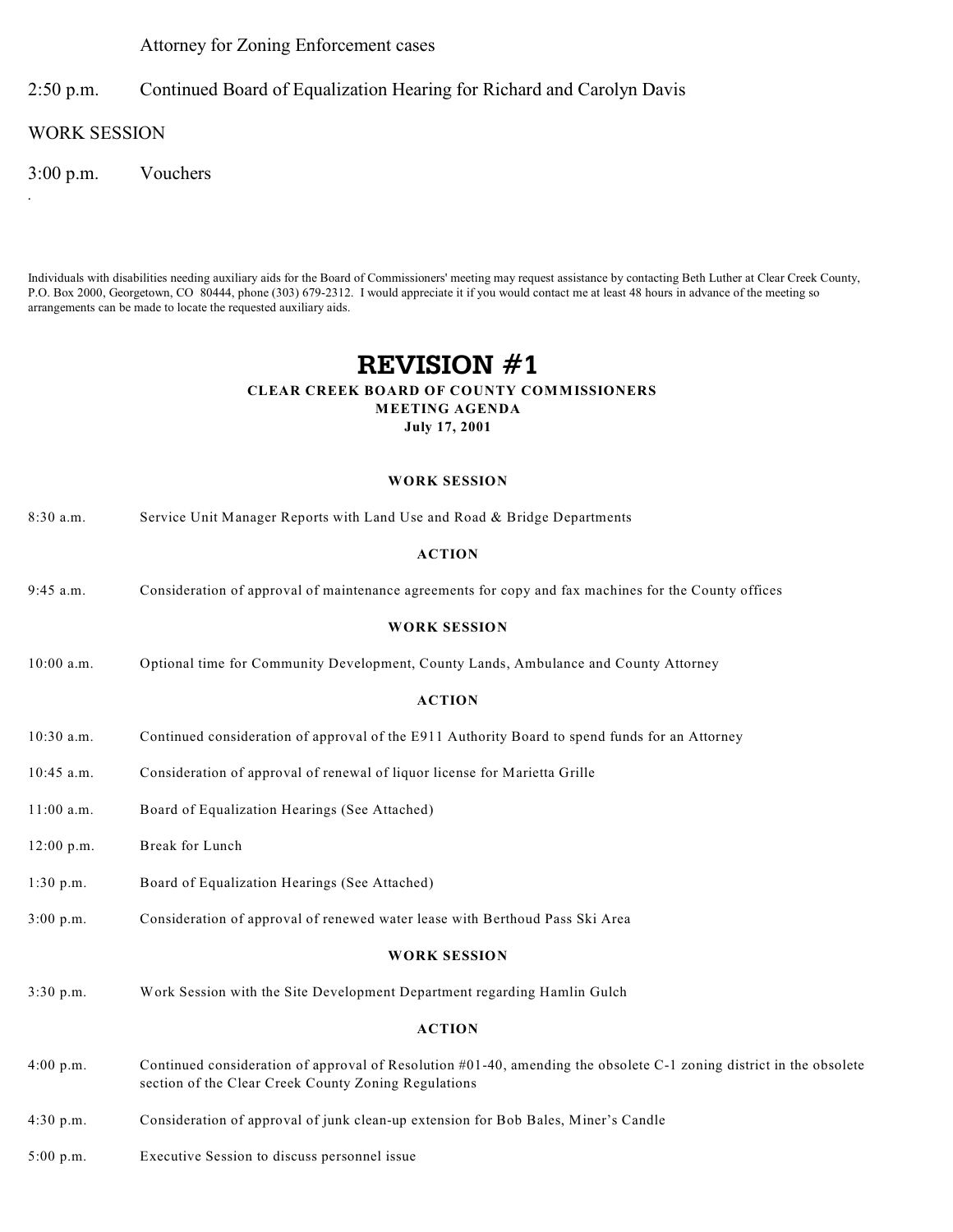Attorney for Zoning Enforcement cases

2:50 p.m. Continued Board of Equalization Hearing for Richard and Carolyn Davis

WORK SESSION

3:00 p.m. Vouchers

.

Individuals with disabilities needing auxiliary aids for the Board of Commissioners' meeting may request assistance by contacting Beth Luther at Clear Creek County, P.O. Box 2000, Georgetown, CO 80444, phone (303) 679-2312. I would appreciate it if you would contact me at least 48 hours in advance of the meeting so arrangements can be made to locate the requested auxiliary aids.

# REVISION #1

**CLEAR CREEK BOARD OF COUNTY COMMISSIONERS**
**MEETING AGENDA**
**July 17, 2001**

**WORK SESSION**

8:30 a.m. Service Unit Manager Reports with Land Use and Road & Bridge Departments

**ACTION**

9:45 a.m. Consideration of approval of maintenance agreements for copy and fax machines for the County offices

**WORK SESSION**

10:00 a.m. Optional time for Community Development, County Lands, Ambulance and County Attorney

**ACTION**

10:30 a.m. Continued consideration of approval of the E911 Authority Board to spend funds for an Attorney

10:45 a.m. Consideration of approval of renewal of liquor license for Marietta Grille

11:00 a.m. Board of Equalization Hearings (See Attached)

12:00 p.m. Break for Lunch

1:30 p.m. Board of Equalization Hearings (See Attached)

3:00 p.m. Consideration of approval of renewed water lease with Berthoud Pass Ski Area

**WORK SESSION**

3:30 p.m. Work Session with the Site Development Department regarding Hamlin Gulch

**ACTION**

4:00 p.m. Continued consideration of approval of Resolution #01-40, amending the obsolete C-1 zoning district in the obsolete section of the Clear Creek County Zoning Regulations

4:30 p.m. Consideration of approval of junk clean-up extension for Bob Bales, Miner's Candle

5:00 p.m. Executive Session to discuss personnel issue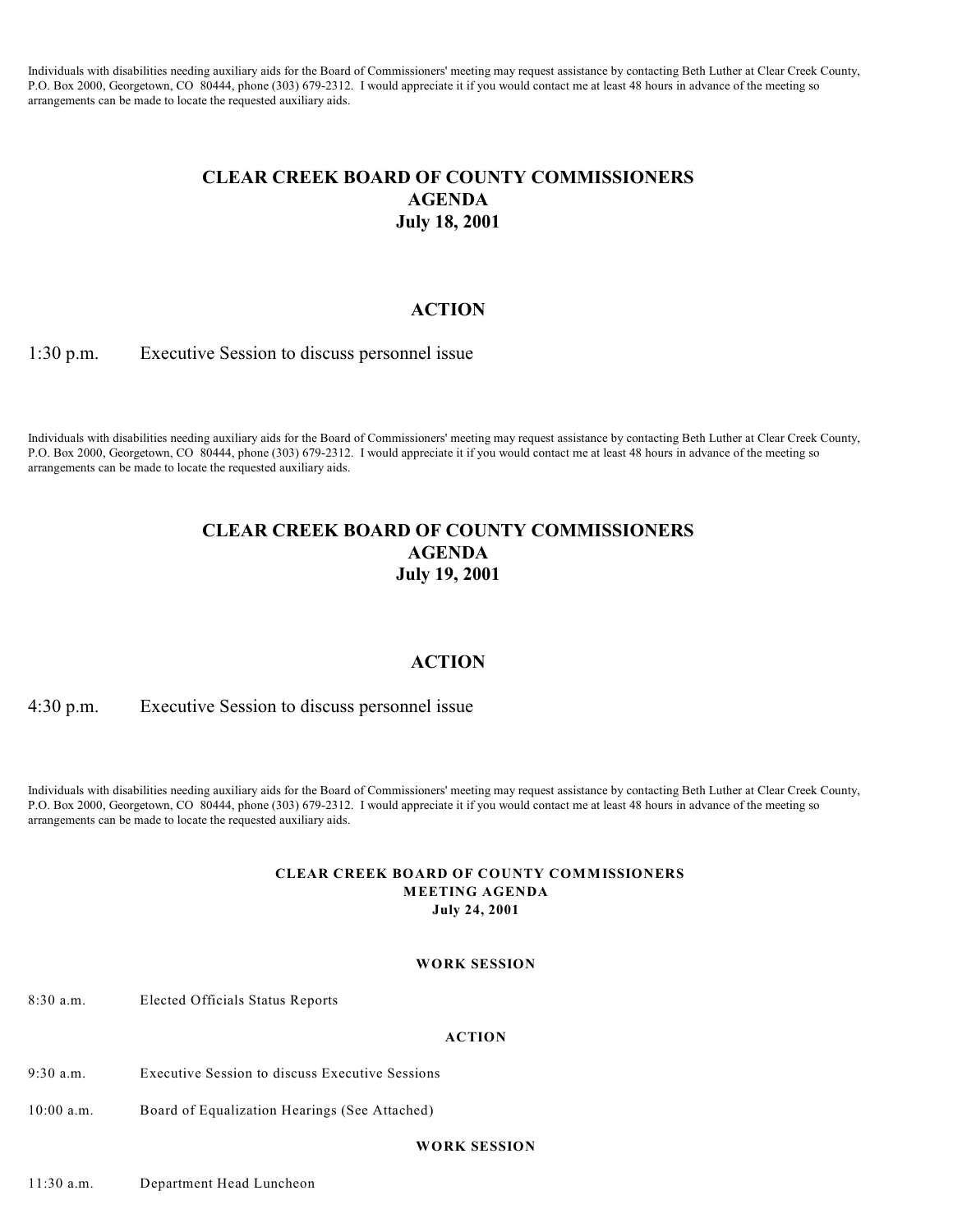Individuals with disabilities needing auxiliary aids for the Board of Commissioners' meeting may request assistance by contacting Beth Luther at Clear Creek County, P.O. Box 2000, Georgetown, CO 80444, phone (303) 679-2312. I would appreciate it if you would contact me at least 48 hours in advance of the meeting so arrangements can be made to locate the requested auxiliary aids.

# CLEAR CREEK BOARD OF COUNTY COMMISSIONERS
# AGENDA
# July 18, 2001

## ACTION

1:30 p.m. Executive Session to discuss personnel issue

Individuals with disabilities needing auxiliary aids for the Board of Commissioners' meeting may request assistance by contacting Beth Luther at Clear Creek County, P.O. Box 2000, Georgetown, CO 80444, phone (303) 679-2312. I would appreciate it if you would contact me at least 48 hours in advance of the meeting so arrangements can be made to locate the requested auxiliary aids.

# CLEAR CREEK BOARD OF COUNTY COMMISSIONERS
# AGENDA
# July 19, 2001

## ACTION

4:30 p.m. Executive Session to discuss personnel issue

Individuals with disabilities needing auxiliary aids for the Board of Commissioners' meeting may request assistance by contacting Beth Luther at Clear Creek County, P.O. Box 2000, Georgetown, CO 80444, phone (303) 679-2312. I would appreciate it if you would contact me at least 48 hours in advance of the meeting so arrangements can be made to locate the requested auxiliary aids.

# CLEAR CREEK BOARD OF COUNTY COMMISSIONERS
# MEETING AGENDA
# July 24, 2001

## WORK SESSION

8:30 a.m. Elected Officials Status Reports

## ACTION

9:30 a.m. Executive Session to discuss Executive Sessions

10:00 a.m. Board of Equalization Hearings (See Attached)

## WORK SESSION

11:30 a.m. Department Head Luncheon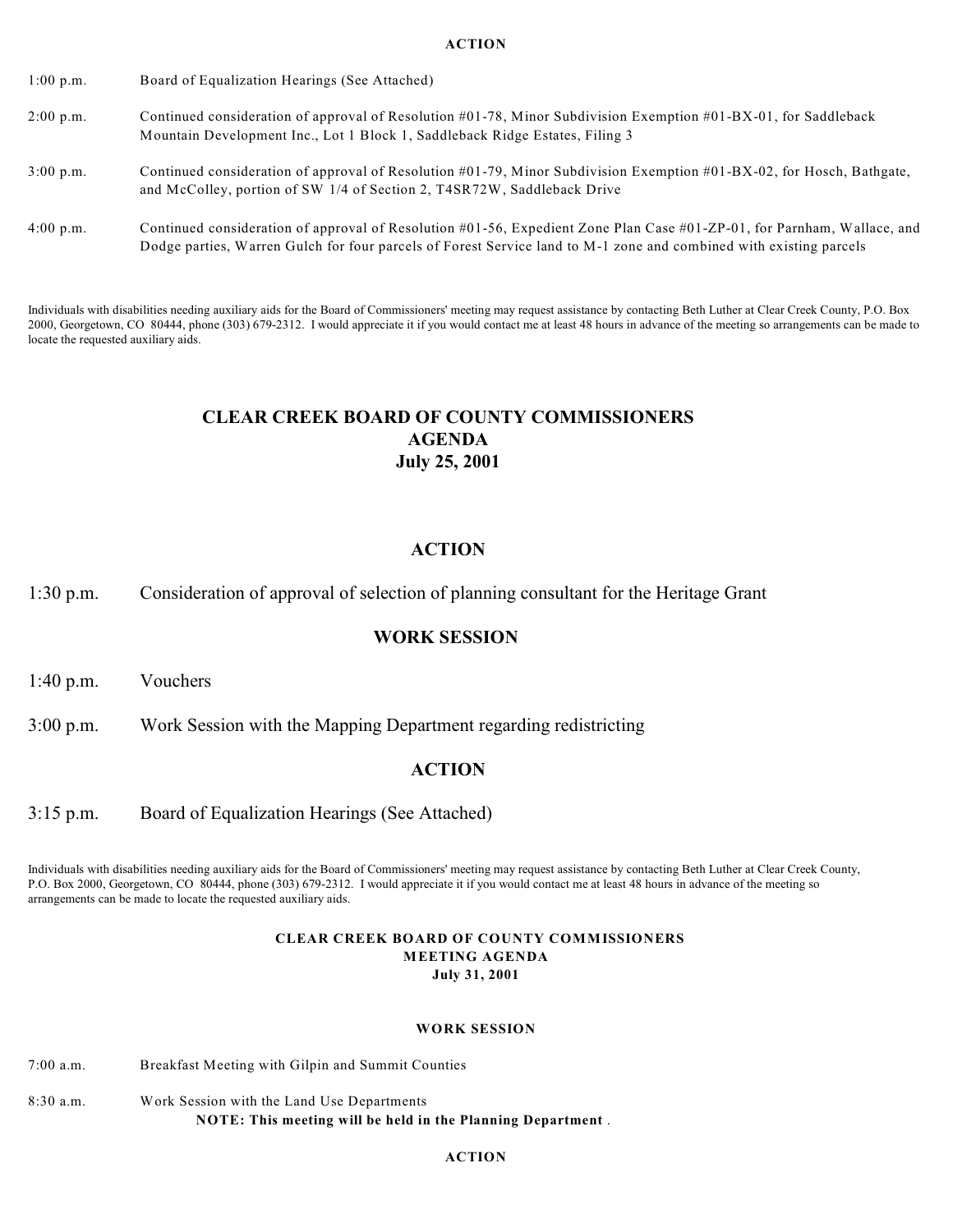**ACTION**

1:00 p.m. Board of Equalization Hearings (See Attached)

2:00 p.m. Continued consideration of approval of Resolution #01-78, Minor Subdivision Exemption #01-BX-01, for Saddleback Mountain Development Inc., Lot 1 Block 1, Saddleback Ridge Estates, Filing 3

3:00 p.m. Continued consideration of approval of Resolution #01-79, Minor Subdivision Exemption #01-BX-02, for Hosch, Bathgate, and McColley, portion of SW 1/4 of Section 2, T4SR72W, Saddleback Drive

4:00 p.m. Continued consideration of approval of Resolution #01-56, Expedient Zone Plan Case #01-ZP-01, for Parnham, Wallace, and Dodge parties, Warren Gulch for four parcels of Forest Service land to M-1 zone and combined with existing parcels

Individuals with disabilities needing auxiliary aids for the Board of Commissioners' meeting may request assistance by contacting Beth Luther at Clear Creek County, P.O. Box 2000, Georgetown, CO 80444, phone (303) 679-2312. I would appreciate it if you would contact me at least 48 hours in advance of the meeting so arrangements can be made to locate the requested auxiliary aids.

# CLEAR CREEK BOARD OF COUNTY COMMISSIONERS
# AGENDA
# July 25, 2001

## ACTION

1:30 p.m. Consideration of approval of selection of planning consultant for the Heritage Grant

## WORK SESSION

1:40 p.m. Vouchers

3:00 p.m. Work Session with the Mapping Department regarding redistricting

## ACTION

3:15 p.m. Board of Equalization Hearings (See Attached)

Individuals with disabilities needing auxiliary aids for the Board of Commissioners' meeting may request assistance by contacting Beth Luther at Clear Creek County, P.O. Box 2000, Georgetown, CO 80444, phone (303) 679-2312. I would appreciate it if you would contact me at least 48 hours in advance of the meeting so arrangements can be made to locate the requested auxiliary aids.

# CLEAR CREEK BOARD OF COUNTY COMMISSIONERS
# MEETING AGENDA
# July 31, 2001

## WORK SESSION

7:00 a.m. Breakfast Meeting with Gilpin and Summit Counties

8:30 a.m. Work Session with the Land Use Departments
**NOTE: This meeting will be held in the Planning Department** .

## ACTION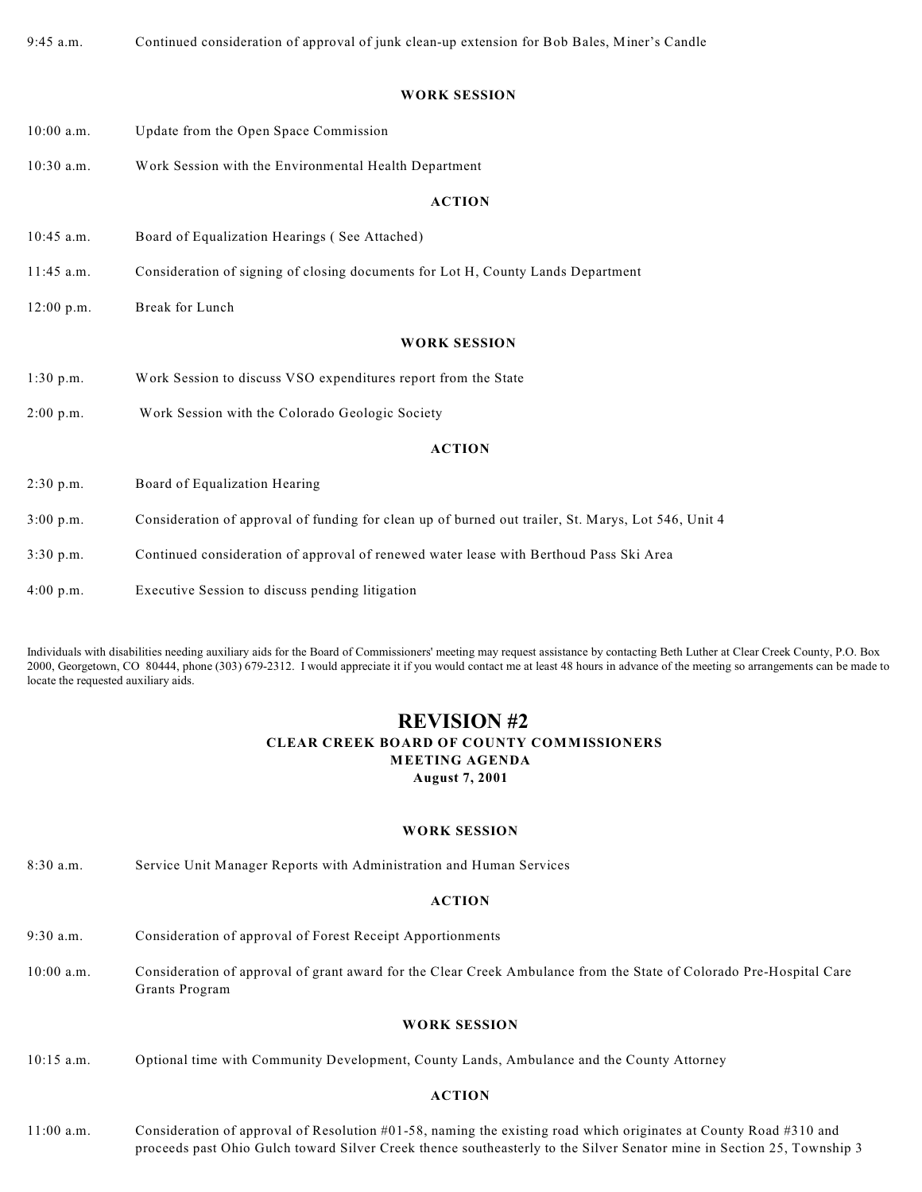9:45 a.m. Continued consideration of approval of junk clean-up extension for Bob Bales, Miner's Candle

**WORK SESSION**

10:00 a.m. Update from the Open Space Commission

10:30 a.m. Work Session with the Environmental Health Department

**ACTION**

10:45 a.m. Board of Equalization Hearings ( See Attached)

11:45 a.m. Consideration of signing of closing documents for Lot H, County Lands Department

12:00 p.m. Break for Lunch

**WORK SESSION**

1:30 p.m. Work Session to discuss VSO expenditures report from the State

2:00 p.m. Work Session with the Colorado Geologic Society

**ACTION**

2:30 p.m. Board of Equalization Hearing

3:00 p.m. Consideration of approval of funding for clean up of burned out trailer, St. Marys, Lot 546, Unit 4

3:30 p.m. Continued consideration of approval of renewed water lease with Berthoud Pass Ski Area

4:00 p.m. Executive Session to discuss pending litigation

Individuals with disabilities needing auxiliary aids for the Board of Commissioners' meeting may request assistance by contacting Beth Luther at Clear Creek County, P.O. Box 2000, Georgetown, CO 80444, phone (303) 679-2312. I would appreciate it if you would contact me at least 48 hours in advance of the meeting so arrangements can be made to locate the requested auxiliary aids.

# REVISION #2

## CLEAR CREEK BOARD OF COUNTY COMMISSIONERS
## MEETING AGENDA
### August 7, 2001

**WORK SESSION**

8:30 a.m. Service Unit Manager Reports with Administration and Human Services

**ACTION**

9:30 a.m. Consideration of approval of Forest Receipt Apportionments

10:00 a.m. Consideration of approval of grant award for the Clear Creek Ambulance from the State of Colorado Pre-Hospital Care Grants Program

**WORK SESSION**

10:15 a.m. Optional time with Community Development, County Lands, Ambulance and the County Attorney

**ACTION**

11:00 a.m. Consideration of approval of Resolution #01-58, naming the existing road which originates at County Road #310 and proceeds past Ohio Gulch toward Silver Creek thence southeasterly to the Silver Senator mine in Section 25, Township 3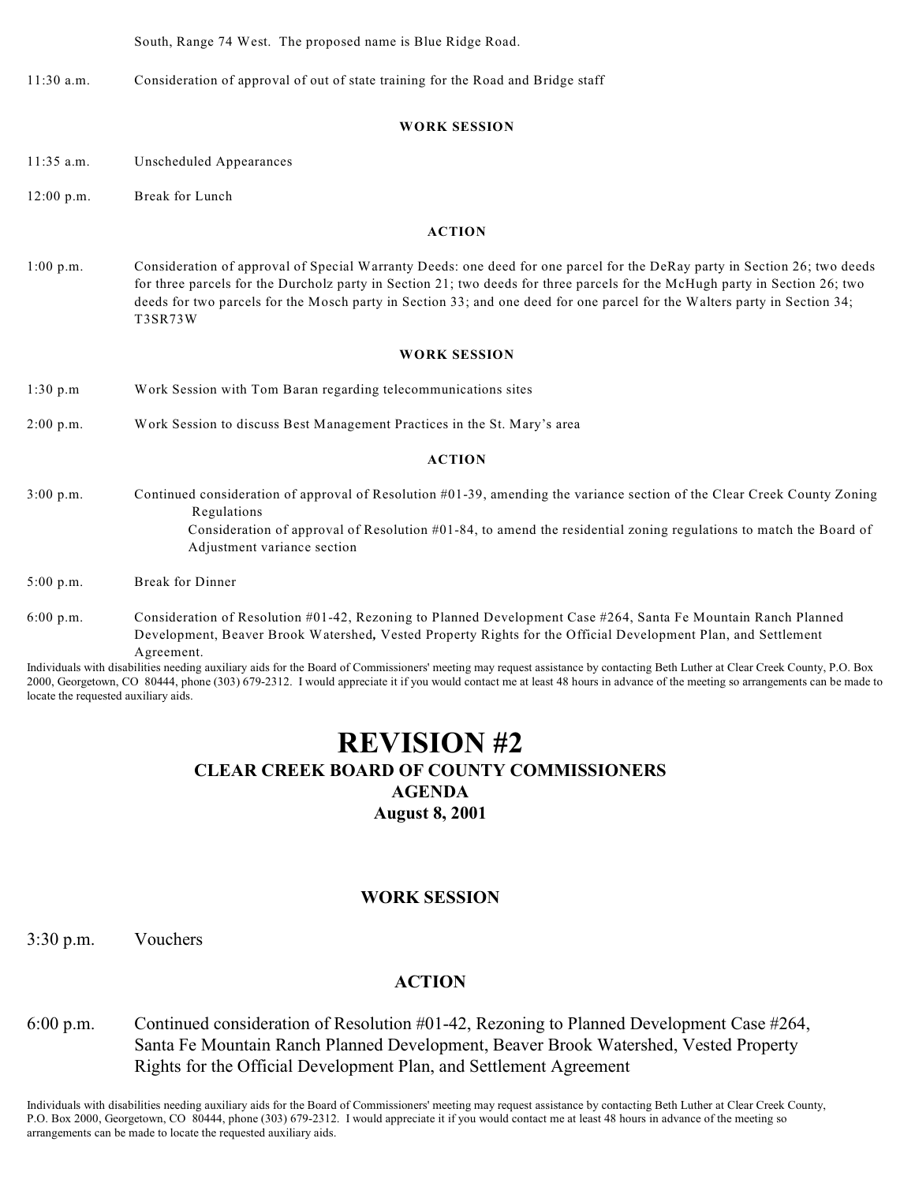South, Range 74 West. The proposed name is Blue Ridge Road.

11:30 a.m. Consideration of approval of out of state training for the Road and Bridge staff

**WORK SESSION**

11:35 a.m. Unscheduled Appearances

12:00 p.m. Break for Lunch

**ACTION**

1:00 p.m. Consideration of approval of Special Warranty Deeds: one deed for one parcel for the DeRay party in Section 26; two deeds for three parcels for the Durcholz party in Section 21; two deeds for three parcels for the McHugh party in Section 26; two deeds for two parcels for the Mosch party in Section 33; and one deed for one parcel for the Walters party in Section 34; T3SR73W

**WORK SESSION**

1:30 p.m Work Session with Tom Baran regarding telecommunications sites

2:00 p.m. Work Session to discuss Best Management Practices in the St. Mary's area

**ACTION**

3:00 p.m. Continued consideration of approval of Resolution #01-39, amending the variance section of the Clear Creek County Zoning Regulations
Consideration of approval of Resolution #01-84, to amend the residential zoning regulations to match the Board of Adjustment variance section

5:00 p.m. Break for Dinner

6:00 p.m. Consideration of Resolution #01-42, Rezoning to Planned Development Case #264, Santa Fe Mountain Ranch Planned Development, Beaver Brook Watershed, Vested Property Rights for the Official Development Plan, and Settlement Agreement.

Individuals with disabilities needing auxiliary aids for the Board of Commissioners' meeting may request assistance by contacting Beth Luther at Clear Creek County, P.O. Box 2000, Georgetown, CO 80444, phone (303) 679-2312. I would appreciate it if you would contact me at least 48 hours in advance of the meeting so arrangements can be made to locate the requested auxiliary aids.

# REVISION #2

## CLEAR CREEK BOARD OF COUNTY COMMISSIONERS

## AGENDA

## August 8, 2001

### WORK SESSION

3:30 p.m. Vouchers

### ACTION

6:00 p.m. Continued consideration of Resolution #01-42, Rezoning to Planned Development Case #264, Santa Fe Mountain Ranch Planned Development, Beaver Brook Watershed, Vested Property Rights for the Official Development Plan, and Settlement Agreement

Individuals with disabilities needing auxiliary aids for the Board of Commissioners' meeting may request assistance by contacting Beth Luther at Clear Creek County, P.O. Box 2000, Georgetown, CO 80444, phone (303) 679-2312. I would appreciate it if you would contact me at least 48 hours in advance of the meeting so arrangements can be made to locate the requested auxiliary aids.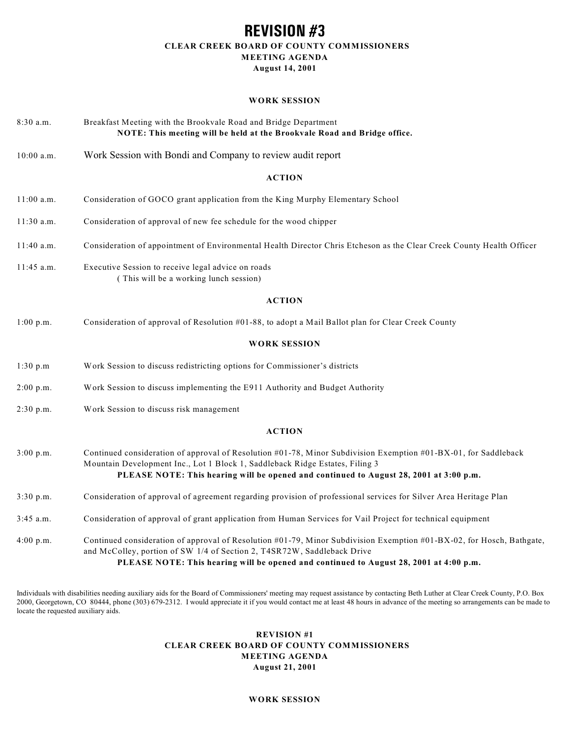# REVISION #3

**CLEAR CREEK BOARD OF COUNTY COMMISSIONERS**
**MEETING AGENDA**
**August 14, 2001**

**WORK SESSION**

8:30 a.m. Breakfast Meeting with the Brookvale Road and Bridge Department
**NOTE: This meeting will be held at the Brookvale Road and Bridge office.**

10:00 a.m. Work Session with Bondi and Company to review audit report

**ACTION**

11:00 a.m. Consideration of GOCO grant application from the King Murphy Elementary School

11:30 a.m. Consideration of approval of new fee schedule for the wood chipper

11:40 a.m. Consideration of appointment of Environmental Health Director Chris Etcheson as the Clear Creek County Health Officer

11:45 a.m. Executive Session to receive legal advice on roads
( This will be a working lunch session)

**ACTION**

1:00 p.m. Consideration of approval of Resolution #01-88, to adopt a Mail Ballot plan for Clear Creek County

**WORK SESSION**

1:30 p.m Work Session to discuss redistricting options for Commissioner's districts

2:00 p.m. Work Session to discuss implementing the E911 Authority and Budget Authority

2:30 p.m. Work Session to discuss risk management

**ACTION**

3:00 p.m. Continued consideration of approval of Resolution #01-78, Minor Subdivision Exemption #01-BX-01, for Saddleback Mountain Development Inc., Lot 1 Block 1, Saddleback Ridge Estates, Filing 3
**PLEASE NOTE: This hearing will be opened and continued to August 28, 2001 at 3:00 p.m.**

3:30 p.m. Consideration of approval of agreement regarding provision of professional services for Silver Area Heritage Plan

3:45 a.m. Consideration of approval of grant application from Human Services for Vail Project for technical equipment

4:00 p.m. Continued consideration of approval of Resolution #01-79, Minor Subdivision Exemption #01-BX-02, for Hosch, Bathgate, and McColley, portion of SW 1/4 of Section 2, T4SR72W, Saddleback Drive
**PLEASE NOTE: This hearing will be opened and continued to August 28, 2001 at 4:00 p.m.**

Individuals with disabilities needing auxiliary aids for the Board of Commissioners' meeting may request assistance by contacting Beth Luther at Clear Creek County, P.O. Box 2000, Georgetown, CO 80444, phone (303) 679-2312. I would appreciate it if you would contact me at least 48 hours in advance of the meeting so arrangements can be made to locate the requested auxiliary aids.

**REVISION #1**
**CLEAR CREEK BOARD OF COUNTY COMMISSIONERS**
**MEETING AGENDA**
**August 21, 2001**

**WORK SESSION**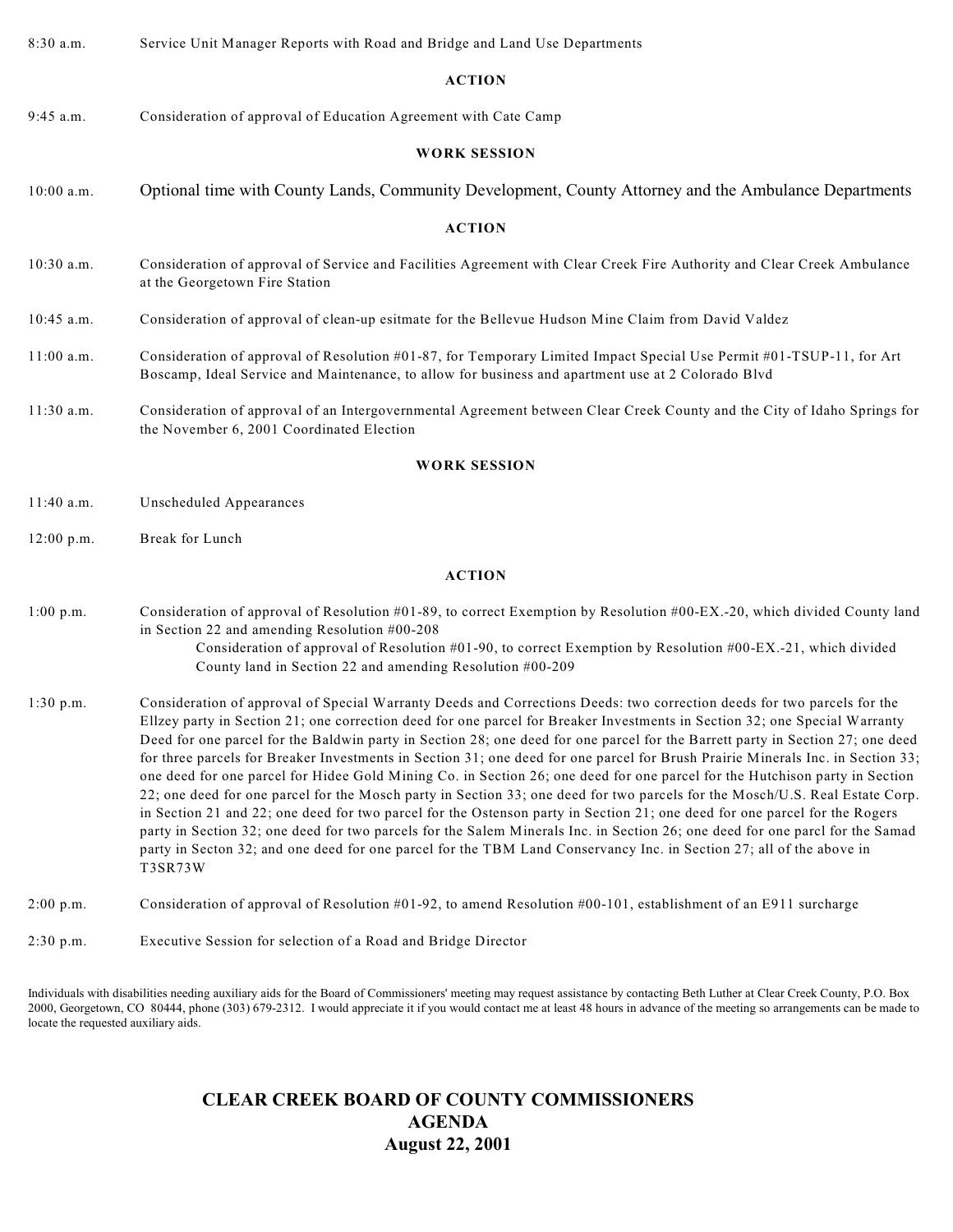8:30 a.m. Service Unit Manager Reports with Road and Bridge and Land Use Departments

**ACTION**

9:45 a.m. Consideration of approval of Education Agreement with Cate Camp

**WORK SESSION**

10:00 a.m. Optional time with County Lands, Community Development, County Attorney and the Ambulance Departments

**ACTION**

10:30 a.m. Consideration of approval of Service and Facilities Agreement with Clear Creek Fire Authority and Clear Creek Ambulance at the Georgetown Fire Station

10:45 a.m. Consideration of approval of clean-up esitmate for the Bellevue Hudson Mine Claim from David Valdez

11:00 a.m. Consideration of approval of Resolution #01-87, for Temporary Limited Impact Special Use Permit #01-TSUP-11, for Art Boscamp, Ideal Service and Maintenance, to allow for business and apartment use at 2 Colorado Blvd

11:30 a.m. Consideration of approval of an Intergovernmental Agreement between Clear Creek County and the City of Idaho Springs for the November 6, 2001 Coordinated Election

**WORK SESSION**

11:40 a.m. Unscheduled Appearances

12:00 p.m. Break for Lunch

**ACTION**

1:00 p.m. Consideration of approval of Resolution #01-89, to correct Exemption by Resolution #00-EX.-20, which divided County land in Section 22 and amending Resolution #00-208

Consideration of approval of Resolution #01-90, to correct Exemption by Resolution #00-EX.-21, which divided County land in Section 22 and amending Resolution #00-209

1:30 p.m. Consideration of approval of Special Warranty Deeds and Corrections Deeds: two correction deeds for two parcels for the Ellzey party in Section 21; one correction deed for one parcel for Breaker Investments in Section 32; one Special Warranty Deed for one parcel for the Baldwin party in Section 28; one deed for one parcel for the Barrett party in Section 27; one deed for three parcels for Breaker Investments in Section 31; one deed for one parcel for Brush Prairie Minerals Inc. in Section 33; one deed for one parcel for Hidee Gold Mining Co. in Section 26; one deed for one parcel for the Hutchison party in Section 22; one deed for one parcel for the Mosch party in Section 33; one deed for two parcels for the Mosch/U.S. Real Estate Corp. in Section 21 and 22; one deed for two parcel for the Ostenson party in Section 21; one deed for one parcel for the Rogers party in Section 32; one deed for two parcels for the Salem Minerals Inc. in Section 26; one deed for one parcl for the Samad party in Secton 32; and one deed for one parcel for the TBM Land Conservancy Inc. in Section 27; all of the above in T3SR73W

2:00 p.m. Consideration of approval of Resolution #01-92, to amend Resolution #00-101, establishment of an E911 surcharge

2:30 p.m. Executive Session for selection of a Road and Bridge Director

Individuals with disabilities needing auxiliary aids for the Board of Commissioners' meeting may request assistance by contacting Beth Luther at Clear Creek County, P.O. Box 2000, Georgetown, CO 80444, phone (303) 679-2312. I would appreciate it if you would contact me at least 48 hours in advance of the meeting so arrangements can be made to locate the requested auxiliary aids.

# CLEAR CREEK BOARD OF COUNTY COMMISSIONERS
## AGENDA
## August 22, 2001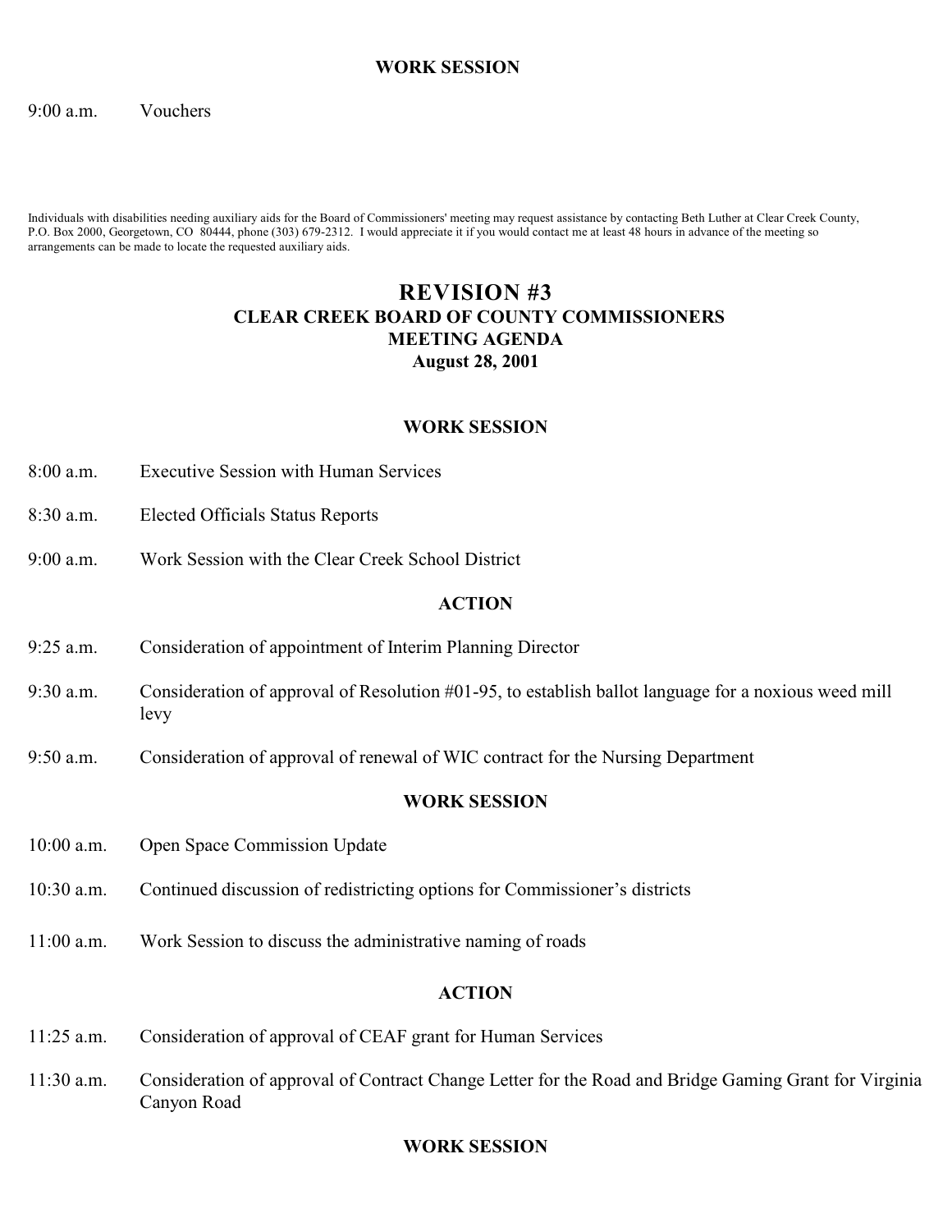**WORK SESSION**

9:00 a.m. Vouchers

Individuals with disabilities needing auxiliary aids for the Board of Commissioners' meeting may request assistance by contacting Beth Luther at Clear Creek County, P.O. Box 2000, Georgetown, CO 80444, phone (303) 679-2312. I would appreciate it if you would contact me at least 48 hours in advance of the meeting so arrangements can be made to locate the requested auxiliary aids.

# REVISION #3
## CLEAR CREEK BOARD OF COUNTY COMMISSIONERS
## MEETING AGENDA
## August 28, 2001

**WORK SESSION**

8:00 a.m. Executive Session with Human Services

8:30 a.m. Elected Officials Status Reports

9:00 a.m. Work Session with the Clear Creek School District

**ACTION**

9:25 a.m. Consideration of appointment of Interim Planning Director

9:30 a.m. Consideration of approval of Resolution #01-95, to establish ballot language for a noxious weed mill levy

9:50 a.m. Consideration of approval of renewal of WIC contract for the Nursing Department

**WORK SESSION**

10:00 a.m. Open Space Commission Update

10:30 a.m. Continued discussion of redistricting options for Commissioner's districts

11:00 a.m. Work Session to discuss the administrative naming of roads

**ACTION**

11:25 a.m. Consideration of approval of CEAF grant for Human Services

11:30 a.m. Consideration of approval of Contract Change Letter for the Road and Bridge Gaming Grant for Virginia Canyon Road

**WORK SESSION**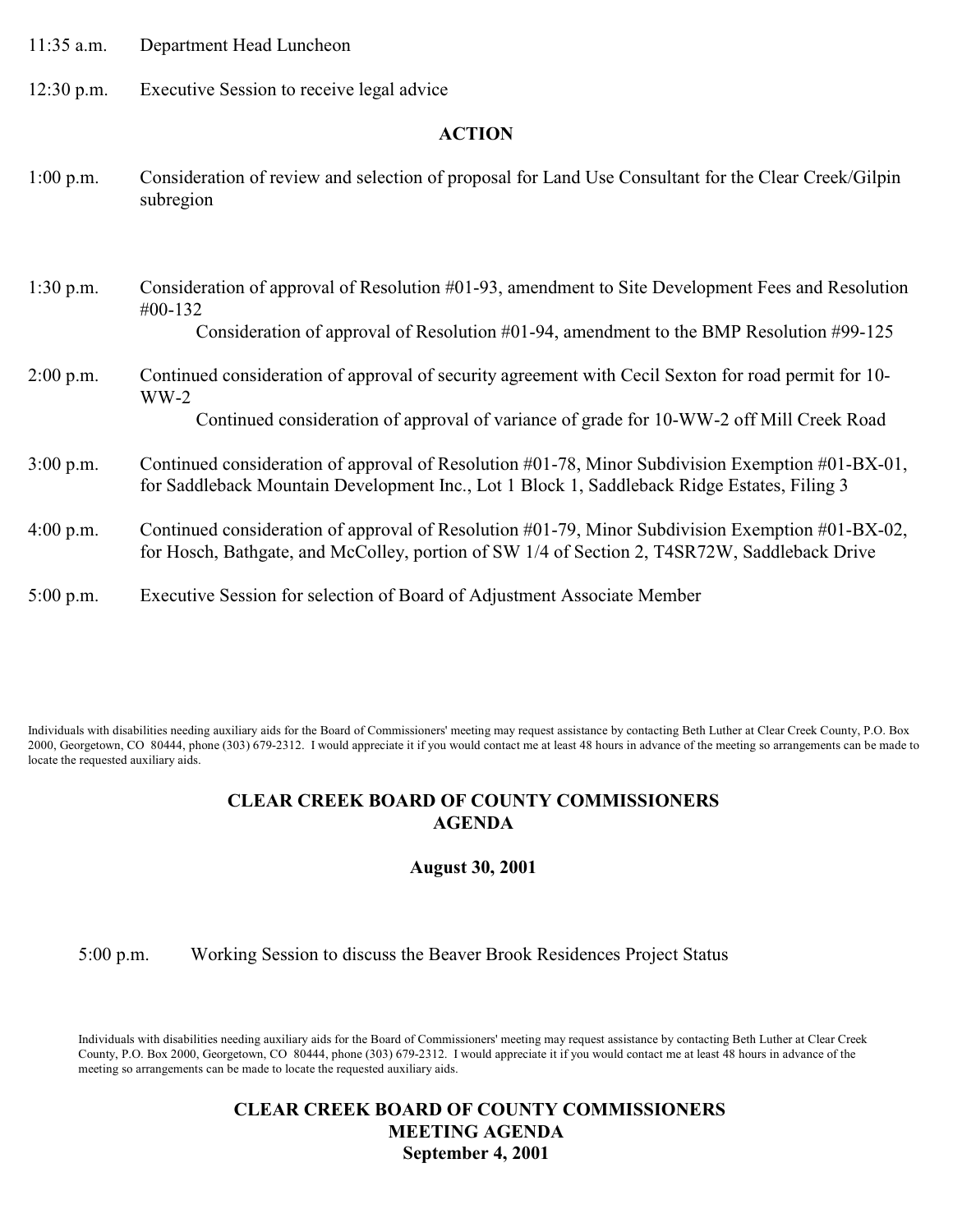11:35 a.m. Department Head Luncheon

12:30 p.m. Executive Session to receive legal advice

**ACTION**

1:00 p.m. Consideration of review and selection of proposal for Land Use Consultant for the Clear Creek/Gilpin subregion

1:30 p.m. Consideration of approval of Resolution #01-93, amendment to Site Development Fees and Resolution #00-132

Consideration of approval of Resolution #01-94, amendment to the BMP Resolution #99-125

2:00 p.m. Continued consideration of approval of security agreement with Cecil Sexton for road permit for 10-WW-2

Continued consideration of approval of variance of grade for 10-WW-2 off Mill Creek Road

3:00 p.m. Continued consideration of approval of Resolution #01-78, Minor Subdivision Exemption #01-BX-01, for Saddleback Mountain Development Inc., Lot 1 Block 1, Saddleback Ridge Estates, Filing 3

4:00 p.m. Continued consideration of approval of Resolution #01-79, Minor Subdivision Exemption #01-BX-02, for Hosch, Bathgate, and McColley, portion of SW 1/4 of Section 2, T4SR72W, Saddleback Drive

5:00 p.m. Executive Session for selection of Board of Adjustment Associate Member

Individuals with disabilities needing auxiliary aids for the Board of Commissioners' meeting may request assistance by contacting Beth Luther at Clear Creek County, P.O. Box 2000, Georgetown, CO 80444, phone (303) 679-2312. I would appreciate it if you would contact me at least 48 hours in advance of the meeting so arrangements can be made to locate the requested auxiliary aids.

## CLEAR CREEK BOARD OF COUNTY COMMISSIONERS AGENDA

**August 30, 2001**

5:00 p.m. Working Session to discuss the Beaver Brook Residences Project Status

Individuals with disabilities needing auxiliary aids for the Board of Commissioners' meeting may request assistance by contacting Beth Luther at Clear Creek County, P.O. Box 2000, Georgetown, CO 80444, phone (303) 679-2312. I would appreciate it if you would contact me at least 48 hours in advance of the meeting so arrangements can be made to locate the requested auxiliary aids.

## CLEAR CREEK BOARD OF COUNTY COMMISSIONERS MEETING AGENDA

**September 4, 2001**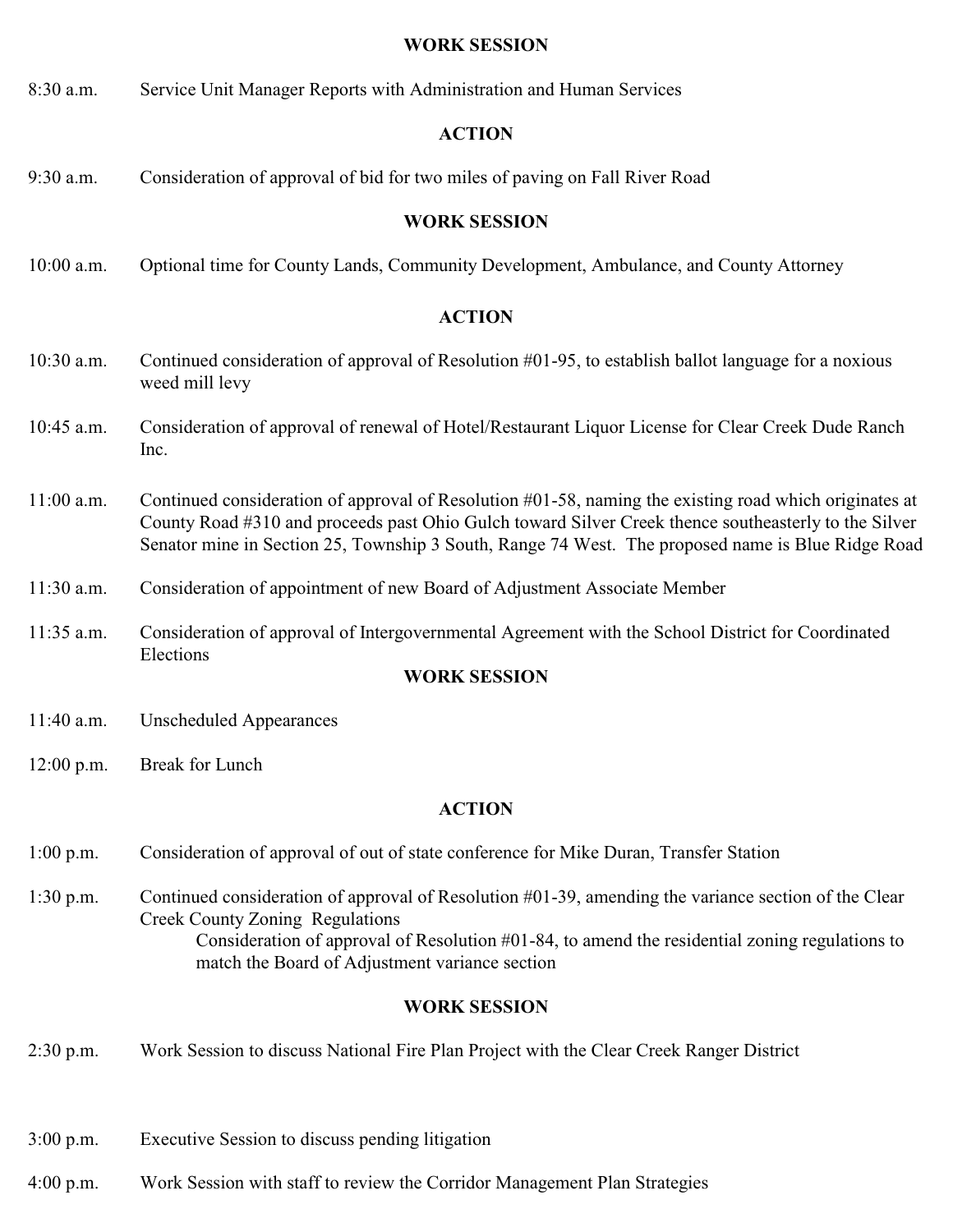**WORK SESSION**

8:30 a.m. Service Unit Manager Reports with Administration and Human Services

**ACTION**

9:30 a.m. Consideration of approval of bid for two miles of paving on Fall River Road

**WORK SESSION**

10:00 a.m. Optional time for County Lands, Community Development, Ambulance, and County Attorney

**ACTION**

10:30 a.m. Continued consideration of approval of Resolution #01-95, to establish ballot language for a noxious weed mill levy

10:45 a.m. Consideration of approval of renewal of Hotel/Restaurant Liquor License for Clear Creek Dude Ranch Inc.

11:00 a.m. Continued consideration of approval of Resolution #01-58, naming the existing road which originates at County Road #310 and proceeds past Ohio Gulch toward Silver Creek thence southeasterly to the Silver Senator mine in Section 25, Township 3 South, Range 74 West. The proposed name is Blue Ridge Road

11:30 a.m. Consideration of appointment of new Board of Adjustment Associate Member

11:35 a.m. Consideration of approval of Intergovernmental Agreement with the School District for Coordinated Elections

**WORK SESSION**

11:40 a.m. Unscheduled Appearances

12:00 p.m. Break for Lunch

**ACTION**

1:00 p.m. Consideration of approval of out of state conference for Mike Duran, Transfer Station

1:30 p.m. Continued consideration of approval of Resolution #01-39, amending the variance section of the Clear Creek County Zoning Regulations

Consideration of approval of Resolution #01-84, to amend the residential zoning regulations to match the Board of Adjustment variance section

**WORK SESSION**

2:30 p.m. Work Session to discuss National Fire Plan Project with the Clear Creek Ranger District

3:00 p.m. Executive Session to discuss pending litigation

4:00 p.m. Work Session with staff to review the Corridor Management Plan Strategies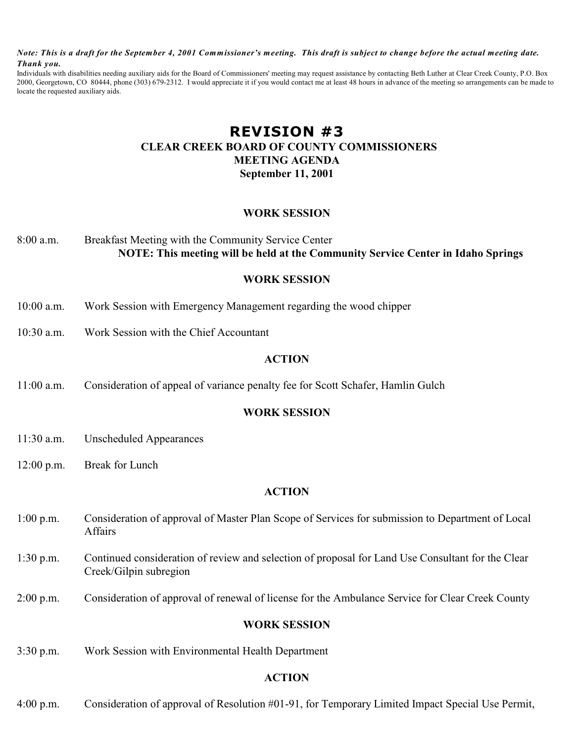***Note: This is a draft for the September 4, 2001 Commissioner's meeting. This draft is subject to change before the actual meeting date. Thank you.***

Individuals with disabilities needing auxiliary aids for the Board of Commissioners' meeting may request assistance by contacting Beth Luther at Clear Creek County, P.O. Box 2000, Georgetown, CO 80444, phone (303) 679-2312. I would appreciate it if you would contact me at least 48 hours in advance of the meeting so arrangements can be made to locate the requested auxiliary aids.

# REVISION #3

## CLEAR CREEK BOARD OF COUNTY COMMISSIONERS
## MEETING AGENDA
## September 11, 2001

### WORK SESSION

8:00 a.m. Breakfast Meeting with the Community Service Center
**NOTE: This meeting will be held at the Community Service Center in Idaho Springs**

### WORK SESSION

10:00 a.m. Work Session with Emergency Management regarding the wood chipper

10:30 a.m. Work Session with the Chief Accountant

### ACTION

11:00 a.m. Consideration of appeal of variance penalty fee for Scott Schafer, Hamlin Gulch

### WORK SESSION

11:30 a.m. Unscheduled Appearances

12:00 p.m. Break for Lunch

### ACTION

1:00 p.m. Consideration of approval of Master Plan Scope of Services for submission to Department of Local Affairs

1:30 p.m. Continued consideration of review and selection of proposal for Land Use Consultant for the Clear Creek/Gilpin subregion

2:00 p.m. Consideration of approval of renewal of license for the Ambulance Service for Clear Creek County

### WORK SESSION

3:30 p.m. Work Session with Environmental Health Department

### ACTION

4:00 p.m. Consideration of approval of Resolution #01-91, for Temporary Limited Impact Special Use Permit,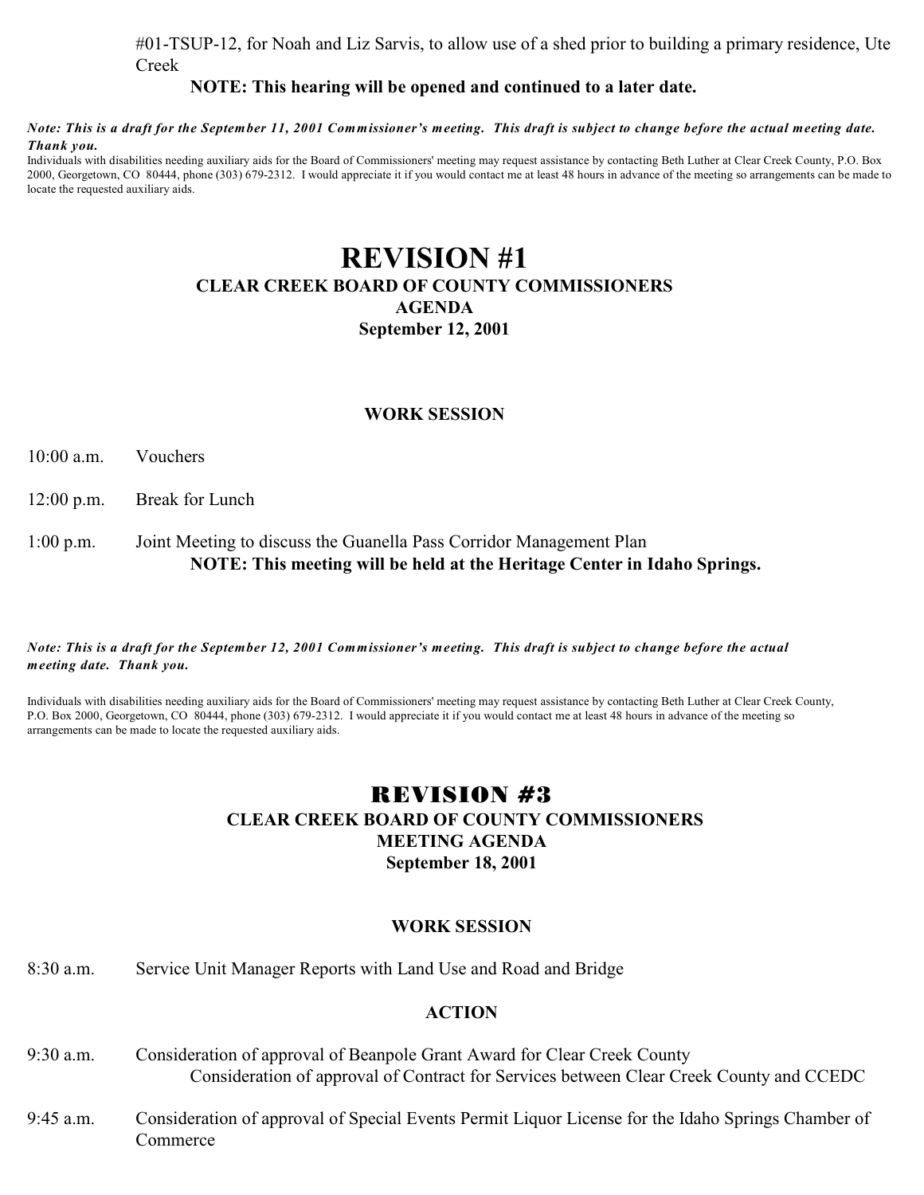#01-TSUP-12, for Noah and Liz Sarvis, to allow use of a shed prior to building a primary residence, Ute Creek

**NOTE: This hearing will be opened and continued to a later date.**

***Note: This is a draft for the September 11, 2001 Commissioner's meeting. This draft is subject to change before the actual meeting date. Thank you.***

Individuals with disabilities needing auxiliary aids for the Board of Commissioners' meeting may request assistance by contacting Beth Luther at Clear Creek County, P.O. Box 2000, Georgetown, CO 80444, phone (303) 679-2312. I would appreciate it if you would contact me at least 48 hours in advance of the meeting so arrangements can be made to locate the requested auxiliary aids.

# REVISION #1

## CLEAR CREEK BOARD OF COUNTY COMMISSIONERS
## AGENDA
## September 12, 2001

### WORK SESSION

10:00 a.m. Vouchers

12:00 p.m. Break for Lunch

1:00 p.m. Joint Meeting to discuss the Guanella Pass Corridor Management Plan
**NOTE: This meeting will be held at the Heritage Center in Idaho Springs.**

***Note: This is a draft for the September 12, 2001 Commissioner's meeting. This draft is subject to change before the actual meeting date. Thank you.***

Individuals with disabilities needing auxiliary aids for the Board of Commissioners' meeting may request assistance by contacting Beth Luther at Clear Creek County, P.O. Box 2000, Georgetown, CO 80444, phone (303) 679-2312. I would appreciate it if you would contact me at least 48 hours in advance of the meeting so arrangements can be made to locate the requested auxiliary aids.

# REVISION #3

## CLEAR CREEK BOARD OF COUNTY COMMISSIONERS
## MEETING AGENDA
## September 18, 2001

### WORK SESSION

8:30 a.m. Service Unit Manager Reports with Land Use and Road and Bridge

### ACTION

9:30 a.m. Consideration of approval of Beanpole Grant Award for Clear Creek County
Consideration of approval of Contract for Services between Clear Creek County and CCEDC

9:45 a.m. Consideration of approval of Special Events Permit Liquor License for the Idaho Springs Chamber of Commerce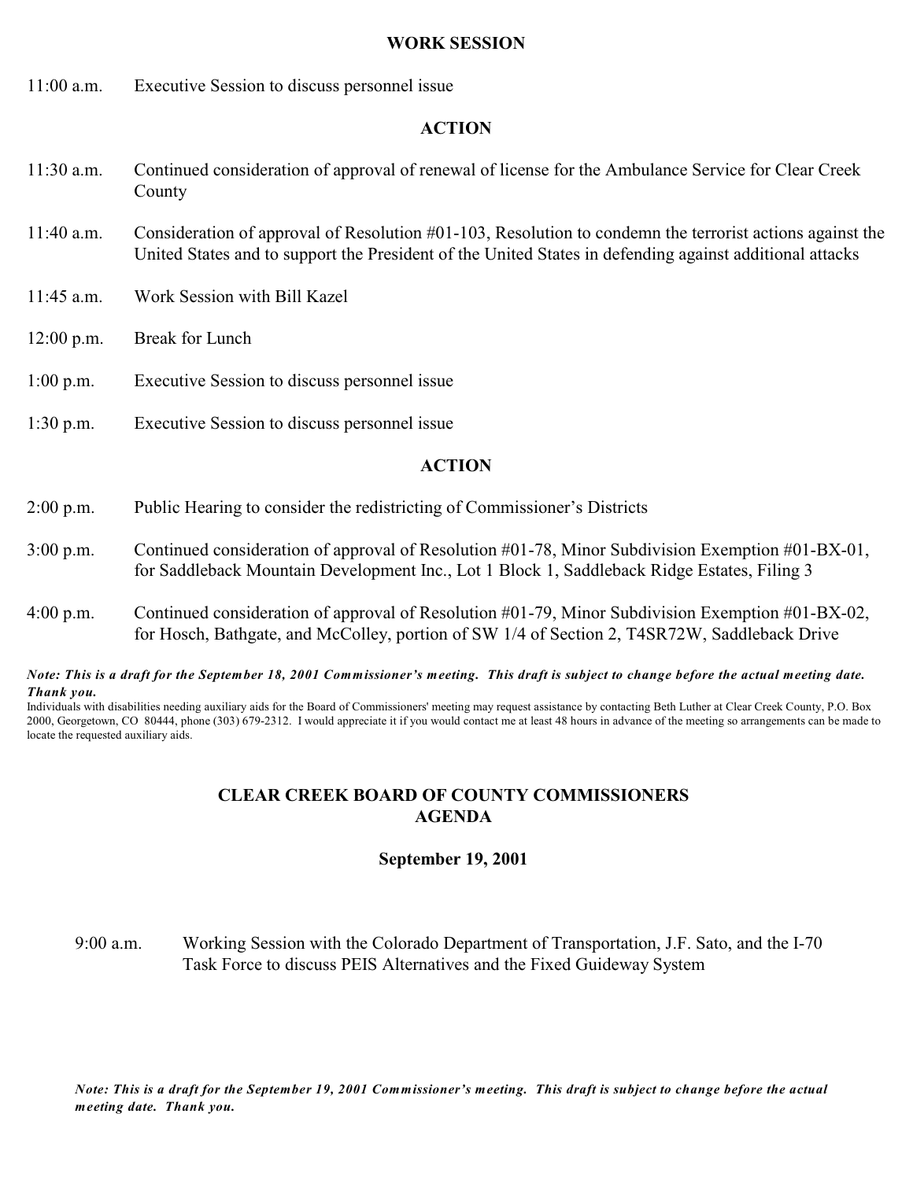**WORK SESSION**

11:00 a.m. Executive Session to discuss personnel issue

**ACTION**

11:30 a.m. Continued consideration of approval of renewal of license for the Ambulance Service for Clear Creek County

11:40 a.m. Consideration of approval of Resolution #01-103, Resolution to condemn the terrorist actions against the United States and to support the President of the United States in defending against additional attacks

11:45 a.m. Work Session with Bill Kazel

12:00 p.m. Break for Lunch

1:00 p.m. Executive Session to discuss personnel issue

1:30 p.m. Executive Session to discuss personnel issue

**ACTION**

2:00 p.m. Public Hearing to consider the redistricting of Commissioner's Districts

3:00 p.m. Continued consideration of approval of Resolution #01-78, Minor Subdivision Exemption #01-BX-01, for Saddleback Mountain Development Inc., Lot 1 Block 1, Saddleback Ridge Estates, Filing 3

4:00 p.m. Continued consideration of approval of Resolution #01-79, Minor Subdivision Exemption #01-BX-02, for Hosch, Bathgate, and McColley, portion of SW 1/4 of Section 2, T4SR72W, Saddleback Drive

***Note: This is a draft for the September 18, 2001 Commissioner's meeting. This draft is subject to change before the actual meeting date. Thank you.***

Individuals with disabilities needing auxiliary aids for the Board of Commissioners' meeting may request assistance by contacting Beth Luther at Clear Creek County, P.O. Box 2000, Georgetown, CO 80444, phone (303) 679-2312. I would appreciate it if you would contact me at least 48 hours in advance of the meeting so arrangements can be made to locate the requested auxiliary aids.

## CLEAR CREEK BOARD OF COUNTY COMMISSIONERS AGENDA

### September 19, 2001

9:00 a.m. Working Session with the Colorado Department of Transportation, J.F. Sato, and the I-70 Task Force to discuss PEIS Alternatives and the Fixed Guideway System

***Note: This is a draft for the September 19, 2001 Commissioner's meeting. This draft is subject to change before the actual meeting date. Thank you.***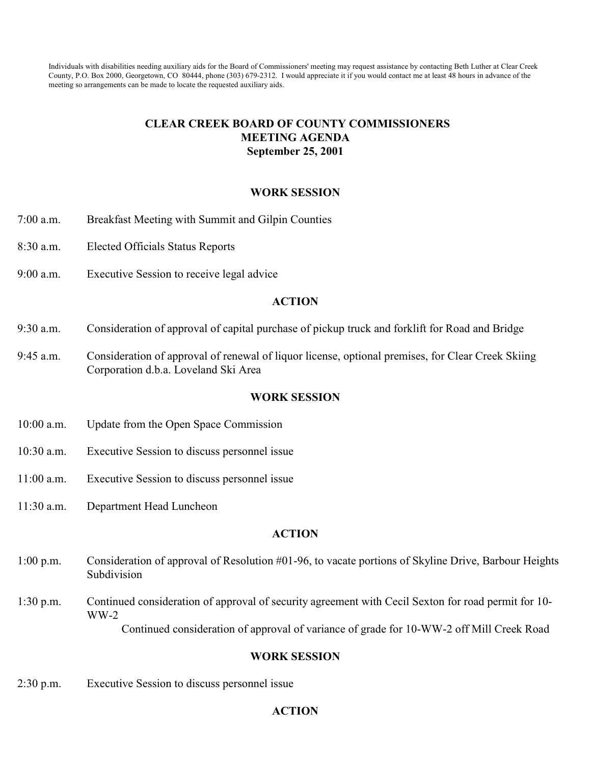Individuals with disabilities needing auxiliary aids for the Board of Commissioners' meeting may request assistance by contacting Beth Luther at Clear Creek County, P.O. Box 2000, Georgetown, CO 80444, phone (303) 679-2312. I would appreciate it if you would contact me at least 48 hours in advance of the meeting so arrangements can be made to locate the requested auxiliary aids.

# CLEAR CREEK BOARD OF COUNTY COMMISSIONERS
# MEETING AGENDA
# September 25, 2001

## WORK SESSION

7:00 a.m. Breakfast Meeting with Summit and Gilpin Counties

8:30 a.m. Elected Officials Status Reports

9:00 a.m. Executive Session to receive legal advice

## ACTION

9:30 a.m. Consideration of approval of capital purchase of pickup truck and forklift for Road and Bridge

9:45 a.m. Consideration of approval of renewal of liquor license, optional premises, for Clear Creek Skiing Corporation d.b.a. Loveland Ski Area

## WORK SESSION

10:00 a.m. Update from the Open Space Commission

10:30 a.m. Executive Session to discuss personnel issue

11:00 a.m. Executive Session to discuss personnel issue

11:30 a.m. Department Head Luncheon

## ACTION

1:00 p.m. Consideration of approval of Resolution #01-96, to vacate portions of Skyline Drive, Barbour Heights Subdivision

1:30 p.m. Continued consideration of approval of security agreement with Cecil Sexton for road permit for 10-WW-2

Continued consideration of approval of variance of grade for 10-WW-2 off Mill Creek Road

## WORK SESSION

2:30 p.m. Executive Session to discuss personnel issue

## ACTION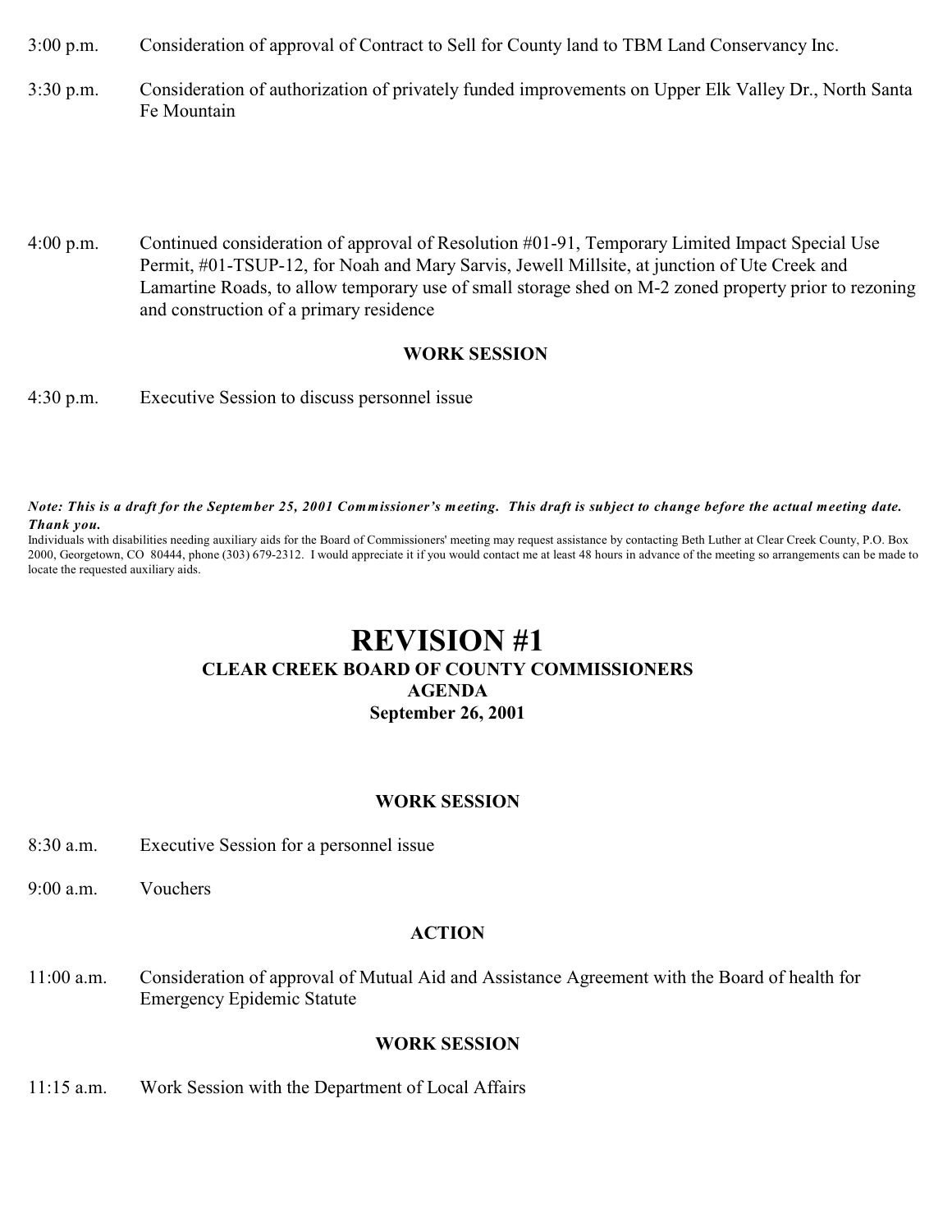3:00 p.m. Consideration of approval of Contract to Sell for County land to TBM Land Conservancy Inc.

3:30 p.m. Consideration of authorization of privately funded improvements on Upper Elk Valley Dr., North Santa Fe Mountain

4:00 p.m. Continued consideration of approval of Resolution #01-91, Temporary Limited Impact Special Use Permit, #01-TSUP-12, for Noah and Mary Sarvis, Jewell Millsite, at junction of Ute Creek and Lamartine Roads, to allow temporary use of small storage shed on M-2 zoned property prior to rezoning and construction of a primary residence

**WORK SESSION**

4:30 p.m. Executive Session to discuss personnel issue

***Note: This is a draft for the September 25, 2001 Commissioner's meeting. This draft is subject to change before the actual meeting date. Thank you.***

Individuals with disabilities needing auxiliary aids for the Board of Commissioners' meeting may request assistance by contacting Beth Luther at Clear Creek County, P.O. Box 2000, Georgetown, CO 80444, phone (303) 679-2312. I would appreciate it if you would contact me at least 48 hours in advance of the meeting so arrangements can be made to locate the requested auxiliary aids.

# REVISION #1

## CLEAR CREEK BOARD OF COUNTY COMMISSIONERS
## AGENDA
## September 26, 2001

**WORK SESSION**

8:30 a.m. Executive Session for a personnel issue

9:00 a.m. Vouchers

**ACTION**

11:00 a.m. Consideration of approval of Mutual Aid and Assistance Agreement with the Board of health for Emergency Epidemic Statute

**WORK SESSION**

11:15 a.m. Work Session with the Department of Local Affairs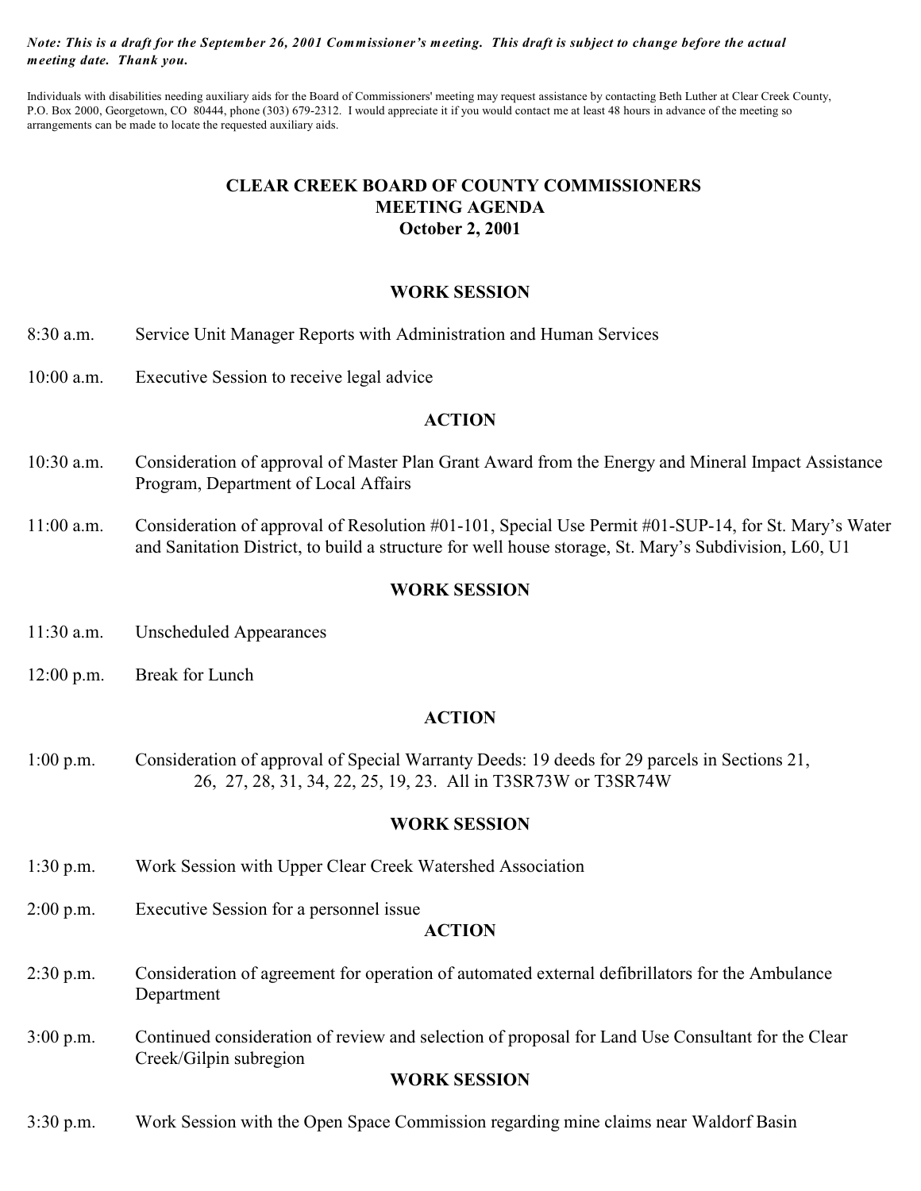***Note: This is a draft for the September 26, 2001 Commissioner's meeting. This draft is subject to change before the actual meeting date. Thank you.***

Individuals with disabilities needing auxiliary aids for the Board of Commissioners' meeting may request assistance by contacting Beth Luther at Clear Creek County, P.O. Box 2000, Georgetown, CO 80444, phone (303) 679-2312. I would appreciate it if you would contact me at least 48 hours in advance of the meeting so arrangements can be made to locate the requested auxiliary aids.

# CLEAR CREEK BOARD OF COUNTY COMMISSIONERS
# MEETING AGENDA
# October 2, 2001

## WORK SESSION

8:30 a.m. Service Unit Manager Reports with Administration and Human Services

10:00 a.m. Executive Session to receive legal advice

## ACTION

10:30 a.m. Consideration of approval of Master Plan Grant Award from the Energy and Mineral Impact Assistance Program, Department of Local Affairs

11:00 a.m. Consideration of approval of Resolution #01-101, Special Use Permit #01-SUP-14, for St. Mary's Water and Sanitation District, to build a structure for well house storage, St. Mary's Subdivision, L60, U1

## WORK SESSION

11:30 a.m. Unscheduled Appearances

12:00 p.m. Break for Lunch

## ACTION

1:00 p.m. Consideration of approval of Special Warranty Deeds: 19 deeds for 29 parcels in Sections 21, 26, 27, 28, 31, 34, 22, 25, 19, 23. All in T3SR73W or T3SR74W

## WORK SESSION

1:30 p.m. Work Session with Upper Clear Creek Watershed Association

2:00 p.m. Executive Session for a personnel issue

## ACTION

2:30 p.m. Consideration of agreement for operation of automated external defibrillators for the Ambulance Department

3:00 p.m. Continued consideration of review and selection of proposal for Land Use Consultant for the Clear Creek/Gilpin subregion

## WORK SESSION

3:30 p.m. Work Session with the Open Space Commission regarding mine claims near Waldorf Basin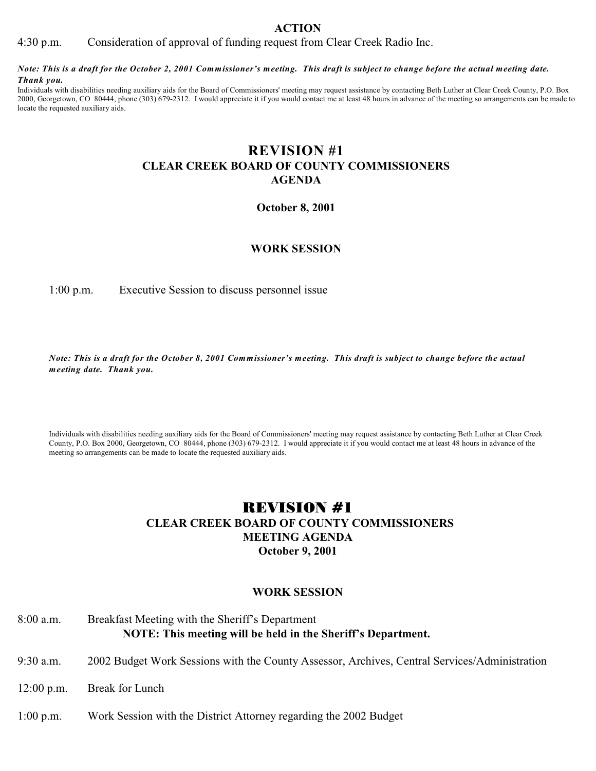**ACTION**

4:30 p.m. Consideration of approval of funding request from Clear Creek Radio Inc.

***Note: This is a draft for the October 2, 2001 Commissioner's meeting. This draft is subject to change before the actual meeting date. Thank you.***

Individuals with disabilities needing auxiliary aids for the Board of Commissioners' meeting may request assistance by contacting Beth Luther at Clear Creek County, P.O. Box 2000, Georgetown, CO 80444, phone (303) 679-2312. I would appreciate it if you would contact me at least 48 hours in advance of the meeting so arrangements can be made to locate the requested auxiliary aids.

# REVISION #1

## CLEAR CREEK BOARD OF COUNTY COMMISSIONERS AGENDA

**October 8, 2001**

### WORK SESSION

1:00 p.m. Executive Session to discuss personnel issue

***Note: This is a draft for the October 8, 2001 Commissioner's meeting. This draft is subject to change before the actual meeting date. Thank you.***

Individuals with disabilities needing auxiliary aids for the Board of Commissioners' meeting may request assistance by contacting Beth Luther at Clear Creek County, P.O. Box 2000, Georgetown, CO 80444, phone (303) 679-2312. I would appreciate it if you would contact me at least 48 hours in advance of the meeting so arrangements can be made to locate the requested auxiliary aids.

# REVISION #1

## CLEAR CREEK BOARD OF COUNTY COMMISSIONERS MEETING AGENDA

**October 9, 2001**

### WORK SESSION

8:00 a.m. Breakfast Meeting with the Sheriff's Department
**NOTE: This meeting will be held in the Sheriff's Department.**

9:30 a.m. 2002 Budget Work Sessions with the County Assessor, Archives, Central Services/Administration

12:00 p.m. Break for Lunch

1:00 p.m. Work Session with the District Attorney regarding the 2002 Budget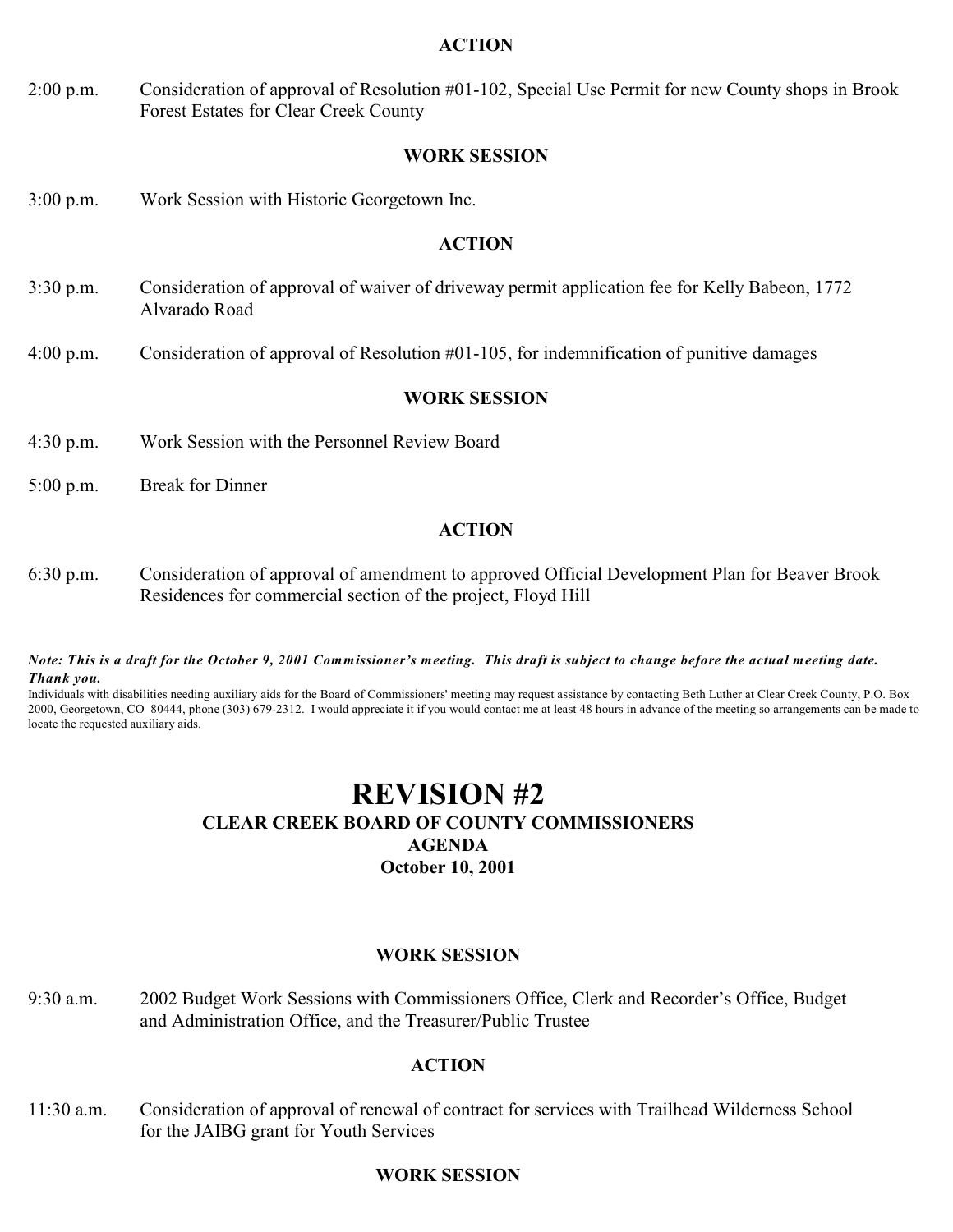**ACTION**

2:00 p.m. Consideration of approval of Resolution #01-102, Special Use Permit for new County shops in Brook Forest Estates for Clear Creek County

**WORK SESSION**

3:00 p.m. Work Session with Historic Georgetown Inc.

**ACTION**

3:30 p.m. Consideration of approval of waiver of driveway permit application fee for Kelly Babeon, 1772 Alvarado Road

4:00 p.m. Consideration of approval of Resolution #01-105, for indemnification of punitive damages

**WORK SESSION**

4:30 p.m. Work Session with the Personnel Review Board

5:00 p.m. Break for Dinner

**ACTION**

6:30 p.m. Consideration of approval of amendment to approved Official Development Plan for Beaver Brook Residences for commercial section of the project, Floyd Hill

***Note: This is a draft for the October 9, 2001 Commissioner's meeting. This draft is subject to change before the actual meeting date. Thank you.***

Individuals with disabilities needing auxiliary aids for the Board of Commissioners' meeting may request assistance by contacting Beth Luther at Clear Creek County, P.O. Box 2000, Georgetown, CO 80444, phone (303) 679-2312. I would appreciate it if you would contact me at least 48 hours in advance of the meeting so arrangements can be made to locate the requested auxiliary aids.

# REVISION #2

## CLEAR CREEK BOARD OF COUNTY COMMISSIONERS

## AGENDA

## October 10, 2001

**WORK SESSION**

9:30 a.m. 2002 Budget Work Sessions with Commissioners Office, Clerk and Recorder's Office, Budget and Administration Office, and the Treasurer/Public Trustee

**ACTION**

11:30 a.m. Consideration of approval of renewal of contract for services with Trailhead Wilderness School for the JAIBG grant for Youth Services

**WORK SESSION**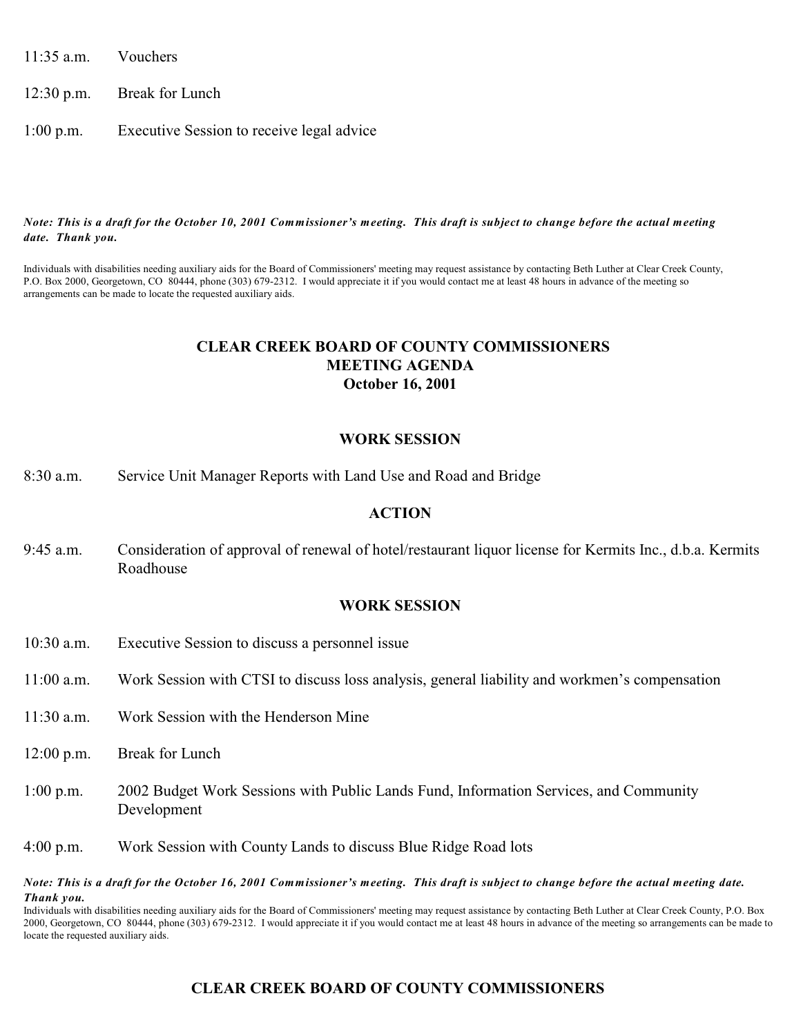11:35 a.m. Vouchers

12:30 p.m. Break for Lunch

1:00 p.m. Executive Session to receive legal advice

***Note: This is a draft for the October 10, 2001 Commissioner's meeting. This draft is subject to change before the actual meeting date. Thank you.***

Individuals with disabilities needing auxiliary aids for the Board of Commissioners' meeting may request assistance by contacting Beth Luther at Clear Creek County, P.O. Box 2000, Georgetown, CO 80444, phone (303) 679-2312. I would appreciate it if you would contact me at least 48 hours in advance of the meeting so arrangements can be made to locate the requested auxiliary aids.

# CLEAR CREEK BOARD OF COUNTY COMMISSIONERS
# MEETING AGENDA
# October 16, 2001

## WORK SESSION

8:30 a.m. Service Unit Manager Reports with Land Use and Road and Bridge

## ACTION

9:45 a.m. Consideration of approval of renewal of hotel/restaurant liquor license for Kermits Inc., d.b.a. Kermits Roadhouse

## WORK SESSION

10:30 a.m. Executive Session to discuss a personnel issue

11:00 a.m. Work Session with CTSI to discuss loss analysis, general liability and workmen's compensation

11:30 a.m. Work Session with the Henderson Mine

12:00 p.m. Break for Lunch

1:00 p.m. 2002 Budget Work Sessions with Public Lands Fund, Information Services, and Community Development

4:00 p.m. Work Session with County Lands to discuss Blue Ridge Road lots

***Note: This is a draft for the October 16, 2001 Commissioner's meeting. This draft is subject to change before the actual meeting date. Thank you.***

Individuals with disabilities needing auxiliary aids for the Board of Commissioners' meeting may request assistance by contacting Beth Luther at Clear Creek County, P.O. Box 2000, Georgetown, CO 80444, phone (303) 679-2312. I would appreciate it if you would contact me at least 48 hours in advance of the meeting so arrangements can be made to locate the requested auxiliary aids.

# CLEAR CREEK BOARD OF COUNTY COMMISSIONERS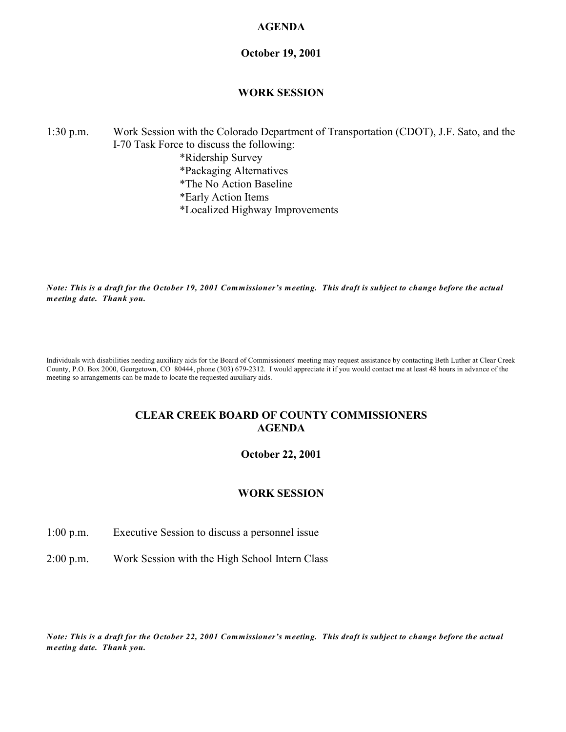**AGENDA**

**October 19, 2001**

**WORK SESSION**

1:30 p.m. Work Session with the Colorado Department of Transportation (CDOT), J.F. Sato, and the I-70 Task Force to discuss the following:

*Ridership Survey
*Packaging Alternatives
*The No Action Baseline
*Early Action Items
*Localized Highway Improvements

***Note: This is a draft for the October 19, 2001 Commissioner's meeting. This draft is subject to change before the actual meeting date. Thank you.***

Individuals with disabilities needing auxiliary aids for the Board of Commissioners' meeting may request assistance by contacting Beth Luther at Clear Creek County, P.O. Box 2000, Georgetown, CO 80444, phone (303) 679-2312. I would appreciate it if you would contact me at least 48 hours in advance of the meeting so arrangements can be made to locate the requested auxiliary aids.

## CLEAR CREEK BOARD OF COUNTY COMMISSIONERS AGENDA

**October 22, 2001**

**WORK SESSION**

1:00 p.m. Executive Session to discuss a personnel issue

2:00 p.m. Work Session with the High School Intern Class

***Note: This is a draft for the October 22, 2001 Commissioner's meeting. This draft is subject to change before the actual meeting date. Thank you.***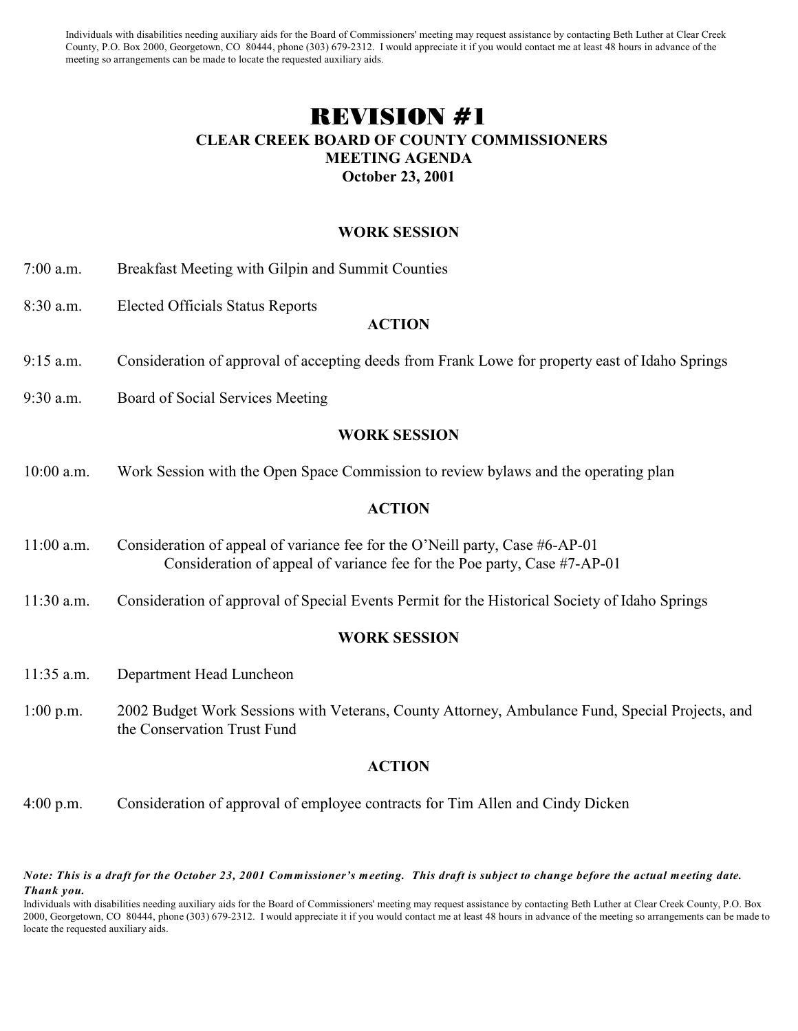Individuals with disabilities needing auxiliary aids for the Board of Commissioners' meeting may request assistance by contacting Beth Luther at Clear Creek County, P.O. Box 2000, Georgetown, CO 80444, phone (303) 679-2312. I would appreciate it if you would contact me at least 48 hours in advance of the meeting so arrangements can be made to locate the requested auxiliary aids.

# REVISION #1

## CLEAR CREEK BOARD OF COUNTY COMMISSIONERS
## MEETING AGENDA
## October 23, 2001

### WORK SESSION

7:00 a.m. Breakfast Meeting with Gilpin and Summit Counties

8:30 a.m. Elected Officials Status Reports

### ACTION

9:15 a.m. Consideration of approval of accepting deeds from Frank Lowe for property east of Idaho Springs

9:30 a.m. Board of Social Services Meeting

### WORK SESSION

10:00 a.m. Work Session with the Open Space Commission to review bylaws and the operating plan

### ACTION

11:00 a.m. Consideration of appeal of variance fee for the O'Neill party, Case #6-AP-01
Consideration of appeal of variance fee for the Poe party, Case #7-AP-01

11:30 a.m. Consideration of approval of Special Events Permit for the Historical Society of Idaho Springs

### WORK SESSION

11:35 a.m. Department Head Luncheon

1:00 p.m. 2002 Budget Work Sessions with Veterans, County Attorney, Ambulance Fund, Special Projects, and the Conservation Trust Fund

### ACTION

4:00 p.m. Consideration of approval of employee contracts for Tim Allen and Cindy Dicken

***Note: This is a draft for the October 23, 2001 Commissioner's meeting. This draft is subject to change before the actual meeting date. Thank you.***

Individuals with disabilities needing auxiliary aids for the Board of Commissioners' meeting may request assistance by contacting Beth Luther at Clear Creek County, P.O. Box 2000, Georgetown, CO 80444, phone (303) 679-2312. I would appreciate it if you would contact me at least 48 hours in advance of the meeting so arrangements can be made to locate the requested auxiliary aids.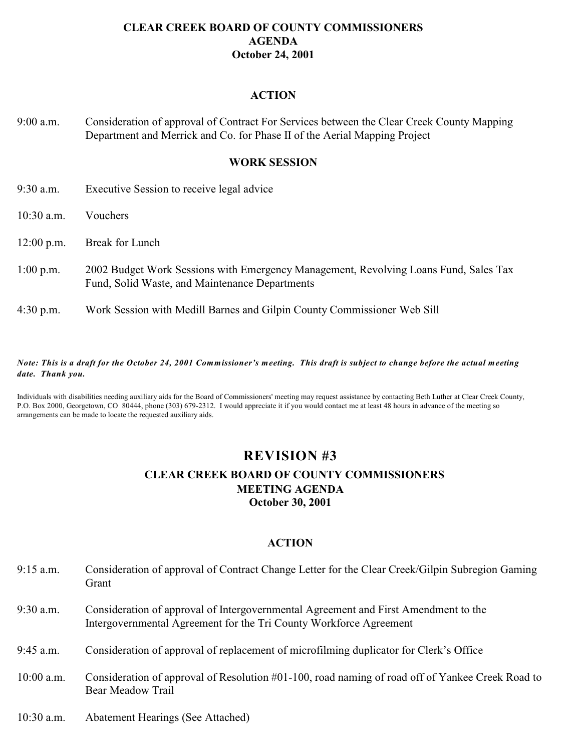**CLEAR CREEK BOARD OF COUNTY COMMISSIONERS**
**AGENDA**
**October 24, 2001**

**ACTION**

9:00 a.m. Consideration of approval of Contract For Services between the Clear Creek County Mapping Department and Merrick and Co. for Phase II of the Aerial Mapping Project

**WORK SESSION**

9:30 a.m. Executive Session to receive legal advice

10:30 a.m. Vouchers

12:00 p.m. Break for Lunch

1:00 p.m. 2002 Budget Work Sessions with Emergency Management, Revolving Loans Fund, Sales Tax Fund, Solid Waste, and Maintenance Departments

4:30 p.m. Work Session with Medill Barnes and Gilpin County Commissioner Web Sill

***Note: This is a draft for the October 24, 2001 Commissioner's meeting. This draft is subject to change before the actual meeting date. Thank you.***

Individuals with disabilities needing auxiliary aids for the Board of Commissioners' meeting may request assistance by contacting Beth Luther at Clear Creek County, P.O. Box 2000, Georgetown, CO 80444, phone (303) 679-2312. I would appreciate it if you would contact me at least 48 hours in advance of the meeting so arrangements can be made to locate the requested auxiliary aids.

## REVISION #3

**CLEAR CREEK BOARD OF COUNTY COMMISSIONERS**
**MEETING AGENDA**
**October 30, 2001**

**ACTION**

9:15 a.m. Consideration of approval of Contract Change Letter for the Clear Creek/Gilpin Subregion Gaming Grant

9:30 a.m. Consideration of approval of Intergovernmental Agreement and First Amendment to the Intergovernmental Agreement for the Tri County Workforce Agreement

9:45 a.m. Consideration of approval of replacement of microfilming duplicator for Clerk's Office

10:00 a.m. Consideration of approval of Resolution #01-100, road naming of road off of Yankee Creek Road to Bear Meadow Trail

10:30 a.m. Abatement Hearings (See Attached)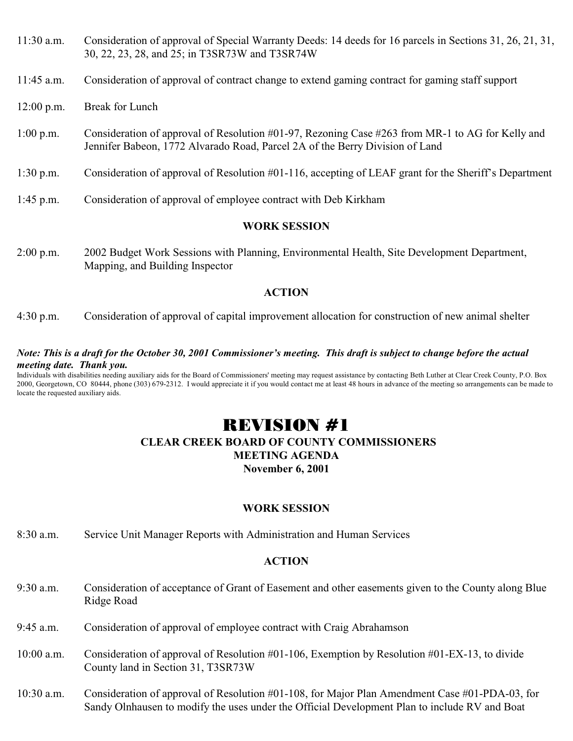11:30 a.m. Consideration of approval of Special Warranty Deeds: 14 deeds for 16 parcels in Sections 31, 26, 21, 31, 30, 22, 23, 28, and 25; in T3SR73W and T3SR74W

11:45 a.m. Consideration of approval of contract change to extend gaming contract for gaming staff support

12:00 p.m. Break for Lunch

1:00 p.m. Consideration of approval of Resolution #01-97, Rezoning Case #263 from MR-1 to AG for Kelly and Jennifer Babeon, 1772 Alvarado Road, Parcel 2A of the Berry Division of Land

1:30 p.m. Consideration of approval of Resolution #01-116, accepting of LEAF grant for the Sheriff's Department

1:45 p.m. Consideration of approval of employee contract with Deb Kirkham

**WORK SESSION**

2:00 p.m. 2002 Budget Work Sessions with Planning, Environmental Health, Site Development Department, Mapping, and Building Inspector

**ACTION**

4:30 p.m. Consideration of approval of capital improvement allocation for construction of new animal shelter

***Note: This is a draft for the October 30, 2001 Commissioner's meeting. This draft is subject to change before the actual meeting date. Thank you.***

Individuals with disabilities needing auxiliary aids for the Board of Commissioners' meeting may request assistance by contacting Beth Luther at Clear Creek County, P.O. Box 2000, Georgetown, CO 80444, phone (303) 679-2312. I would appreciate it if you would contact me at least 48 hours in advance of the meeting so arrangements can be made to locate the requested auxiliary aids.

# REVISION #1

## CLEAR CREEK BOARD OF COUNTY COMMISSIONERS
## MEETING AGENDA
## November 6, 2001

**WORK SESSION**

8:30 a.m. Service Unit Manager Reports with Administration and Human Services

**ACTION**

9:30 a.m. Consideration of acceptance of Grant of Easement and other easements given to the County along Blue Ridge Road

9:45 a.m. Consideration of approval of employee contract with Craig Abrahamson

10:00 a.m. Consideration of approval of Resolution #01-106, Exemption by Resolution #01-EX-13, to divide County land in Section 31, T3SR73W

10:30 a.m. Consideration of approval of Resolution #01-108, for Major Plan Amendment Case #01-PDA-03, for Sandy Olnhausen to modify the uses under the Official Development Plan to include RV and Boat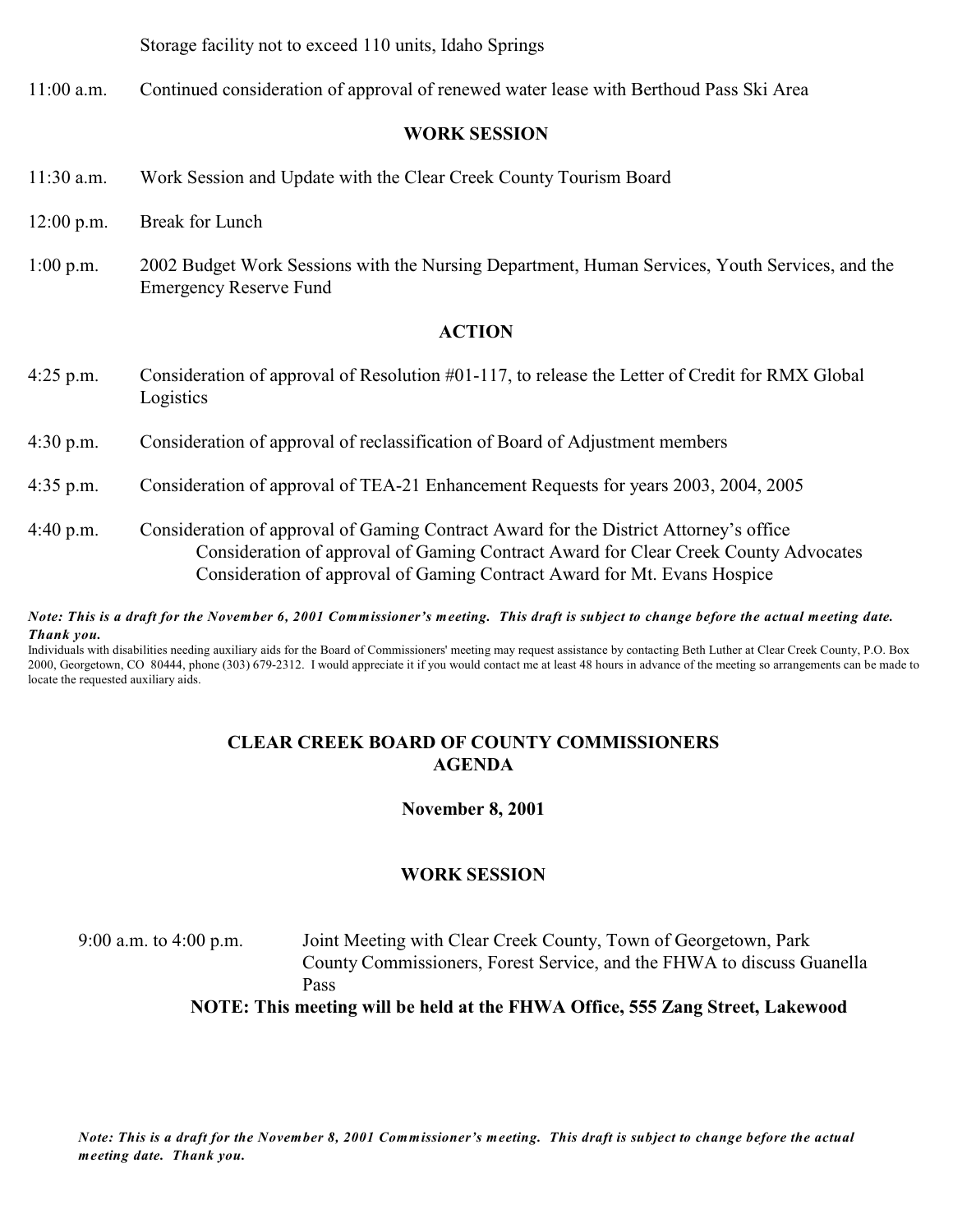Storage facility not to exceed 110 units, Idaho Springs

11:00 a.m. Continued consideration of approval of renewed water lease with Berthoud Pass Ski Area

**WORK SESSION**

11:30 a.m. Work Session and Update with the Clear Creek County Tourism Board

12:00 p.m. Break for Lunch

1:00 p.m. 2002 Budget Work Sessions with the Nursing Department, Human Services, Youth Services, and the Emergency Reserve Fund

**ACTION**

4:25 p.m. Consideration of approval of Resolution #01-117, to release the Letter of Credit for RMX Global Logistics

4:30 p.m. Consideration of approval of reclassification of Board of Adjustment members

4:35 p.m. Consideration of approval of TEA-21 Enhancement Requests for years 2003, 2004, 2005

4:40 p.m. Consideration of approval of Gaming Contract Award for the District Attorney's office
Consideration of approval of Gaming Contract Award for Clear Creek County Advocates
Consideration of approval of Gaming Contract Award for Mt. Evans Hospice

***Note: This is a draft for the November 6, 2001 Commissioner's meeting. This draft is subject to change before the actual meeting date. Thank you.***

Individuals with disabilities needing auxiliary aids for the Board of Commissioners' meeting may request assistance by contacting Beth Luther at Clear Creek County, P.O. Box 2000, Georgetown, CO 80444, phone (303) 679-2312. I would appreciate it if you would contact me at least 48 hours in advance of the meeting so arrangements can be made to locate the requested auxiliary aids.

## CLEAR CREEK BOARD OF COUNTY COMMISSIONERS AGENDA

**November 8, 2001**

**WORK SESSION**

9:00 a.m. to 4:00 p.m. Joint Meeting with Clear Creek County, Town of Georgetown, Park County Commissioners, Forest Service, and the FHWA to discuss Guanella Pass

**NOTE: This meeting will be held at the FHWA Office, 555 Zang Street, Lakewood**

***Note: This is a draft for the November 8, 2001 Commissioner's meeting. This draft is subject to change before the actual meeting date. Thank you.***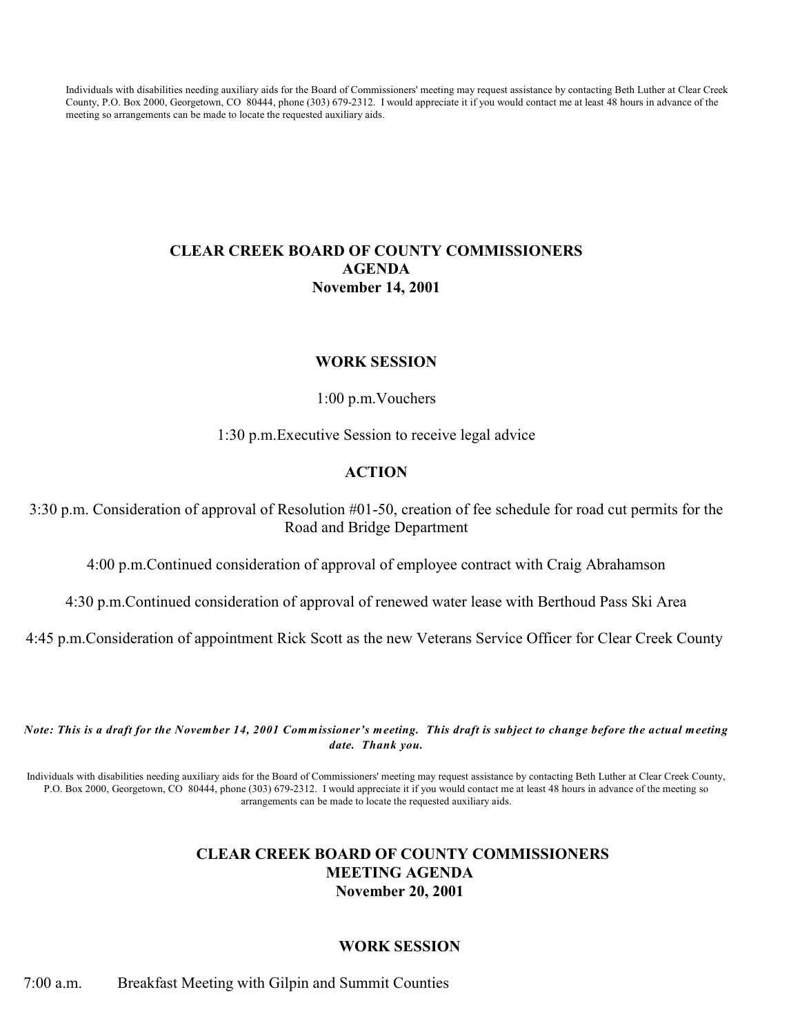Individuals with disabilities needing auxiliary aids for the Board of Commissioners' meeting may request assistance by contacting Beth Luther at Clear Creek County, P.O. Box 2000, Georgetown, CO 80444, phone (303) 679-2312. I would appreciate it if you would contact me at least 48 hours in advance of the meeting so arrangements can be made to locate the requested auxiliary aids.

# CLEAR CREEK BOARD OF COUNTY COMMISSIONERS
# AGENDA
# November 14, 2001

## WORK SESSION

1:00 p.m.Vouchers

1:30 p.m.Executive Session to receive legal advice

## ACTION

3:30 p.m. Consideration of approval of Resolution #01-50, creation of fee schedule for road cut permits for the Road and Bridge Department

4:00 p.m.Continued consideration of approval of employee contract with Craig Abrahamson

4:30 p.m.Continued consideration of approval of renewed water lease with Berthoud Pass Ski Area

4:45 p.m.Consideration of appointment Rick Scott as the new Veterans Service Officer for Clear Creek County

***Note: This is a draft for the November 14, 2001 Commissioner's meeting. This draft is subject to change before the actual meeting date. Thank you.***

Individuals with disabilities needing auxiliary aids for the Board of Commissioners' meeting may request assistance by contacting Beth Luther at Clear Creek County, P.O. Box 2000, Georgetown, CO 80444, phone (303) 679-2312. I would appreciate it if you would contact me at least 48 hours in advance of the meeting so arrangements can be made to locate the requested auxiliary aids.

# CLEAR CREEK BOARD OF COUNTY COMMISSIONERS
# MEETING AGENDA
# November 20, 2001

## WORK SESSION

7:00 a.m. Breakfast Meeting with Gilpin and Summit Counties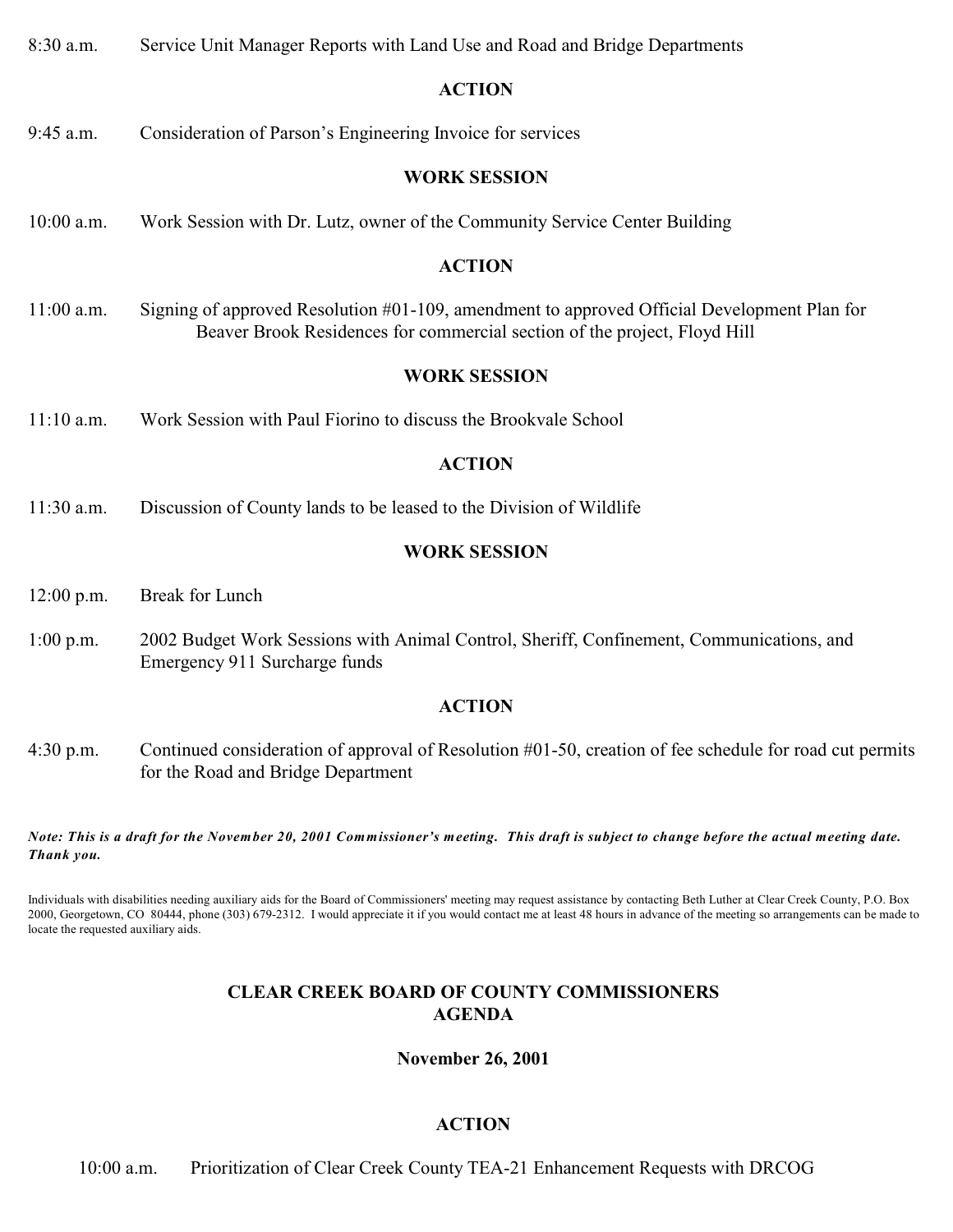8:30 a.m. Service Unit Manager Reports with Land Use and Road and Bridge Departments

**ACTION**

9:45 a.m. Consideration of Parson's Engineering Invoice for services

**WORK SESSION**

10:00 a.m. Work Session with Dr. Lutz, owner of the Community Service Center Building

**ACTION**

11:00 a.m. Signing of approved Resolution #01-109, amendment to approved Official Development Plan for Beaver Brook Residences for commercial section of the project, Floyd Hill

**WORK SESSION**

11:10 a.m. Work Session with Paul Fiorino to discuss the Brookvale School

**ACTION**

11:30 a.m. Discussion of County lands to be leased to the Division of Wildlife

**WORK SESSION**

12:00 p.m. Break for Lunch

1:00 p.m. 2002 Budget Work Sessions with Animal Control, Sheriff, Confinement, Communications, and Emergency 911 Surcharge funds

**ACTION**

4:30 p.m. Continued consideration of approval of Resolution #01-50, creation of fee schedule for road cut permits for the Road and Bridge Department

***Note: This is a draft for the November 20, 2001 Commissioner's meeting. This draft is subject to change before the actual meeting date. Thank you.***

Individuals with disabilities needing auxiliary aids for the Board of Commissioners' meeting may request assistance by contacting Beth Luther at Clear Creek County, P.O. Box 2000, Georgetown, CO 80444, phone (303) 679-2312. I would appreciate it if you would contact me at least 48 hours in advance of the meeting so arrangements can be made to locate the requested auxiliary aids.

## CLEAR CREEK BOARD OF COUNTY COMMISSIONERS AGENDA

**November 26, 2001**

**ACTION**

10:00 a.m. Prioritization of Clear Creek County TEA-21 Enhancement Requests with DRCOG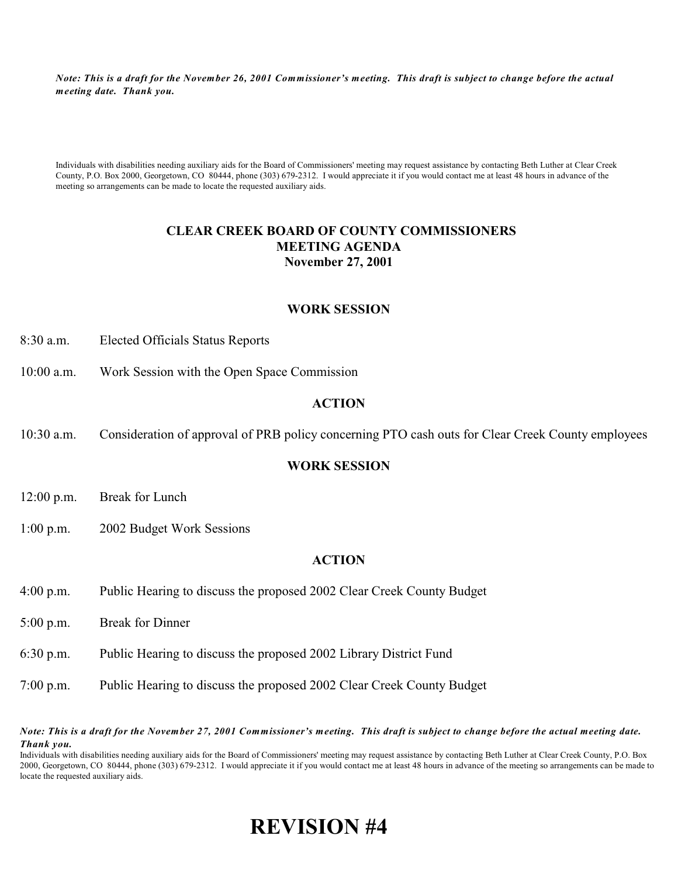*Note: This is a draft for the November 26, 2001 Commissioner's meeting. This draft is subject to change before the actual meeting date. Thank you.*

Individuals with disabilities needing auxiliary aids for the Board of Commissioners' meeting may request assistance by contacting Beth Luther at Clear Creek County, P.O. Box 2000, Georgetown, CO 80444, phone (303) 679-2312. I would appreciate it if you would contact me at least 48 hours in advance of the meeting so arrangements can be made to locate the requested auxiliary aids.

# CLEAR CREEK BOARD OF COUNTY COMMISSIONERS
# MEETING AGENDA
# November 27, 2001

## WORK SESSION

8:30 a.m. Elected Officials Status Reports

10:00 a.m. Work Session with the Open Space Commission

## ACTION

10:30 a.m. Consideration of approval of PRB policy concerning PTO cash outs for Clear Creek County employees

## WORK SESSION

12:00 p.m. Break for Lunch

1:00 p.m. 2002 Budget Work Sessions

## ACTION

4:00 p.m. Public Hearing to discuss the proposed 2002 Clear Creek County Budget

5:00 p.m. Break for Dinner

6:30 p.m. Public Hearing to discuss the proposed 2002 Library District Fund

7:00 p.m. Public Hearing to discuss the proposed 2002 Clear Creek County Budget

*Note: This is a draft for the November 27, 2001 Commissioner's meeting. This draft is subject to change before the actual meeting date. Thank you.*

Individuals with disabilities needing auxiliary aids for the Board of Commissioners' meeting may request assistance by contacting Beth Luther at Clear Creek County, P.O. Box 2000, Georgetown, CO 80444, phone (303) 679-2312. I would appreciate it if you would contact me at least 48 hours in advance of the meeting so arrangements can be made to locate the requested auxiliary aids.

# REVISION #4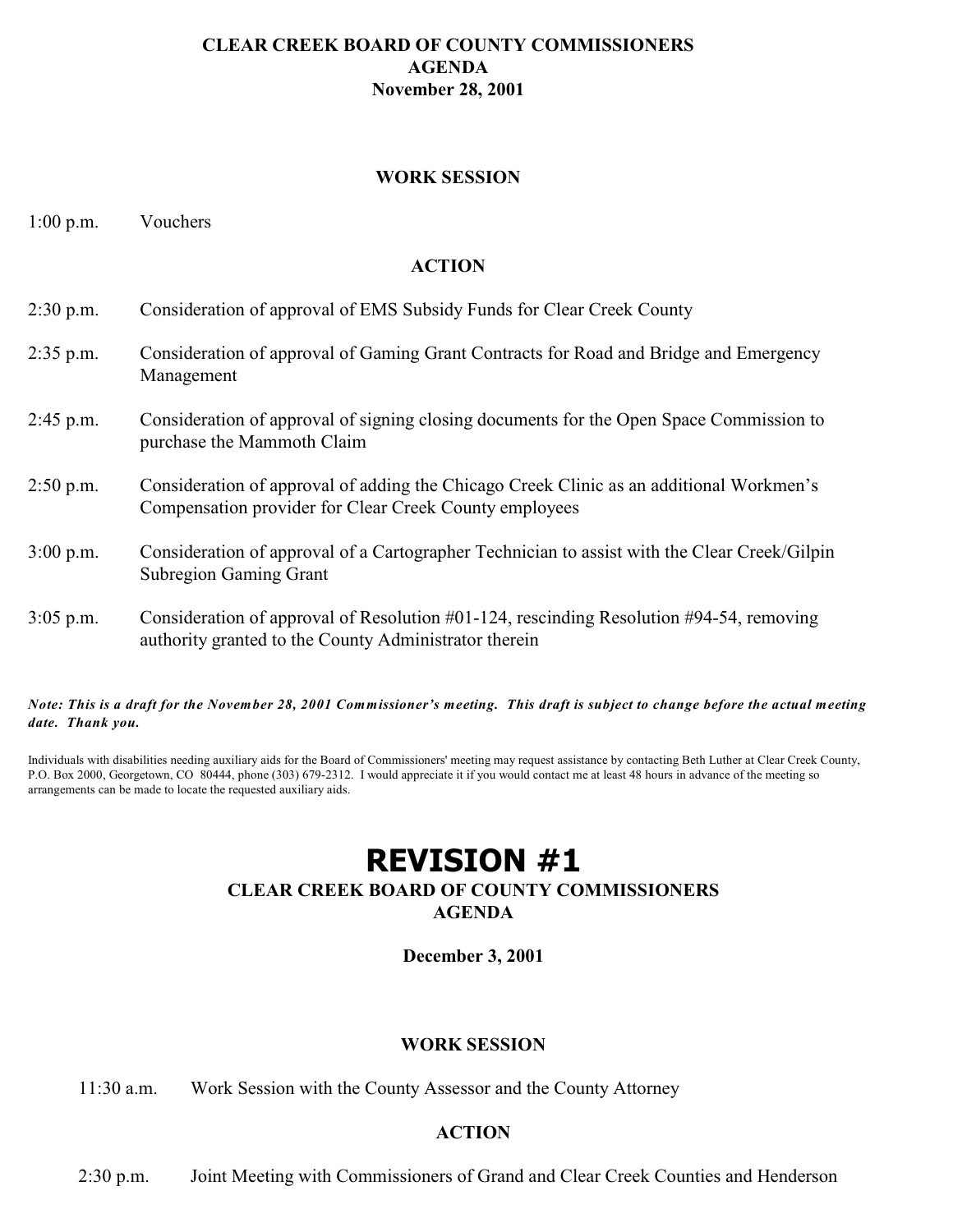**CLEAR CREEK BOARD OF COUNTY COMMISSIONERS**
**AGENDA**
**November 28, 2001**

**WORK SESSION**

1:00 p.m. Vouchers

**ACTION**

2:30 p.m. Consideration of approval of EMS Subsidy Funds for Clear Creek County

2:35 p.m. Consideration of approval of Gaming Grant Contracts for Road and Bridge and Emergency Management

2:45 p.m. Consideration of approval of signing closing documents for the Open Space Commission to purchase the Mammoth Claim

2:50 p.m. Consideration of approval of adding the Chicago Creek Clinic as an additional Workmen's Compensation provider for Clear Creek County employees

3:00 p.m. Consideration of approval of a Cartographer Technician to assist with the Clear Creek/Gilpin Subregion Gaming Grant

3:05 p.m. Consideration of approval of Resolution #01-124, rescinding Resolution #94-54, removing authority granted to the County Administrator therein

***Note: This is a draft for the November 28, 2001 Commissioner's meeting. This draft is subject to change before the actual meeting date. Thank you.***

Individuals with disabilities needing auxiliary aids for the Board of Commissioners' meeting may request assistance by contacting Beth Luther at Clear Creek County, P.O. Box 2000, Georgetown, CO 80444, phone (303) 679-2312. I would appreciate it if you would contact me at least 48 hours in advance of the meeting so arrangements can be made to locate the requested auxiliary aids.

# REVISION #1

**CLEAR CREEK BOARD OF COUNTY COMMISSIONERS**
**AGENDA**

**December 3, 2001**

**WORK SESSION**

11:30 a.m. Work Session with the County Assessor and the County Attorney

**ACTION**

2:30 p.m. Joint Meeting with Commissioners of Grand and Clear Creek Counties and Henderson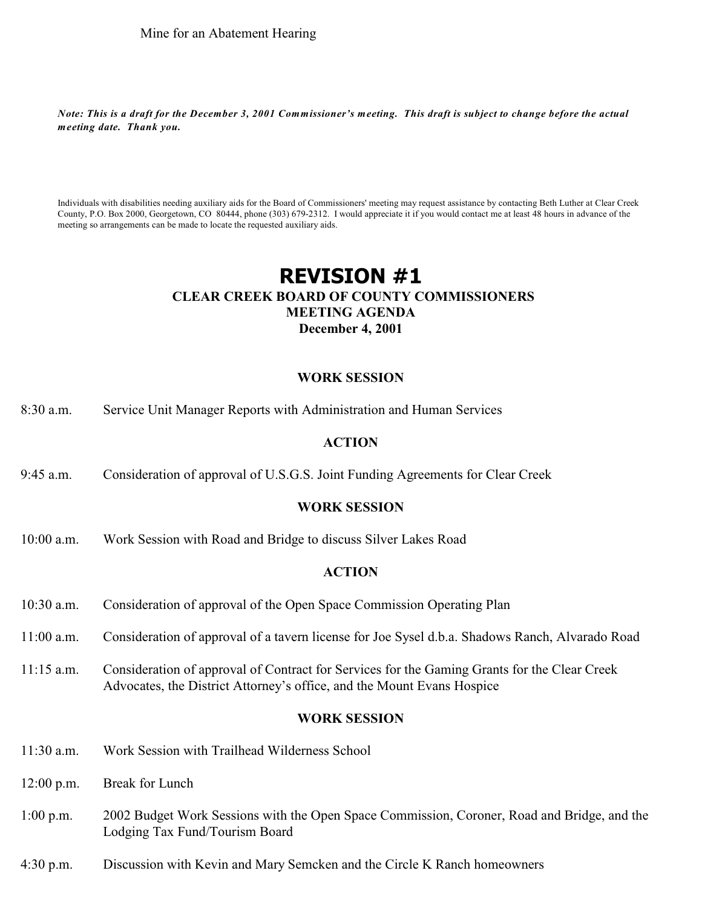Mine for an Abatement Hearing

***Note: This is a draft for the December 3, 2001 Commissioner's meeting. This draft is subject to change before the actual meeting date. Thank you.***

Individuals with disabilities needing auxiliary aids for the Board of Commissioners' meeting may request assistance by contacting Beth Luther at Clear Creek County, P.O. Box 2000, Georgetown, CO 80444, phone (303) 679-2312. I would appreciate it if you would contact me at least 48 hours in advance of the meeting so arrangements can be made to locate the requested auxiliary aids.

# REVISION #1

## CLEAR CREEK BOARD OF COUNTY COMMISSIONERS
## MEETING AGENDA
## December 4, 2001

### WORK SESSION

8:30 a.m. Service Unit Manager Reports with Administration and Human Services

### ACTION

9:45 a.m. Consideration of approval of U.S.G.S. Joint Funding Agreements for Clear Creek

### WORK SESSION

10:00 a.m. Work Session with Road and Bridge to discuss Silver Lakes Road

### ACTION

10:30 a.m. Consideration of approval of the Open Space Commission Operating Plan

11:00 a.m. Consideration of approval of a tavern license for Joe Sysel d.b.a. Shadows Ranch, Alvarado Road

11:15 a.m. Consideration of approval of Contract for Services for the Gaming Grants for the Clear Creek Advocates, the District Attorney's office, and the Mount Evans Hospice

### WORK SESSION

11:30 a.m. Work Session with Trailhead Wilderness School

12:00 p.m. Break for Lunch

1:00 p.m. 2002 Budget Work Sessions with the Open Space Commission, Coroner, Road and Bridge, and the Lodging Tax Fund/Tourism Board

4:30 p.m. Discussion with Kevin and Mary Semcken and the Circle K Ranch homeowners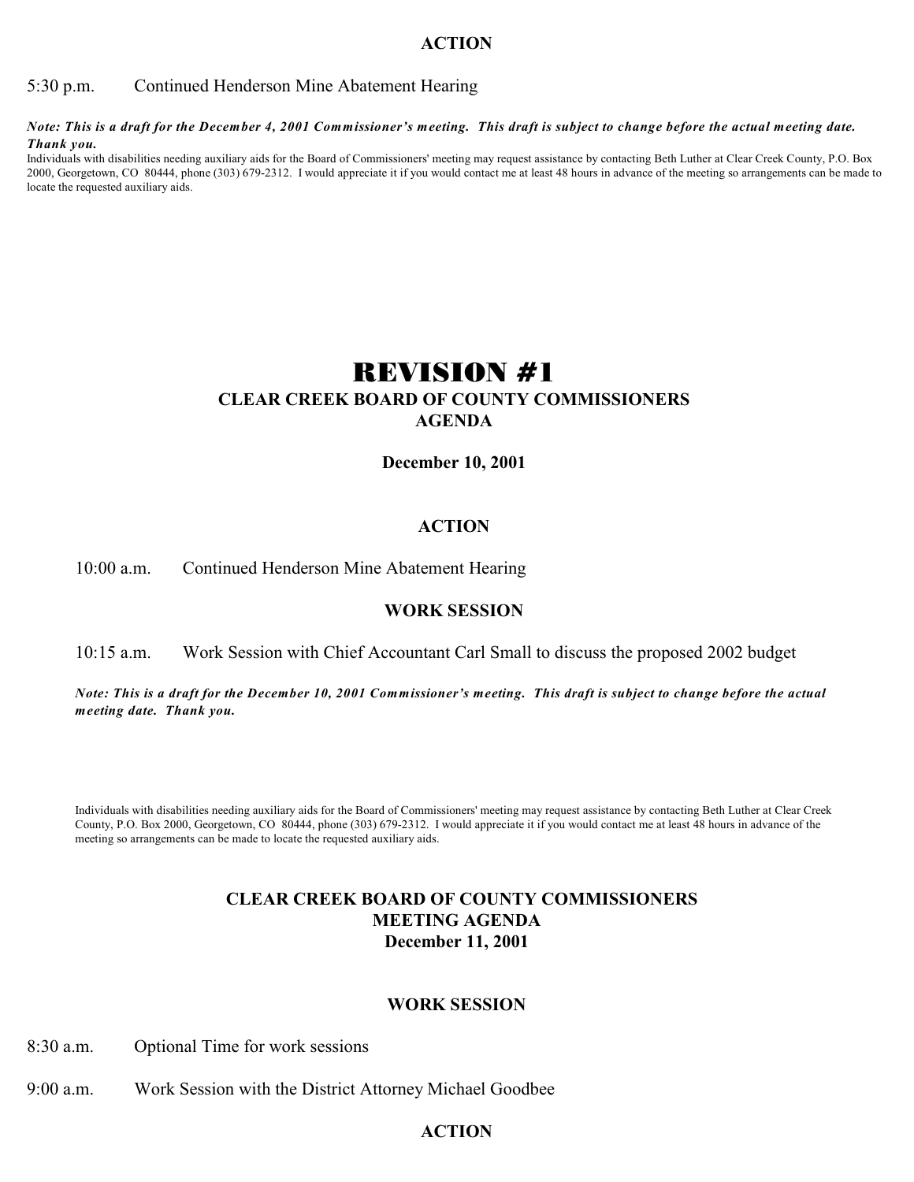### ACTION

5:30 p.m. Continued Henderson Mine Abatement Hearing

***Note: This is a draft for the December 4, 2001 Commissioner's meeting. This draft is subject to change before the actual meeting date. Thank you.***

Individuals with disabilities needing auxiliary aids for the Board of Commissioners' meeting may request assistance by contacting Beth Luther at Clear Creek County, P.O. Box 2000, Georgetown, CO 80444, phone (303) 679-2312. I would appreciate it if you would contact me at least 48 hours in advance of the meeting so arrangements can be made to locate the requested auxiliary aids.

# REVISION #1

## CLEAR CREEK BOARD OF COUNTY COMMISSIONERS AGENDA

**December 10, 2001**

### ACTION

10:00 a.m. Continued Henderson Mine Abatement Hearing

### WORK SESSION

10:15 a.m. Work Session with Chief Accountant Carl Small to discuss the proposed 2002 budget

***Note: This is a draft for the December 10, 2001 Commissioner's meeting. This draft is subject to change before the actual meeting date. Thank you.***

Individuals with disabilities needing auxiliary aids for the Board of Commissioners' meeting may request assistance by contacting Beth Luther at Clear Creek County, P.O. Box 2000, Georgetown, CO 80444, phone (303) 679-2312. I would appreciate it if you would contact me at least 48 hours in advance of the meeting so arrangements can be made to locate the requested auxiliary aids.

## CLEAR CREEK BOARD OF COUNTY COMMISSIONERS MEETING AGENDA December 11, 2001

### WORK SESSION

8:30 a.m. Optional Time for work sessions

9:00 a.m. Work Session with the District Attorney Michael Goodbee

### ACTION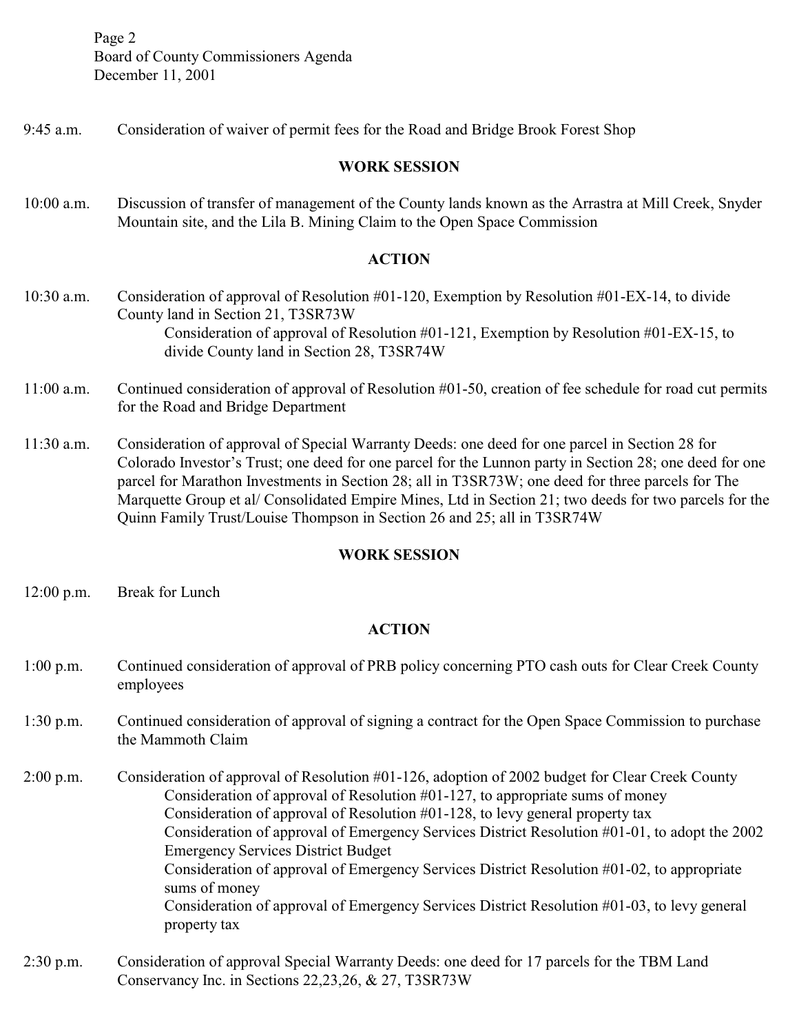9:45 a.m. Consideration of waiver of permit fees for the Road and Bridge Brook Forest Shop

**WORK SESSION**

10:00 a.m. Discussion of transfer of management of the County lands known as the Arrastra at Mill Creek, Snyder Mountain site, and the Lila B. Mining Claim to the Open Space Commission

**ACTION**

10:30 a.m. Consideration of approval of Resolution #01-120, Exemption by Resolution #01-EX-14, to divide County land in Section 21, T3SR73W
Consideration of approval of Resolution #01-121, Exemption by Resolution #01-EX-15, to divide County land in Section 28, T3SR74W

11:00 a.m. Continued consideration of approval of Resolution #01-50, creation of fee schedule for road cut permits for the Road and Bridge Department

11:30 a.m. Consideration of approval of Special Warranty Deeds: one deed for one parcel in Section 28 for Colorado Investor's Trust; one deed for one parcel for the Lunnon party in Section 28; one deed for one parcel for Marathon Investments in Section 28; all in T3SR73W; one deed for three parcels for The Marquette Group et al/ Consolidated Empire Mines, Ltd in Section 21; two deeds for two parcels for the Quinn Family Trust/Louise Thompson in Section 26 and 25; all in T3SR74W

**WORK SESSION**

12:00 p.m. Break for Lunch

**ACTION**

1:00 p.m. Continued consideration of approval of PRB policy concerning PTO cash outs for Clear Creek County employees

1:30 p.m. Continued consideration of approval of signing a contract for the Open Space Commission to purchase the Mammoth Claim

2:00 p.m. Consideration of approval of Resolution #01-126, adoption of 2002 budget for Clear Creek County
Consideration of approval of Resolution #01-127, to appropriate sums of money
Consideration of approval of Resolution #01-128, to levy general property tax
Consideration of approval of Emergency Services District Resolution #01-01, to adopt the 2002 Emergency Services District Budget
Consideration of approval of Emergency Services District Resolution #01-02, to appropriate sums of money
Consideration of approval of Emergency Services District Resolution #01-03, to levy general property tax

2:30 p.m. Consideration of approval Special Warranty Deeds: one deed for 17 parcels for the TBM Land Conservancy Inc. in Sections 22,23,26, & 27, T3SR73W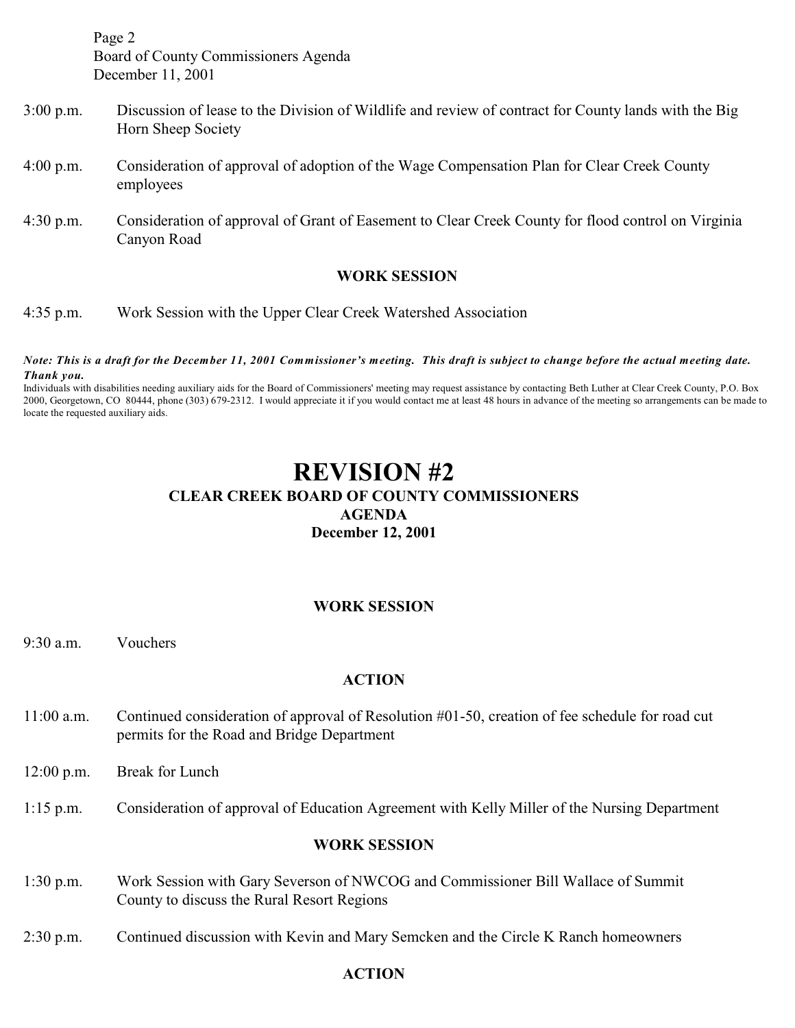Page 2
Board of County Commissioners Agenda
December 11, 2001

3:00 p.m. Discussion of lease to the Division of Wildlife and review of contract for County lands with the Big Horn Sheep Society

4:00 p.m. Consideration of approval of adoption of the Wage Compensation Plan for Clear Creek County employees

4:30 p.m. Consideration of approval of Grant of Easement to Clear Creek County for flood control on Virginia Canyon Road

**WORK SESSION**

4:35 p.m. Work Session with the Upper Clear Creek Watershed Association

***Note: This is a draft for the December 11, 2001 Commissioner's meeting. This draft is subject to change before the actual meeting date. Thank you.***

Individuals with disabilities needing auxiliary aids for the Board of Commissioners' meeting may request assistance by contacting Beth Luther at Clear Creek County, P.O. Box 2000, Georgetown, CO 80444, phone (303) 679-2312. I would appreciate it if you would contact me at least 48 hours in advance of the meeting so arrangements can be made to locate the requested auxiliary aids.

# REVISION #2

## CLEAR CREEK BOARD OF COUNTY COMMISSIONERS
## AGENDA
## December 12, 2001

**WORK SESSION**

9:30 a.m. Vouchers

**ACTION**

11:00 a.m. Continued consideration of approval of Resolution #01-50, creation of fee schedule for road cut permits for the Road and Bridge Department

12:00 p.m. Break for Lunch

1:15 p.m. Consideration of approval of Education Agreement with Kelly Miller of the Nursing Department

**WORK SESSION**

1:30 p.m. Work Session with Gary Severson of NWCOG and Commissioner Bill Wallace of Summit County to discuss the Rural Resort Regions

2:30 p.m. Continued discussion with Kevin and Mary Semcken and the Circle K Ranch homeowners

**ACTION**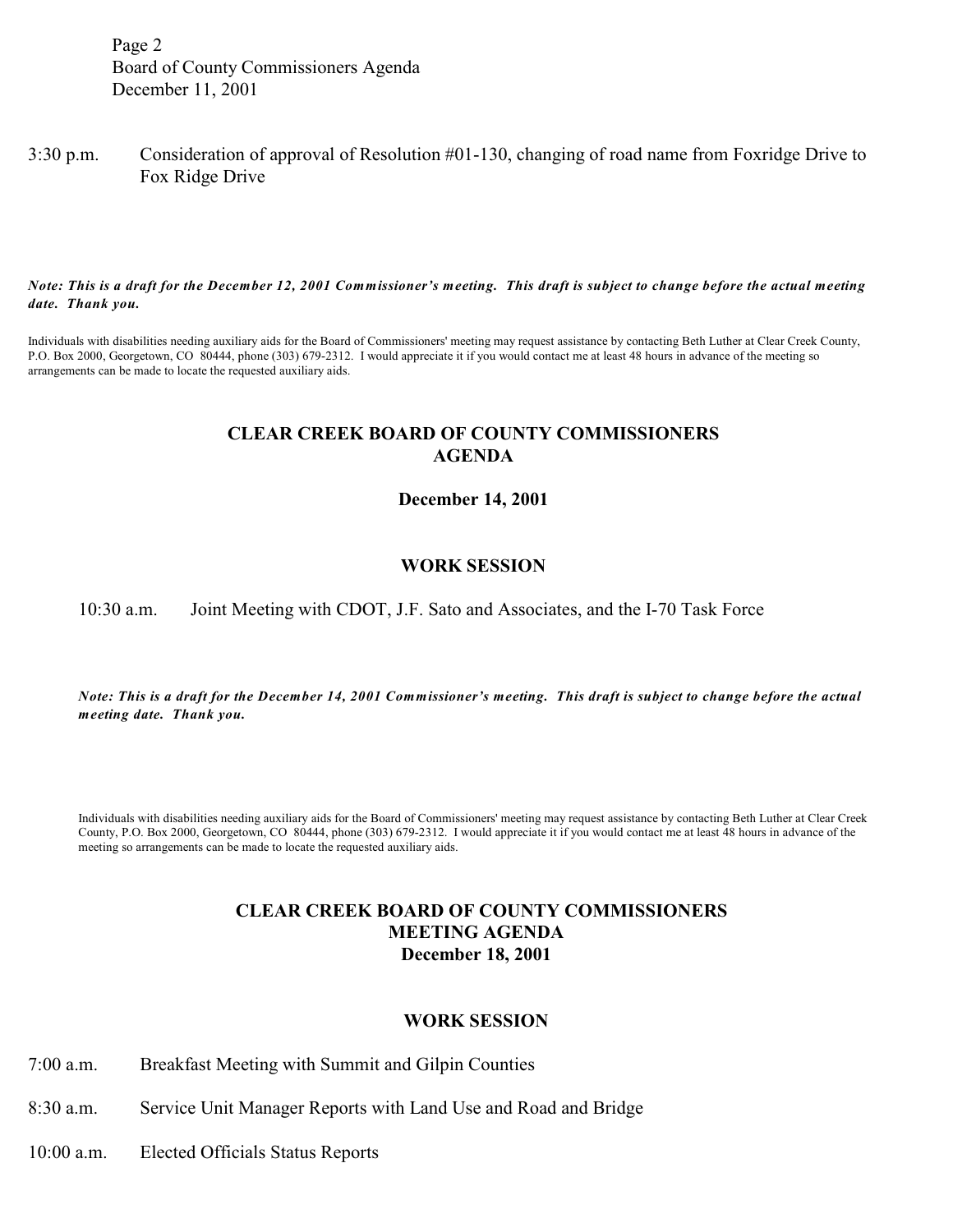Page 2
Board of County Commissioners Agenda
December 11, 2001

3:30 p.m. Consideration of approval of Resolution #01-130, changing of road name from Foxridge Drive to Fox Ridge Drive

***Note: This is a draft for the December 12, 2001 Commissioner's meeting. This draft is subject to change before the actual meeting date. Thank you.***

Individuals with disabilities needing auxiliary aids for the Board of Commissioners' meeting may request assistance by contacting Beth Luther at Clear Creek County, P.O. Box 2000, Georgetown, CO 80444, phone (303) 679-2312. I would appreciate it if you would contact me at least 48 hours in advance of the meeting so arrangements can be made to locate the requested auxiliary aids.

## CLEAR CREEK BOARD OF COUNTY COMMISSIONERS AGENDA

**December 14, 2001**

### WORK SESSION

10:30 a.m. Joint Meeting with CDOT, J.F. Sato and Associates, and the I-70 Task Force

***Note: This is a draft for the December 14, 2001 Commissioner's meeting. This draft is subject to change before the actual meeting date. Thank you.***

Individuals with disabilities needing auxiliary aids for the Board of Commissioners' meeting may request assistance by contacting Beth Luther at Clear Creek County, P.O. Box 2000, Georgetown, CO 80444, phone (303) 679-2312. I would appreciate it if you would contact me at least 48 hours in advance of the meeting so arrangements can be made to locate the requested auxiliary aids.

## CLEAR CREEK BOARD OF COUNTY COMMISSIONERS MEETING AGENDA

**December 18, 2001**

### WORK SESSION

7:00 a.m. Breakfast Meeting with Summit and Gilpin Counties

8:30 a.m. Service Unit Manager Reports with Land Use and Road and Bridge

10:00 a.m. Elected Officials Status Reports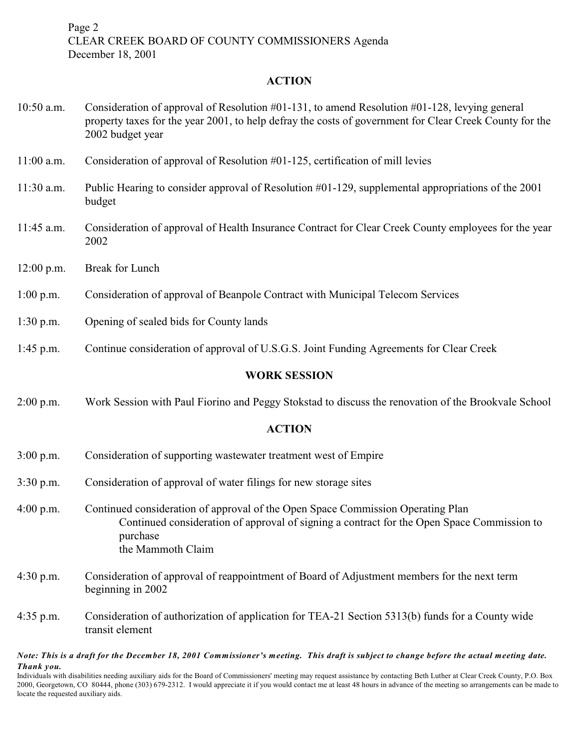Page 2
CLEAR CREEK BOARD OF COUNTY COMMISSIONERS Agenda
December 18, 2001

## ACTION

| | |
|---|---|
| 10:50 a.m. | Consideration of approval of Resolution #01-131, to amend Resolution #01-128, levying general property taxes for the year 2001, to help defray the costs of government for Clear Creek County for the 2002 budget year |
| 11:00 a.m. | Consideration of approval of Resolution #01-125, certification of mill levies |
| 11:30 a.m. | Public Hearing to consider approval of Resolution #01-129, supplemental appropriations of the 2001 budget |
| 11:45 a.m. | Consideration of approval of Health Insurance Contract for Clear Creek County employees for the year 2002 |
| 12:00 p.m. | Break for Lunch |
| 1:00 p.m. | Consideration of approval of Beanpole Contract with Municipal Telecom Services |
| 1:30 p.m. | Opening of sealed bids for County lands |
| 1:45 p.m. | Continue consideration of approval of U.S.G.S. Joint Funding Agreements for Clear Creek |

## WORK SESSION

| | |
|---|---|
| 2:00 p.m. | Work Session with Paul Fiorino and Peggy Stokstad to discuss the renovation of the Brookvale School |

## ACTION

| | |
|---|---|
| 3:00 p.m. | Consideration of supporting wastewater treatment west of Empire |
| 3:30 p.m. | Consideration of approval of water filings for new storage sites |
| 4:00 p.m. | Continued consideration of approval of the Open Space Commission Operating Plan<br>Continued consideration of approval of signing a contract for the Open Space Commission to purchase the Mammoth Claim |
| 4:30 p.m. | Consideration of approval of reappointment of Board of Adjustment members for the next term beginning in 2002 |
| 4:35 p.m. | Consideration of authorization of application for TEA-21 Section 5313(b) funds for a County wide transit element |

***Note: This is a draft for the December 18, 2001 Commissioner's meeting. This draft is subject to change before the actual meeting date. Thank you.***

Individuals with disabilities needing auxiliary aids for the Board of Commissioners' meeting may request assistance by contacting Beth Luther at Clear Creek County, P.O. Box 2000, Georgetown, CO 80444, phone (303) 679-2312. I would appreciate it if you would contact me at least 48 hours in advance of the meeting so arrangements can be made to locate the requested auxiliary aids.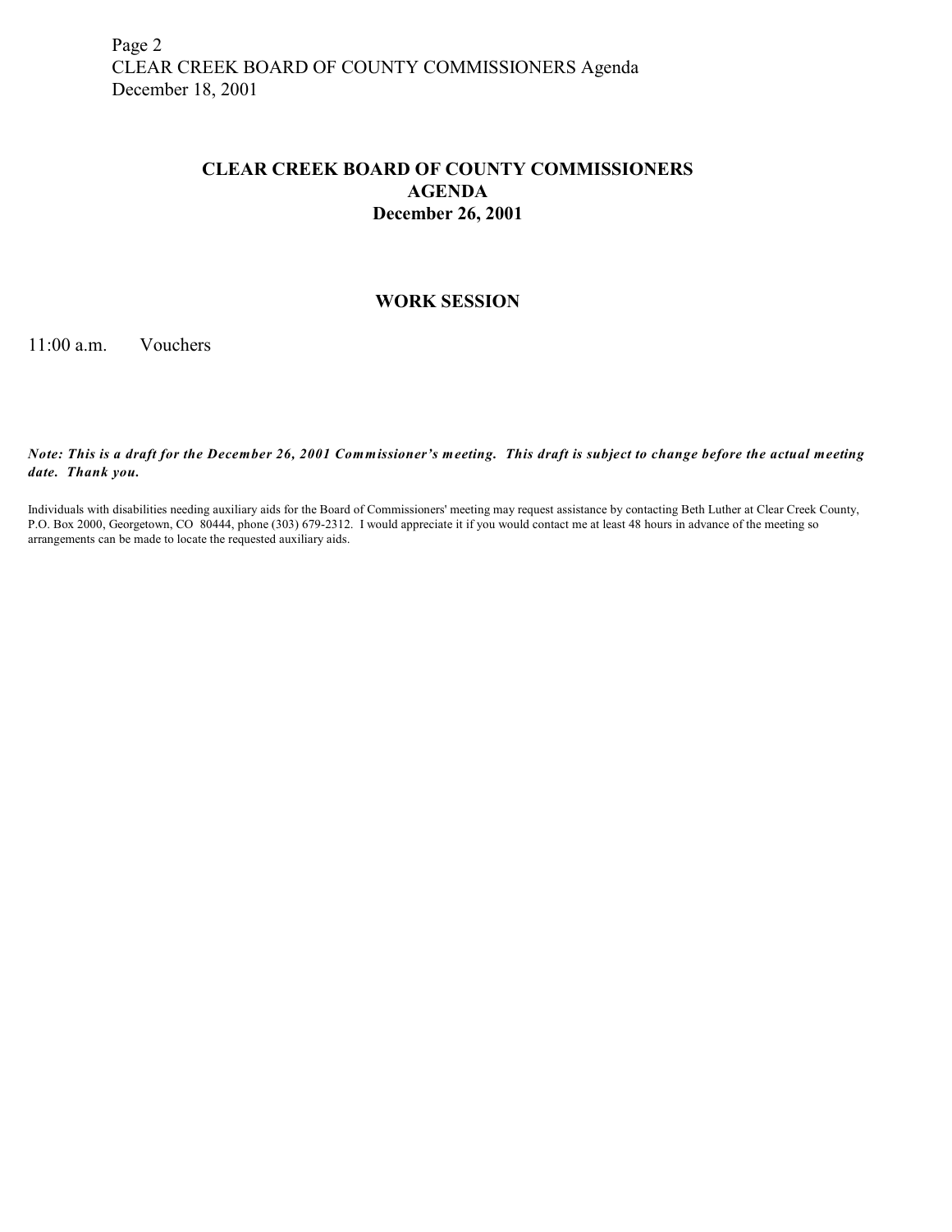# CLEAR CREEK BOARD OF COUNTY COMMISSIONERS
## AGENDA
## December 26, 2001

### WORK SESSION

11:00 a.m. Vouchers

***Note: This is a draft for the December 26, 2001 Commissioner's meeting. This draft is subject to change before the actual meeting date. Thank you.***

Individuals with disabilities needing auxiliary aids for the Board of Commissioners' meeting may request assistance by contacting Beth Luther at Clear Creek County, P.O. Box 2000, Georgetown, CO 80444, phone (303) 679-2312. I would appreciate it if you would contact me at least 48 hours in advance of the meeting so arrangements can be made to locate the requested auxiliary aids.